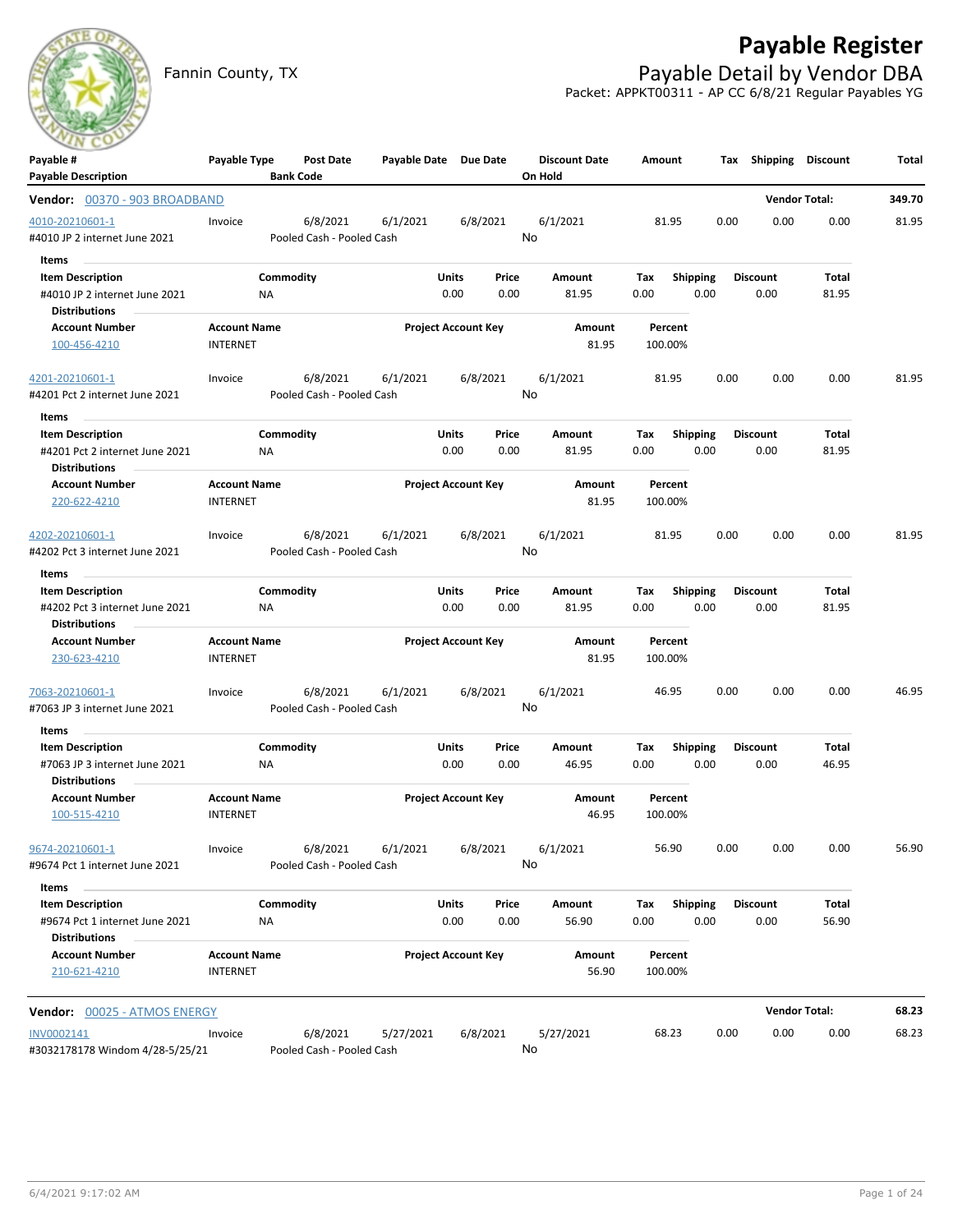# Payable Register

## Payable Detail by Vendor DBA

Fannin County, TX

Packet: APPKT00311 - AP CC 6/8/21 Regular Payables YG

| Payable # / Payable Description | Payable Type | Post Date / Bank Code | Payable Date | Due Date | Discount Date / On Hold | Amount | Tax | Shipping | Discount | Total |
|---|---|---|---|---|---|---|---|---|---|---|

**Vendor:** 00370 - 903 BROADBAND — **Vendor Total:** 349.70

| Payable # | Payable Type | Post Date | Payable Date | Due Date | Discount Date | Amount | Tax | Shipping | Discount | Total |
|---|---|---|---|---|---|---|---|---|---|---|
| 4010-20210601-1 | Invoice | 6/8/2021 | 6/1/2021 | 6/8/2021 | 6/1/2021 | 81.95 | 0.00 | 0.00 | 0.00 | 81.95 |
| #4010 JP 2 internet June 2021 | | Pooled Cash - Pooled Cash | | | No | | | | | |

Items

| Item Description | Commodity | Units | Price | Amount | Tax | Shipping | Discount | Total |
|---|---|---|---|---|---|---|---|---|
| #4010 JP 2 internet June 2021 | NA | 0.00 | 0.00 | 81.95 | 0.00 | 0.00 | 0.00 | 81.95 |

Distributions

| Account Number | Account Name | Project Account Key | Amount | Percent |
|---|---|---|---|---|
| 100-456-4210 | INTERNET | | 81.95 | 100.00% |

| Payable # | Payable Type | Post Date | Payable Date | Due Date | Discount Date | Amount | Tax | Shipping | Discount | Total |
|---|---|---|---|---|---|---|---|---|---|---|
| 4201-20210601-1 | Invoice | 6/8/2021 | 6/1/2021 | 6/8/2021 | 6/1/2021 | 81.95 | 0.00 | 0.00 | 0.00 | 81.95 |
| #4201 Pct 2 internet June 2021 | | Pooled Cash - Pooled Cash | | | No | | | | | |

Items

| Item Description | Commodity | Units | Price | Amount | Tax | Shipping | Discount | Total |
|---|---|---|---|---|---|---|---|---|
| #4201 Pct 2 internet June 2021 | NA | 0.00 | 0.00 | 81.95 | 0.00 | 0.00 | 0.00 | 81.95 |

Distributions

| Account Number | Account Name | Project Account Key | Amount | Percent |
|---|---|---|---|---|
| 220-622-4210 | INTERNET | | 81.95 | 100.00% |

| Payable # | Payable Type | Post Date | Payable Date | Due Date | Discount Date | Amount | Tax | Shipping | Discount | Total |
|---|---|---|---|---|---|---|---|---|---|---|
| 4202-20210601-1 | Invoice | 6/8/2021 | 6/1/2021 | 6/8/2021 | 6/1/2021 | 81.95 | 0.00 | 0.00 | 0.00 | 81.95 |
| #4202 Pct 3 internet June 2021 | | Pooled Cash - Pooled Cash | | | No | | | | | |

Items

| Item Description | Commodity | Units | Price | Amount | Tax | Shipping | Discount | Total |
|---|---|---|---|---|---|---|---|---|
| #4202 Pct 3 internet June 2021 | NA | 0.00 | 0.00 | 81.95 | 0.00 | 0.00 | 0.00 | 81.95 |

Distributions

| Account Number | Account Name | Project Account Key | Amount | Percent |
|---|---|---|---|---|
| 230-623-4210 | INTERNET | | 81.95 | 100.00% |

| Payable # | Payable Type | Post Date | Payable Date | Due Date | Discount Date | Amount | Tax | Shipping | Discount | Total |
|---|---|---|---|---|---|---|---|---|---|---|
| 7063-20210601-1 | Invoice | 6/8/2021 | 6/1/2021 | 6/8/2021 | 6/1/2021 | 46.95 | 0.00 | 0.00 | 0.00 | 46.95 |
| #7063 JP 3 internet June 2021 | | Pooled Cash - Pooled Cash | | | No | | | | | |

Items

| Item Description | Commodity | Units | Price | Amount | Tax | Shipping | Discount | Total |
|---|---|---|---|---|---|---|---|---|
| #7063 JP 3 internet June 2021 | NA | 0.00 | 0.00 | 46.95 | 0.00 | 0.00 | 0.00 | 46.95 |

Distributions

| Account Number | Account Name | Project Account Key | Amount | Percent |
|---|---|---|---|---|
| 100-515-4210 | INTERNET | | 46.95 | 100.00% |

| Payable # | Payable Type | Post Date | Payable Date | Due Date | Discount Date | Amount | Tax | Shipping | Discount | Total |
|---|---|---|---|---|---|---|---|---|---|---|
| 9674-20210601-1 | Invoice | 6/8/2021 | 6/1/2021 | 6/8/2021 | 6/1/2021 | 56.90 | 0.00 | 0.00 | 0.00 | 56.90 |
| #9674 Pct 1 internet June 2021 | | Pooled Cash - Pooled Cash | | | No | | | | | |

Items

| Item Description | Commodity | Units | Price | Amount | Tax | Shipping | Discount | Total |
|---|---|---|---|---|---|---|---|---|
| #9674 Pct 1 internet June 2021 | NA | 0.00 | 0.00 | 56.90 | 0.00 | 0.00 | 0.00 | 56.90 |

Distributions

| Account Number | Account Name | Project Account Key | Amount | Percent |
|---|---|---|---|---|
| 210-621-4210 | INTERNET | | 56.90 | 100.00% |

**Vendor:** 00025 - ATMOS ENERGY — **Vendor Total:** 68.23

| Payable # | Payable Type | Post Date | Payable Date | Due Date | Discount Date | Amount | Tax | Shipping | Discount | Total |
|---|---|---|---|---|---|---|---|---|---|---|
| INV0002141 | Invoice | 6/8/2021 | 5/27/2021 | 6/8/2021 | 5/27/2021 | 68.23 | 0.00 | 0.00 | 0.00 | 68.23 |
| #3032178178 Windom 4/28-5/25/21 | | Pooled Cash - Pooled Cash | | | No | | | | | |

6/4/2021 9:17:02 AM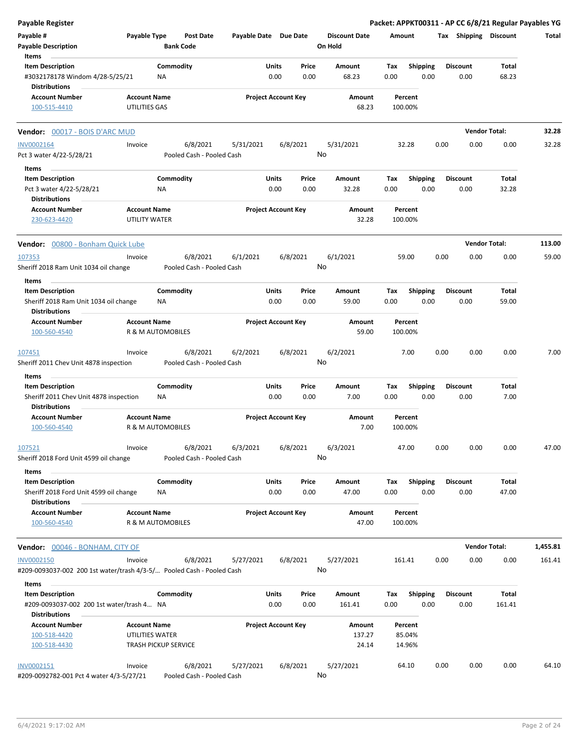**Payable Register** — Packet: APPKT00311 - AP CC 6/8/21 Regular Payables YG

| Payable # | Payable Type | Post Date | Payable Date | Due Date | Discount Date | Amount | Tax | Shipping | Discount | Total |
|---|---|---|---|---|---|---|---|---|---|---|
| Payable Description | | Bank Code | | | On Hold | | | | | |

**Items**

| Item Description | Commodity | Units | Price | Amount | Tax | Shipping | Discount | Total |
|---|---|---|---|---|---|---|---|---|
| #3032178178 Windom 4/28-5/25/21 | NA | 0.00 | 0.00 | 68.23 | 0.00 | 0.00 | 0.00 | 68.23 |

**Distributions**

| Account Number | Account Name | Project Account Key | Amount | Percent |
|---|---|---|---|---|
| 100-515-4410 | UTILITIES GAS | | 68.23 | 100.00% |

---

**Vendor: 00017 - BOIS D'ARC MUD** — Vendor Total: 32.28

| Payable # | Payable Type | Post Date | Payable Date | Due Date | Discount Date | Amount | Tax | Shipping | Discount | Total |
|---|---|---|---|---|---|---|---|---|---|---|
| INV0002164 | Invoice | 6/8/2021 | 5/31/2021 | 6/8/2021 | 5/31/2021 | 32.28 | 0.00 | 0.00 | 0.00 | 32.28 |

Pct 3 water 4/22-5/28/21 — Pooled Cash - Pooled Cash — On Hold: No

**Items**

| Item Description | Commodity | Units | Price | Amount | Tax | Shipping | Discount | Total |
|---|---|---|---|---|---|---|---|---|
| Pct 3 water 4/22-5/28/21 | NA | 0.00 | 0.00 | 32.28 | 0.00 | 0.00 | 0.00 | 32.28 |

**Distributions**

| Account Number | Account Name | Project Account Key | Amount | Percent |
|---|---|---|---|---|
| 230-623-4420 | UTILITY WATER | | 32.28 | 100.00% |

---

**Vendor: 00800 - Bonham Quick Lube** — Vendor Total: 113.00

| Payable # | Payable Type | Post Date | Payable Date | Due Date | Discount Date | Amount | Tax | Shipping | Discount | Total |
|---|---|---|---|---|---|---|---|---|---|---|
| 107353 | Invoice | 6/8/2021 | 6/1/2021 | 6/8/2021 | 6/1/2021 | 59.00 | 0.00 | 0.00 | 0.00 | 59.00 |

Sheriff 2018 Ram Unit 1034 oil change — Pooled Cash - Pooled Cash — On Hold: No

**Items**

| Item Description | Commodity | Units | Price | Amount | Tax | Shipping | Discount | Total |
|---|---|---|---|---|---|---|---|---|
| Sheriff 2018 Ram Unit 1034 oil change | NA | 0.00 | 0.00 | 59.00 | 0.00 | 0.00 | 0.00 | 59.00 |

**Distributions**

| Account Number | Account Name | Project Account Key | Amount | Percent |
|---|---|---|---|---|
| 100-560-4540 | R & M AUTOMOBILES | | 59.00 | 100.00% |

| Payable # | Payable Type | Post Date | Payable Date | Due Date | Discount Date | Amount | Tax | Shipping | Discount | Total |
|---|---|---|---|---|---|---|---|---|---|---|
| 107451 | Invoice | 6/8/2021 | 6/2/2021 | 6/8/2021 | 6/2/2021 | 7.00 | 0.00 | 0.00 | 0.00 | 7.00 |

Sheriff 2011 Chev Unit 4878 inspection — Pooled Cash - Pooled Cash — On Hold: No

**Items**

| Item Description | Commodity | Units | Price | Amount | Tax | Shipping | Discount | Total |
|---|---|---|---|---|---|---|---|---|
| Sheriff 2011 Chev Unit 4878 inspection | NA | 0.00 | 0.00 | 7.00 | 0.00 | 0.00 | 0.00 | 7.00 |

**Distributions**

| Account Number | Account Name | Project Account Key | Amount | Percent |
|---|---|---|---|---|
| 100-560-4540 | R & M AUTOMOBILES | | 7.00 | 100.00% |

| Payable # | Payable Type | Post Date | Payable Date | Due Date | Discount Date | Amount | Tax | Shipping | Discount | Total |
|---|---|---|---|---|---|---|---|---|---|---|
| 107521 | Invoice | 6/8/2021 | 6/3/2021 | 6/8/2021 | 6/3/2021 | 47.00 | 0.00 | 0.00 | 0.00 | 47.00 |

Sheriff 2018 Ford Unit 4599 oil change — Pooled Cash - Pooled Cash — On Hold: No

**Items**

| Item Description | Commodity | Units | Price | Amount | Tax | Shipping | Discount | Total |
|---|---|---|---|---|---|---|---|---|
| Sheriff 2018 Ford Unit 4599 oil change | NA | 0.00 | 0.00 | 47.00 | 0.00 | 0.00 | 0.00 | 47.00 |

**Distributions**

| Account Number | Account Name | Project Account Key | Amount | Percent |
|---|---|---|---|---|
| 100-560-4540 | R & M AUTOMOBILES | | 47.00 | 100.00% |

---

**Vendor: 00046 - BONHAM, CITY OF** — Vendor Total: 1,455.81

| Payable # | Payable Type | Post Date | Payable Date | Due Date | Discount Date | Amount | Tax | Shipping | Discount | Total |
|---|---|---|---|---|---|---|---|---|---|---|
| INV0002150 | Invoice | 6/8/2021 | 5/27/2021 | 6/8/2021 | 5/27/2021 | 161.41 | 0.00 | 0.00 | 0.00 | 161.41 |

#209-0093037-002 200 1st water/trash 4/3-5/... — Pooled Cash - Pooled Cash — On Hold: No

**Items**

| Item Description | Commodity | Units | Price | Amount | Tax | Shipping | Discount | Total |
|---|---|---|---|---|---|---|---|---|
| #209-0093037-002 200 1st water/trash 4... | NA | 0.00 | 0.00 | 161.41 | 0.00 | 0.00 | 0.00 | 161.41 |

**Distributions**

| Account Number | Account Name | Project Account Key | Amount | Percent |
|---|---|---|---|---|
| 100-518-4420 | UTILITIES WATER | | 137.27 | 85.04% |
| 100-518-4430 | TRASH PICKUP SERVICE | | 24.14 | 14.96% |

| Payable # | Payable Type | Post Date | Payable Date | Due Date | Discount Date | Amount | Tax | Shipping | Discount | Total |
|---|---|---|---|---|---|---|---|---|---|---|
| INV0002151 | Invoice | 6/8/2021 | 5/27/2021 | 6/8/2021 | 5/27/2021 | 64.10 | 0.00 | 0.00 | 0.00 | 64.10 |

#209-0092782-001 Pct 4 water 4/3-5/27/21 — Pooled Cash - Pooled Cash — On Hold: No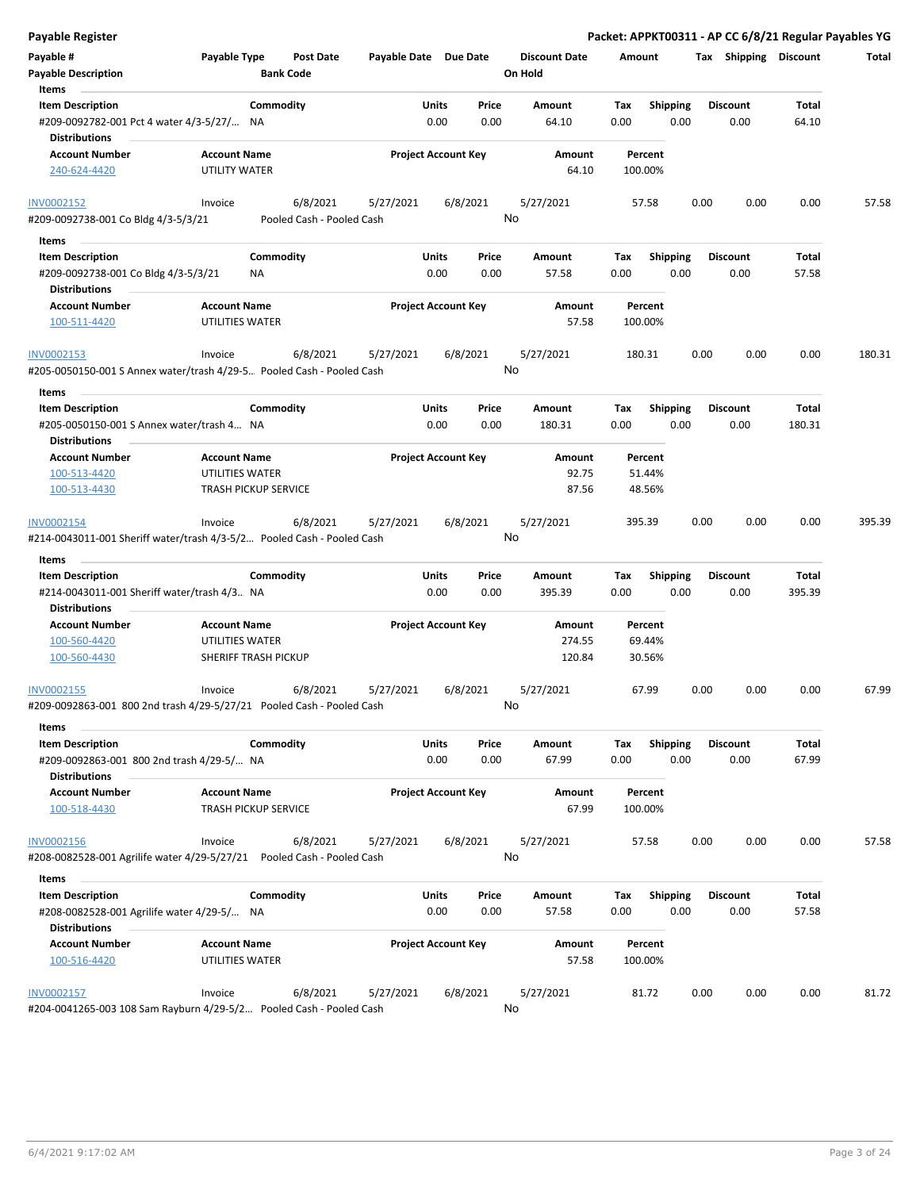**Payable Register** — Packet: APPKT00311 - AP CC 6/8/21 Regular Payables YG

| Payable # | Payable Type | Post Date | Payable Date | Due Date | Discount Date | Amount | Tax | Shipping | Discount | Total |
|---|---|---|---|---|---|---|---|---|---|---|
| Payable Description | | Bank Code | | | On Hold | | | | | |

**Items**

| Item Description | Commodity | Units | Price | Amount | Tax | Shipping | Discount | Total |
|---|---|---|---|---|---|---|---|---|
| #209-0092782-001 Pct 4 water 4/3-5/27/... | NA | 0.00 | 0.00 | 64.10 | 0.00 | 0.00 | 0.00 | 64.10 |

**Distributions**

| Account Number | Account Name | Project Account Key | Amount | Percent |
|---|---|---|---|---|
| 240-624-4420 | UTILITY WATER | | 64.10 | 100.00% |

| Payable # | Payable Type | Post Date | Payable Date | Due Date | Discount Date | Amount | Tax | Shipping | Discount | Total |
|---|---|---|---|---|---|---|---|---|---|---|
| INV0002152 | Invoice | 6/8/2021 | 5/27/2021 | 6/8/2021 | 5/27/2021 | 57.58 | 0.00 | 0.00 | 0.00 | 57.58 |
| #209-0092738-001 Co Bldg 4/3-5/3/21 | | Pooled Cash - Pooled Cash | | | No | | | | | |

**Items**

| Item Description | Commodity | Units | Price | Amount | Tax | Shipping | Discount | Total |
|---|---|---|---|---|---|---|---|---|
| #209-0092738-001 Co Bldg 4/3-5/3/21 | NA | 0.00 | 0.00 | 57.58 | 0.00 | 0.00 | 0.00 | 57.58 |

**Distributions**

| Account Number | Account Name | Project Account Key | Amount | Percent |
|---|---|---|---|---|
| 100-511-4420 | UTILITIES WATER | | 57.58 | 100.00% |

| Payable # | Payable Type | Post Date | Payable Date | Due Date | Discount Date | Amount | Tax | Shipping | Discount | Total |
|---|---|---|---|---|---|---|---|---|---|---|
| INV0002153 | Invoice | 6/8/2021 | 5/27/2021 | 6/8/2021 | 5/27/2021 | 180.31 | 0.00 | 0.00 | 0.00 | 180.31 |
| #205-0050150-001 S Annex water/trash 4/29-5... | | Pooled Cash - Pooled Cash | | | No | | | | | |

**Items**

| Item Description | Commodity | Units | Price | Amount | Tax | Shipping | Discount | Total |
|---|---|---|---|---|---|---|---|---|
| #205-0050150-001 S Annex water/trash 4... | NA | 0.00 | 0.00 | 180.31 | 0.00 | 0.00 | 0.00 | 180.31 |

**Distributions**

| Account Number | Account Name | Project Account Key | Amount | Percent |
|---|---|---|---|---|
| 100-513-4420 | UTILITIES WATER | | 92.75 | 51.44% |
| 100-513-4430 | TRASH PICKUP SERVICE | | 87.56 | 48.56% |

| Payable # | Payable Type | Post Date | Payable Date | Due Date | Discount Date | Amount | Tax | Shipping | Discount | Total |
|---|---|---|---|---|---|---|---|---|---|---|
| INV0002154 | Invoice | 6/8/2021 | 5/27/2021 | 6/8/2021 | 5/27/2021 | 395.39 | 0.00 | 0.00 | 0.00 | 395.39 |
| #214-0043011-001 Sheriff water/trash 4/3-5/2... | | Pooled Cash - Pooled Cash | | | No | | | | | |

**Items**

| Item Description | Commodity | Units | Price | Amount | Tax | Shipping | Discount | Total |
|---|---|---|---|---|---|---|---|---|
| #214-0043011-001 Sheriff water/trash 4/3... | NA | 0.00 | 0.00 | 395.39 | 0.00 | 0.00 | 0.00 | 395.39 |

**Distributions**

| Account Number | Account Name | Project Account Key | Amount | Percent |
|---|---|---|---|---|
| 100-560-4420 | UTILITIES WATER | | 274.55 | 69.44% |
| 100-560-4430 | SHERIFF TRASH PICKUP | | 120.84 | 30.56% |

| Payable # | Payable Type | Post Date | Payable Date | Due Date | Discount Date | Amount | Tax | Shipping | Discount | Total |
|---|---|---|---|---|---|---|---|---|---|---|
| INV0002155 | Invoice | 6/8/2021 | 5/27/2021 | 6/8/2021 | 5/27/2021 | 67.99 | 0.00 | 0.00 | 0.00 | 67.99 |
| #209-0092863-001 800 2nd trash 4/29-5/27/21 | | Pooled Cash - Pooled Cash | | | No | | | | | |

**Items**

| Item Description | Commodity | Units | Price | Amount | Tax | Shipping | Discount | Total |
|---|---|---|---|---|---|---|---|---|
| #209-0092863-001 800 2nd trash 4/29-5/... | NA | 0.00 | 0.00 | 67.99 | 0.00 | 0.00 | 0.00 | 67.99 |

**Distributions**

| Account Number | Account Name | Project Account Key | Amount | Percent |
|---|---|---|---|---|
| 100-518-4430 | TRASH PICKUP SERVICE | | 67.99 | 100.00% |

| Payable # | Payable Type | Post Date | Payable Date | Due Date | Discount Date | Amount | Tax | Shipping | Discount | Total |
|---|---|---|---|---|---|---|---|---|---|---|
| INV0002156 | Invoice | 6/8/2021 | 5/27/2021 | 6/8/2021 | 5/27/2021 | 57.58 | 0.00 | 0.00 | 0.00 | 57.58 |
| #208-0082528-001 Agrilife water 4/29-5/27/21 | | Pooled Cash - Pooled Cash | | | No | | | | | |

**Items**

| Item Description | Commodity | Units | Price | Amount | Tax | Shipping | Discount | Total |
|---|---|---|---|---|---|---|---|---|
| #208-0082528-001 Agrilife water 4/29-5/... | NA | 0.00 | 0.00 | 57.58 | 0.00 | 0.00 | 0.00 | 57.58 |

**Distributions**

| Account Number | Account Name | Project Account Key | Amount | Percent |
|---|---|---|---|---|
| 100-516-4420 | UTILITIES WATER | | 57.58 | 100.00% |

| Payable # | Payable Type | Post Date | Payable Date | Due Date | Discount Date | Amount | Tax | Shipping | Discount | Total |
|---|---|---|---|---|---|---|---|---|---|---|
| INV0002157 | Invoice | 6/8/2021 | 5/27/2021 | 6/8/2021 | 5/27/2021 | 81.72 | 0.00 | 0.00 | 0.00 | 81.72 |
| #204-0041265-003 108 Sam Rayburn 4/29-5/2... | | Pooled Cash - Pooled Cash | | | No | | | | | |

6/4/2021 9:17:02 AM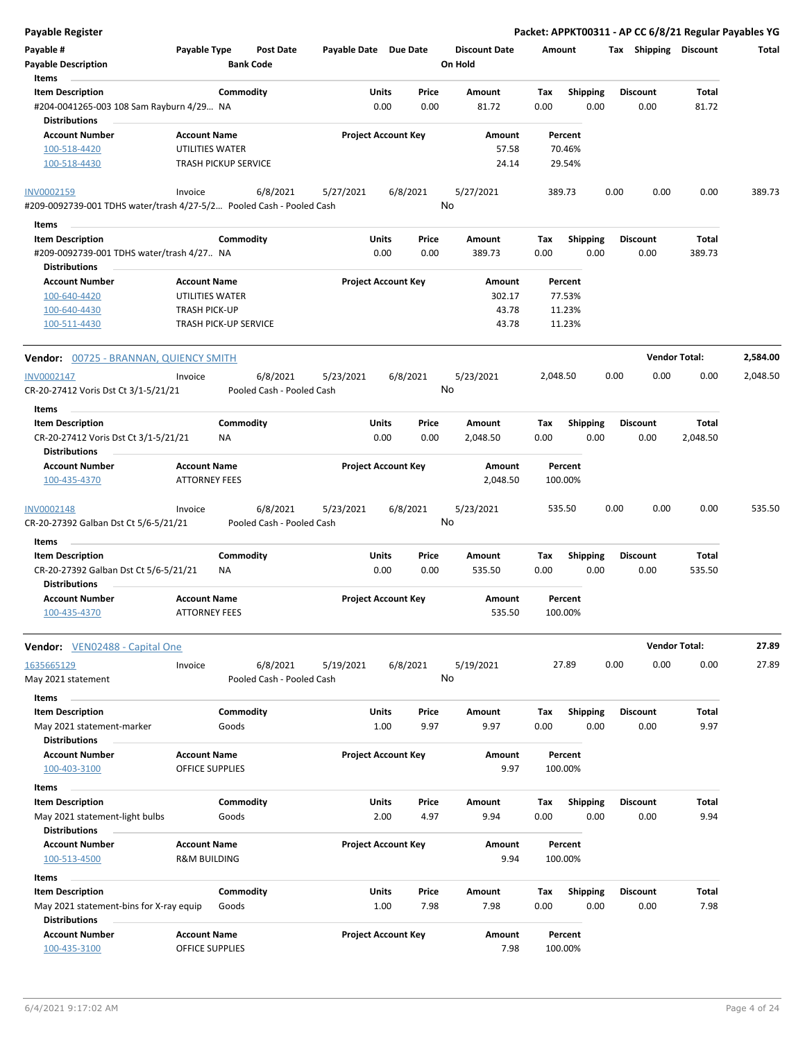**Payable Register** — Packet: APPKT00311 - AP CC 6/8/21 Regular Payables YG

| Payable # | Payable Type | Post Date | Payable Date | Due Date | Discount Date | Amount | Tax | Shipping | Discount | Total |
|---|---|---|---|---|---|---|---|---|---|---|
| Payable Description | | Bank Code | | | On Hold | | | | | |

**Items**

| Item Description | Commodity | Units | Price | Amount | Tax | Shipping | Discount | Total |
|---|---|---|---|---|---|---|---|---|
| #204-0041265-003 108 Sam Rayburn 4/29... | NA | 0.00 | 0.00 | 81.72 | 0.00 | 0.00 | 0.00 | 81.72 |

**Distributions**

| Account Number | Account Name | Project Account Key | Amount | Percent |
|---|---|---|---|---|
| 100-518-4420 | UTILITIES WATER | | 57.58 | 70.46% |
| 100-518-4430 | TRASH PICKUP SERVICE | | 24.14 | 29.54% |

| Payable # | Payable Type | Post Date | Payable Date | Due Date | Discount Date | Amount | Tax | Shipping | Discount | Total |
|---|---|---|---|---|---|---|---|---|---|---|
| INV0002159 | Invoice | 6/8/2021 | 5/27/2021 | 6/8/2021 | 5/27/2021 | 389.73 | 0.00 | 0.00 | 0.00 | 389.73 |
| #209-0092739-001 TDHS water/trash 4/27-5/2... | | Pooled Cash - Pooled Cash | | | No | | | | | |

**Items**

| Item Description | Commodity | Units | Price | Amount | Tax | Shipping | Discount | Total |
|---|---|---|---|---|---|---|---|---|
| #209-0092739-001 TDHS water/trash 4/27.. | NA | 0.00 | 0.00 | 389.73 | 0.00 | 0.00 | 0.00 | 389.73 |

**Distributions**

| Account Number | Account Name | Project Account Key | Amount | Percent |
|---|---|---|---|---|
| 100-640-4420 | UTILITIES WATER | | 302.17 | 77.53% |
| 100-640-4430 | TRASH PICK-UP | | 43.78 | 11.23% |
| 100-511-4430 | TRASH PICK-UP SERVICE | | 43.78 | 11.23% |

**Vendor: 00725 - BRANNAN, QUIENCY SMITH** — Vendor Total: **2,584.00**

| Payable # | Payable Type | Post Date | Payable Date | Due Date | Discount Date | Amount | Tax | Shipping | Discount | Total |
|---|---|---|---|---|---|---|---|---|---|---|
| INV0002147 | Invoice | 6/8/2021 | 5/23/2021 | 6/8/2021 | 5/23/2021 | 2,048.50 | 0.00 | 0.00 | 0.00 | 2,048.50 |
| CR-20-27412 Voris Dst Ct 3/1-5/21/21 | | Pooled Cash - Pooled Cash | | | No | | | | | |

**Items**

| Item Description | Commodity | Units | Price | Amount | Tax | Shipping | Discount | Total |
|---|---|---|---|---|---|---|---|---|
| CR-20-27412 Voris Dst Ct 3/1-5/21/21 | NA | 0.00 | 0.00 | 2,048.50 | 0.00 | 0.00 | 0.00 | 2,048.50 |

**Distributions**

| Account Number | Account Name | Project Account Key | Amount | Percent |
|---|---|---|---|---|
| 100-435-4370 | ATTORNEY FEES | | 2,048.50 | 100.00% |

| Payable # | Payable Type | Post Date | Payable Date | Due Date | Discount Date | Amount | Tax | Shipping | Discount | Total |
|---|---|---|---|---|---|---|---|---|---|---|
| INV0002148 | Invoice | 6/8/2021 | 5/23/2021 | 6/8/2021 | 5/23/2021 | 535.50 | 0.00 | 0.00 | 0.00 | 535.50 |
| CR-20-27392 Galban Dst Ct 5/6-5/21/21 | | Pooled Cash - Pooled Cash | | | No | | | | | |

**Items**

| Item Description | Commodity | Units | Price | Amount | Tax | Shipping | Discount | Total |
|---|---|---|---|---|---|---|---|---|
| CR-20-27392 Galban Dst Ct 5/6-5/21/21 | NA | 0.00 | 0.00 | 535.50 | 0.00 | 0.00 | 0.00 | 535.50 |

**Distributions**

| Account Number | Account Name | Project Account Key | Amount | Percent |
|---|---|---|---|---|
| 100-435-4370 | ATTORNEY FEES | | 535.50 | 100.00% |

**Vendor: VEN02488 - Capital One** — Vendor Total: **27.89**

| Payable # | Payable Type | Post Date | Payable Date | Due Date | Discount Date | Amount | Tax | Shipping | Discount | Total |
|---|---|---|---|---|---|---|---|---|---|---|
| 1635665129 | Invoice | 6/8/2021 | 5/19/2021 | 6/8/2021 | 5/19/2021 | 27.89 | 0.00 | 0.00 | 0.00 | 27.89 |
| May 2021 statement | | Pooled Cash - Pooled Cash | | | No | | | | | |

**Items**

| Item Description | Commodity | Units | Price | Amount | Tax | Shipping | Discount | Total |
|---|---|---|---|---|---|---|---|---|
| May 2021 statement-marker | Goods | 1.00 | 9.97 | 9.97 | 0.00 | 0.00 | 0.00 | 9.97 |

**Distributions**

| Account Number | Account Name | Project Account Key | Amount | Percent |
|---|---|---|---|---|
| 100-403-3100 | OFFICE SUPPLIES | | 9.97 | 100.00% |

**Items**

| Item Description | Commodity | Units | Price | Amount | Tax | Shipping | Discount | Total |
|---|---|---|---|---|---|---|---|---|
| May 2021 statement-light bulbs | Goods | 2.00 | 4.97 | 9.94 | 0.00 | 0.00 | 0.00 | 9.94 |

**Distributions**

| Account Number | Account Name | Project Account Key | Amount | Percent |
|---|---|---|---|---|
| 100-513-4500 | R&M BUILDING | | 9.94 | 100.00% |

**Items**

| Item Description | Commodity | Units | Price | Amount | Tax | Shipping | Discount | Total |
|---|---|---|---|---|---|---|---|---|
| May 2021 statement-bins for X-ray equip | Goods | 1.00 | 7.98 | 7.98 | 0.00 | 0.00 | 0.00 | 7.98 |

**Distributions**

| Account Number | Account Name | Project Account Key | Amount | Percent |
|---|---|---|---|---|
| 100-435-3100 | OFFICE SUPPLIES | | 7.98 | 100.00% |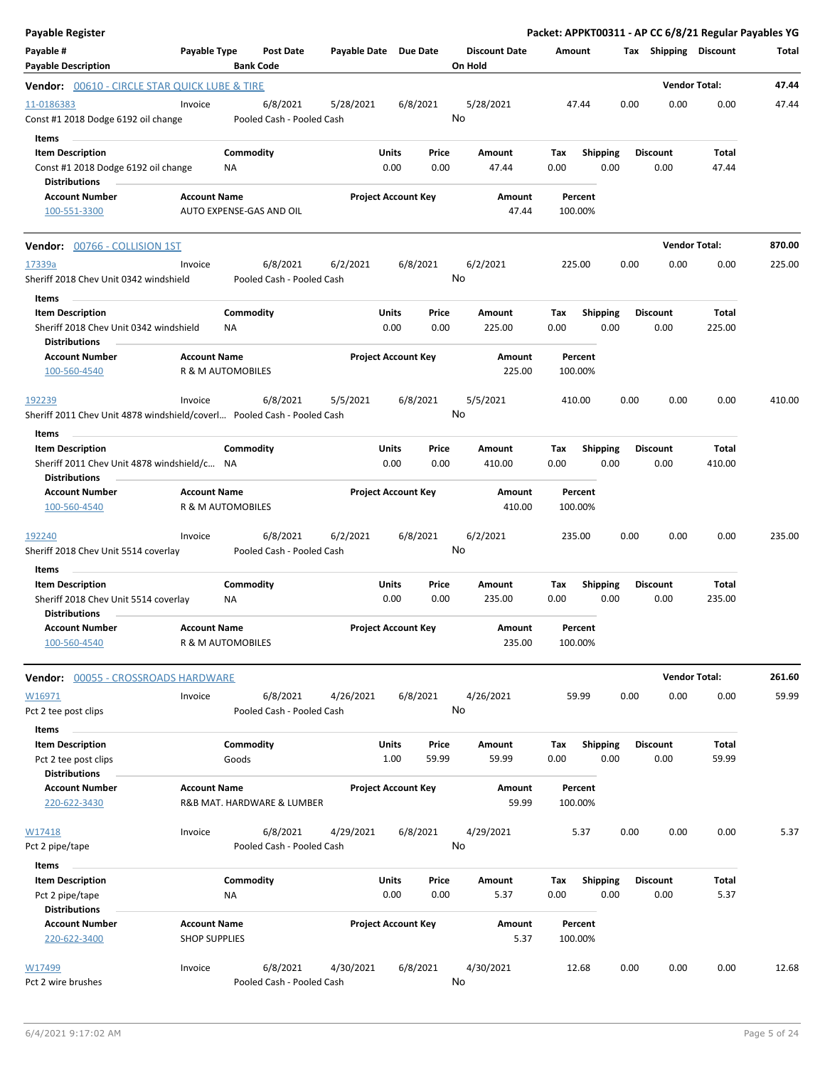**Payable Register** — Packet: APPKT00311 - AP CC 6/8/21 Regular Payables YG

| Payable # / Payable Description | Payable Type | Post Date / Bank Code | Payable Date | Due Date | Discount Date / On Hold | Amount | Tax | Shipping | Discount | Total |
|---|---|---|---|---|---|---|---|---|---|---|

**Vendor: 00610 - CIRCLE STAR QUICK LUBE & TIRE** — Vendor Total: 47.44

| Payable # | Payable Type | Post Date | Payable Date | Due Date | Discount Date | Amount | Tax | Shipping | Discount | Total |
|---|---|---|---|---|---|---|---|---|---|---|
| 11-0186383 | Invoice | 6/8/2021 | 5/28/2021 | 6/8/2021 | 5/28/2021 | 47.44 | 0.00 | 0.00 | 0.00 | 47.44 |
| Const #1 2018 Dodge 6192 oil change | | Pooled Cash - Pooled Cash | | | No | | | | | |

Items

| Item Description | Commodity | Units | Price | Amount | Tax | Shipping | Discount | Total |
|---|---|---|---|---|---|---|---|---|
| Const #1 2018 Dodge 6192 oil change | NA | 0.00 | 0.00 | 47.44 | 0.00 | 0.00 | 0.00 | 47.44 |

Distributions

| Account Number | Account Name | Project Account Key | Amount | Percent |
|---|---|---|---|---|
| 100-551-3300 | AUTO EXPENSE-GAS AND OIL | | 47.44 | 100.00% |

**Vendor: 00766 - COLLISION 1ST** — Vendor Total: 870.00

| Payable # | Payable Type | Post Date | Payable Date | Due Date | Discount Date | Amount | Tax | Shipping | Discount | Total |
|---|---|---|---|---|---|---|---|---|---|---|
| 17339a | Invoice | 6/8/2021 | 6/2/2021 | 6/8/2021 | 6/2/2021 | 225.00 | 0.00 | 0.00 | 0.00 | 225.00 |
| Sheriff 2018 Chev Unit 0342 windshield | | Pooled Cash - Pooled Cash | | | No | | | | | |

Items

| Item Description | Commodity | Units | Price | Amount | Tax | Shipping | Discount | Total |
|---|---|---|---|---|---|---|---|---|
| Sheriff 2018 Chev Unit 0342 windshield | NA | 0.00 | 0.00 | 225.00 | 0.00 | 0.00 | 0.00 | 225.00 |

Distributions

| Account Number | Account Name | Project Account Key | Amount | Percent |
|---|---|---|---|---|
| 100-560-4540 | R & M AUTOMOBILES | | 225.00 | 100.00% |

| Payable # | Payable Type | Post Date | Payable Date | Due Date | Discount Date | Amount | Tax | Shipping | Discount | Total |
|---|---|---|---|---|---|---|---|---|---|---|
| 192239 | Invoice | 6/8/2021 | 5/5/2021 | 6/8/2021 | 5/5/2021 | 410.00 | 0.00 | 0.00 | 0.00 | 410.00 |
| Sheriff 2011 Chev Unit 4878 windshield/coverl... | | Pooled Cash - Pooled Cash | | | No | | | | | |

Items

| Item Description | Commodity | Units | Price | Amount | Tax | Shipping | Discount | Total |
|---|---|---|---|---|---|---|---|---|
| Sheriff 2011 Chev Unit 4878 windshield/c... | NA | 0.00 | 0.00 | 410.00 | 0.00 | 0.00 | 0.00 | 410.00 |

Distributions

| Account Number | Account Name | Project Account Key | Amount | Percent |
|---|---|---|---|---|
| 100-560-4540 | R & M AUTOMOBILES | | 410.00 | 100.00% |

| Payable # | Payable Type | Post Date | Payable Date | Due Date | Discount Date | Amount | Tax | Shipping | Discount | Total |
|---|---|---|---|---|---|---|---|---|---|---|
| 192240 | Invoice | 6/8/2021 | 6/2/2021 | 6/8/2021 | 6/2/2021 | 235.00 | 0.00 | 0.00 | 0.00 | 235.00 |
| Sheriff 2018 Chev Unit 5514 coverlay | | Pooled Cash - Pooled Cash | | | No | | | | | |

Items

| Item Description | Commodity | Units | Price | Amount | Tax | Shipping | Discount | Total |
|---|---|---|---|---|---|---|---|---|
| Sheriff 2018 Chev Unit 5514 coverlay | NA | 0.00 | 0.00 | 235.00 | 0.00 | 0.00 | 0.00 | 235.00 |

Distributions

| Account Number | Account Name | Project Account Key | Amount | Percent |
|---|---|---|---|---|
| 100-560-4540 | R & M AUTOMOBILES | | 235.00 | 100.00% |

**Vendor: 00055 - CROSSROADS HARDWARE** — Vendor Total: 261.60

| Payable # | Payable Type | Post Date | Payable Date | Due Date | Discount Date | Amount | Tax | Shipping | Discount | Total |
|---|---|---|---|---|---|---|---|---|---|---|
| W16971 | Invoice | 6/8/2021 | 4/26/2021 | 6/8/2021 | 4/26/2021 | 59.99 | 0.00 | 0.00 | 0.00 | 59.99 |
| Pct 2 tee post clips | | Pooled Cash - Pooled Cash | | | No | | | | | |

Items

| Item Description | Commodity | Units | Price | Amount | Tax | Shipping | Discount | Total |
|---|---|---|---|---|---|---|---|---|
| Pct 2 tee post clips | Goods | 1.00 | 59.99 | 59.99 | 0.00 | 0.00 | 0.00 | 59.99 |

Distributions

| Account Number | Account Name | Project Account Key | Amount | Percent |
|---|---|---|---|---|
| 220-622-3430 | R&B MAT. HARDWARE & LUMBER | | 59.99 | 100.00% |

| Payable # | Payable Type | Post Date | Payable Date | Due Date | Discount Date | Amount | Tax | Shipping | Discount | Total |
|---|---|---|---|---|---|---|---|---|---|---|
| W17418 | Invoice | 6/8/2021 | 4/29/2021 | 6/8/2021 | 4/29/2021 | 5.37 | 0.00 | 0.00 | 0.00 | 5.37 |
| Pct 2 pipe/tape | | Pooled Cash - Pooled Cash | | | No | | | | | |

Items

| Item Description | Commodity | Units | Price | Amount | Tax | Shipping | Discount | Total |
|---|---|---|---|---|---|---|---|---|
| Pct 2 pipe/tape | NA | 0.00 | 0.00 | 5.37 | 0.00 | 0.00 | 0.00 | 5.37 |

Distributions

| Account Number | Account Name | Project Account Key | Amount | Percent |
|---|---|---|---|---|
| 220-622-3400 | SHOP SUPPLIES | | 5.37 | 100.00% |

| Payable # | Payable Type | Post Date | Payable Date | Due Date | Discount Date | Amount | Tax | Shipping | Discount | Total |
|---|---|---|---|---|---|---|---|---|---|---|
| W17499 | Invoice | 6/8/2021 | 4/30/2021 | 6/8/2021 | 4/30/2021 | 12.68 | 0.00 | 0.00 | 0.00 | 12.68 |
| Pct 2 wire brushes | | Pooled Cash - Pooled Cash | | | No | | | | | |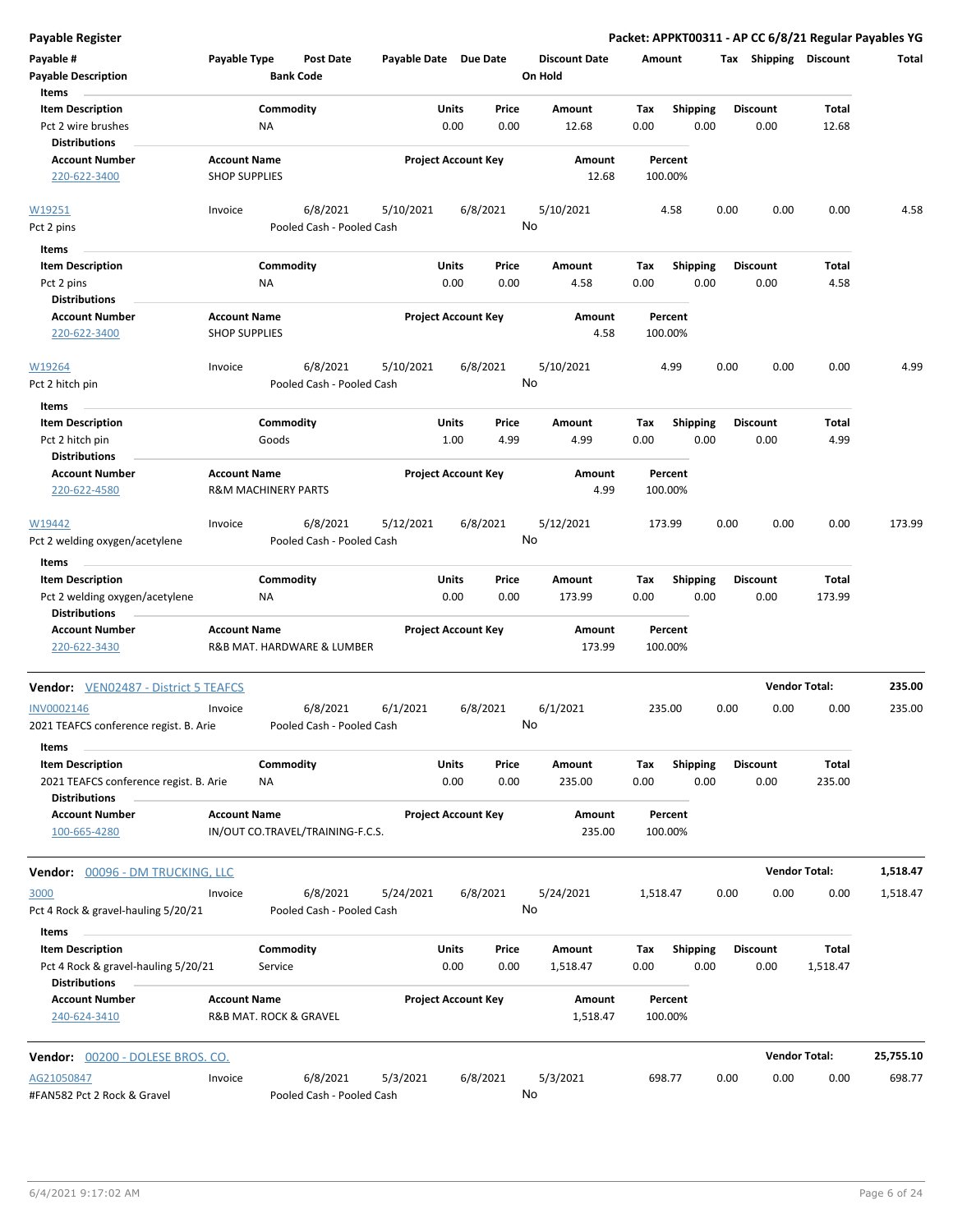# Payable Register

**Packet: APPKT00311 - AP CC 6/8/21 Regular Payables YG**

| Payable # | Payable Type | Post Date | Payable Date | Due Date | Discount Date | Amount | Tax | Shipping | Discount | Total |
|---|---|---|---|---|---|---|---|---|---|---|
| Payable Description | | Bank Code | | | On Hold | | | | | |

**Items**

| Item Description | Commodity | Units | Price | Amount | Tax | Shipping | Discount | Total |
|---|---|---|---|---|---|---|---|---|
| Pct 2 wire brushes | NA | 0.00 | 0.00 | 12.68 | 0.00 | 0.00 | 0.00 | 12.68 |

**Distributions**

| Account Number | Account Name | Project Account Key | Amount | Percent |
|---|---|---|---|---|
| 220-622-3400 | SHOP SUPPLIES | | 12.68 | 100.00% |

| Payable # | Payable Type | Post Date | Payable Date | Due Date | Discount Date | Amount | Tax | Shipping | Discount | Total |
|---|---|---|---|---|---|---|---|---|---|---|
| W19251 | Invoice | 6/8/2021 | 5/10/2021 | 6/8/2021 | 5/10/2021 | 4.58 | 0.00 | 0.00 | 0.00 | 4.58 |
| Pct 2 pins | | Pooled Cash - Pooled Cash | | | No | | | | | |

**Items**

| Item Description | Commodity | Units | Price | Amount | Tax | Shipping | Discount | Total |
|---|---|---|---|---|---|---|---|---|
| Pct 2 pins | NA | 0.00 | 0.00 | 4.58 | 0.00 | 0.00 | 0.00 | 4.58 |

**Distributions**

| Account Number | Account Name | Project Account Key | Amount | Percent |
|---|---|---|---|---|
| 220-622-3400 | SHOP SUPPLIES | | 4.58 | 100.00% |

| Payable # | Payable Type | Post Date | Payable Date | Due Date | Discount Date | Amount | Tax | Shipping | Discount | Total |
|---|---|---|---|---|---|---|---|---|---|---|
| W19264 | Invoice | 6/8/2021 | 5/10/2021 | 6/8/2021 | 5/10/2021 | 4.99 | 0.00 | 0.00 | 0.00 | 4.99 |
| Pct 2 hitch pin | | Pooled Cash - Pooled Cash | | | No | | | | | |

**Items**

| Item Description | Commodity | Units | Price | Amount | Tax | Shipping | Discount | Total |
|---|---|---|---|---|---|---|---|---|
| Pct 2 hitch pin | Goods | 1.00 | 4.99 | 4.99 | 0.00 | 0.00 | 0.00 | 4.99 |

**Distributions**

| Account Number | Account Name | Project Account Key | Amount | Percent |
|---|---|---|---|---|
| 220-622-4580 | R&M MACHINERY PARTS | | 4.99 | 100.00% |

| Payable # | Payable Type | Post Date | Payable Date | Due Date | Discount Date | Amount | Tax | Shipping | Discount | Total |
|---|---|---|---|---|---|---|---|---|---|---|
| W19442 | Invoice | 6/8/2021 | 5/12/2021 | 6/8/2021 | 5/12/2021 | 173.99 | 0.00 | 0.00 | 0.00 | 173.99 |
| Pct 2 welding oxygen/acetylene | | Pooled Cash - Pooled Cash | | | No | | | | | |

**Items**

| Item Description | Commodity | Units | Price | Amount | Tax | Shipping | Discount | Total |
|---|---|---|---|---|---|---|---|---|
| Pct 2 welding oxygen/acetylene | NA | 0.00 | 0.00 | 173.99 | 0.00 | 0.00 | 0.00 | 173.99 |

**Distributions**

| Account Number | Account Name | Project Account Key | Amount | Percent |
|---|---|---|---|---|
| 220-622-3430 | R&B MAT. HARDWARE & LUMBER | | 173.99 | 100.00% |

## Vendor: VEN02487 - District 5 TEAFCS

**Vendor Total: 235.00**

| Payable # | Payable Type | Post Date | Payable Date | Due Date | Discount Date | Amount | Tax | Shipping | Discount | Total |
|---|---|---|---|---|---|---|---|---|---|---|
| INV0002146 | Invoice | 6/8/2021 | 6/1/2021 | 6/8/2021 | 6/1/2021 | 235.00 | 0.00 | 0.00 | 0.00 | 235.00 |
| 2021 TEAFCS conference regist. B. Arie | | Pooled Cash - Pooled Cash | | | No | | | | | |

**Items**

| Item Description | Commodity | Units | Price | Amount | Tax | Shipping | Discount | Total |
|---|---|---|---|---|---|---|---|---|
| 2021 TEAFCS conference regist. B. Arie | NA | 0.00 | 0.00 | 235.00 | 0.00 | 0.00 | 0.00 | 235.00 |

**Distributions**

| Account Number | Account Name | Project Account Key | Amount | Percent |
|---|---|---|---|---|
| 100-665-4280 | IN/OUT CO.TRAVEL/TRAINING-F.C.S. | | 235.00 | 100.00% |

## Vendor: 00096 - DM TRUCKING, LLC

**Vendor Total: 1,518.47**

| Payable # | Payable Type | Post Date | Payable Date | Due Date | Discount Date | Amount | Tax | Shipping | Discount | Total |
|---|---|---|---|---|---|---|---|---|---|---|
| 3000 | Invoice | 6/8/2021 | 5/24/2021 | 6/8/2021 | 5/24/2021 | 1,518.47 | 0.00 | 0.00 | 0.00 | 1,518.47 |
| Pct 4 Rock & gravel-hauling 5/20/21 | | Pooled Cash - Pooled Cash | | | No | | | | | |

**Items**

| Item Description | Commodity | Units | Price | Amount | Tax | Shipping | Discount | Total |
|---|---|---|---|---|---|---|---|---|
| Pct 4 Rock & gravel-hauling 5/20/21 | Service | 0.00 | 0.00 | 1,518.47 | 0.00 | 0.00 | 0.00 | 1,518.47 |

**Distributions**

| Account Number | Account Name | Project Account Key | Amount | Percent |
|---|---|---|---|---|
| 240-624-3410 | R&B MAT. ROCK & GRAVEL | | 1,518.47 | 100.00% |

## Vendor: 00200 - DOLESE BROS. CO.

**Vendor Total: 25,755.10**

| Payable # | Payable Type | Post Date | Payable Date | Due Date | Discount Date | Amount | Tax | Shipping | Discount | Total |
|---|---|---|---|---|---|---|---|---|---|---|
| AG21050847 | Invoice | 6/8/2021 | 5/3/2021 | 6/8/2021 | 5/3/2021 | 698.77 | 0.00 | 0.00 | 0.00 | 698.77 |
| #FAN582 Pct 2 Rock & Gravel | | Pooled Cash - Pooled Cash | | | No | | | | | |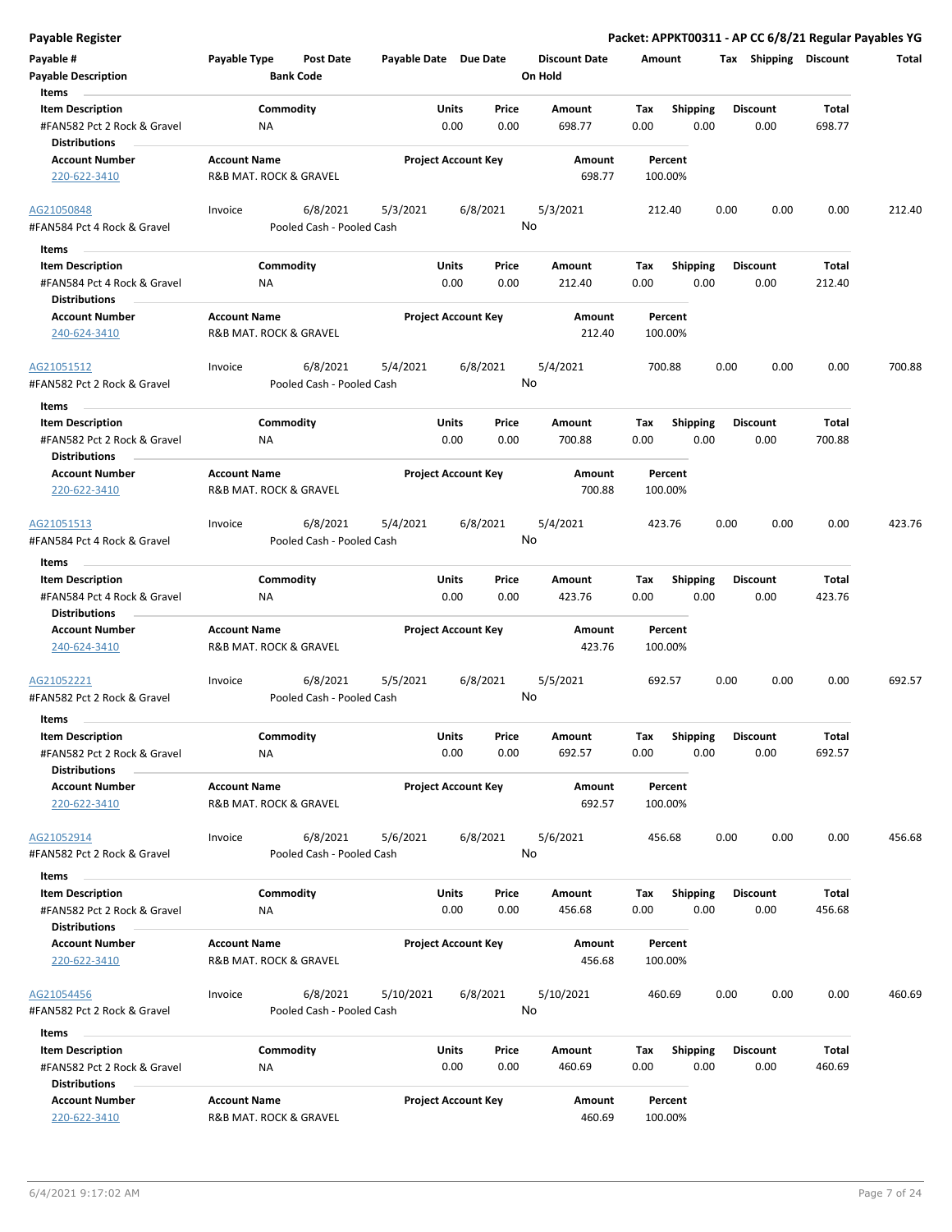**Payable Register** — Packet: APPKT00311 - AP CC 6/8/21 Regular Payables YG

| Payable # | Payable Type | Post Date | Payable Date | Due Date | Discount Date | Amount | Tax | Shipping | Discount | Total |
|---|---|---|---|---|---|---|---|---|---|---|
| Payable Description | | Bank Code | | | On Hold | | | | | |

**Items**

| Item Description | Commodity | Units | Price | Amount | Tax | Shipping | Discount | Total |
|---|---|---|---|---|---|---|---|---|
| #FAN582 Pct 2 Rock & Gravel | NA | 0.00 | 0.00 | 698.77 | 0.00 | 0.00 | 0.00 | 698.77 |

**Distributions**

| Account Number | Account Name | Project Account Key | Amount | Percent |
|---|---|---|---|---|
| 220-622-3410 | R&B MAT. ROCK & GRAVEL | | 698.77 | 100.00% |

| AG21050848 | Invoice | 6/8/2021 | 5/3/2021 | 6/8/2021 | 5/3/2021 | 212.40 | 0.00 | 0.00 | 0.00 | 212.40 |
|---|---|---|---|---|---|---|---|---|---|---|
| #FAN584 Pct 4 Rock & Gravel | | Pooled Cash - Pooled Cash | | | No | | | | | |

**Items**

| Item Description | Commodity | Units | Price | Amount | Tax | Shipping | Discount | Total |
|---|---|---|---|---|---|---|---|---|
| #FAN584 Pct 4 Rock & Gravel | NA | 0.00 | 0.00 | 212.40 | 0.00 | 0.00 | 0.00 | 212.40 |

**Distributions**

| Account Number | Account Name | Project Account Key | Amount | Percent |
|---|---|---|---|---|
| 240-624-3410 | R&B MAT. ROCK & GRAVEL | | 212.40 | 100.00% |

| AG21051512 | Invoice | 6/8/2021 | 5/4/2021 | 6/8/2021 | 5/4/2021 | 700.88 | 0.00 | 0.00 | 0.00 | 700.88 |
|---|---|---|---|---|---|---|---|---|---|---|
| #FAN582 Pct 2 Rock & Gravel | | Pooled Cash - Pooled Cash | | | No | | | | | |

**Items**

| Item Description | Commodity | Units | Price | Amount | Tax | Shipping | Discount | Total |
|---|---|---|---|---|---|---|---|---|
| #FAN582 Pct 2 Rock & Gravel | NA | 0.00 | 0.00 | 700.88 | 0.00 | 0.00 | 0.00 | 700.88 |

**Distributions**

| Account Number | Account Name | Project Account Key | Amount | Percent |
|---|---|---|---|---|
| 220-622-3410 | R&B MAT. ROCK & GRAVEL | | 700.88 | 100.00% |

| AG21051513 | Invoice | 6/8/2021 | 5/4/2021 | 6/8/2021 | 5/4/2021 | 423.76 | 0.00 | 0.00 | 0.00 | 423.76 |
|---|---|---|---|---|---|---|---|---|---|---|
| #FAN584 Pct 4 Rock & Gravel | | Pooled Cash - Pooled Cash | | | No | | | | | |

**Items**

| Item Description | Commodity | Units | Price | Amount | Tax | Shipping | Discount | Total |
|---|---|---|---|---|---|---|---|---|
| #FAN584 Pct 4 Rock & Gravel | NA | 0.00 | 0.00 | 423.76 | 0.00 | 0.00 | 0.00 | 423.76 |

**Distributions**

| Account Number | Account Name | Project Account Key | Amount | Percent |
|---|---|---|---|---|
| 240-624-3410 | R&B MAT. ROCK & GRAVEL | | 423.76 | 100.00% |

| AG21052221 | Invoice | 6/8/2021 | 5/5/2021 | 6/8/2021 | 5/5/2021 | 692.57 | 0.00 | 0.00 | 0.00 | 692.57 |
|---|---|---|---|---|---|---|---|---|---|---|
| #FAN582 Pct 2 Rock & Gravel | | Pooled Cash - Pooled Cash | | | No | | | | | |

**Items**

| Item Description | Commodity | Units | Price | Amount | Tax | Shipping | Discount | Total |
|---|---|---|---|---|---|---|---|---|
| #FAN582 Pct 2 Rock & Gravel | NA | 0.00 | 0.00 | 692.57 | 0.00 | 0.00 | 0.00 | 692.57 |

**Distributions**

| Account Number | Account Name | Project Account Key | Amount | Percent |
|---|---|---|---|---|
| 220-622-3410 | R&B MAT. ROCK & GRAVEL | | 692.57 | 100.00% |

| AG21052914 | Invoice | 6/8/2021 | 5/6/2021 | 6/8/2021 | 5/6/2021 | 456.68 | 0.00 | 0.00 | 0.00 | 456.68 |
|---|---|---|---|---|---|---|---|---|---|---|
| #FAN582 Pct 2 Rock & Gravel | | Pooled Cash - Pooled Cash | | | No | | | | | |

**Items**

| Item Description | Commodity | Units | Price | Amount | Tax | Shipping | Discount | Total |
|---|---|---|---|---|---|---|---|---|
| #FAN582 Pct 2 Rock & Gravel | NA | 0.00 | 0.00 | 456.68 | 0.00 | 0.00 | 0.00 | 456.68 |

**Distributions**

| Account Number | Account Name | Project Account Key | Amount | Percent |
|---|---|---|---|---|
| 220-622-3410 | R&B MAT. ROCK & GRAVEL | | 456.68 | 100.00% |

| AG21054456 | Invoice | 6/8/2021 | 5/10/2021 | 6/8/2021 | 5/10/2021 | 460.69 | 0.00 | 0.00 | 0.00 | 460.69 |
|---|---|---|---|---|---|---|---|---|---|---|
| #FAN582 Pct 2 Rock & Gravel | | Pooled Cash - Pooled Cash | | | No | | | | | |

**Items**

| Item Description | Commodity | Units | Price | Amount | Tax | Shipping | Discount | Total |
|---|---|---|---|---|---|---|---|---|
| #FAN582 Pct 2 Rock & Gravel | NA | 0.00 | 0.00 | 460.69 | 0.00 | 0.00 | 0.00 | 460.69 |

**Distributions**

| Account Number | Account Name | Project Account Key | Amount | Percent |
|---|---|---|---|---|
| 220-622-3410 | R&B MAT. ROCK & GRAVEL | | 460.69 | 100.00% |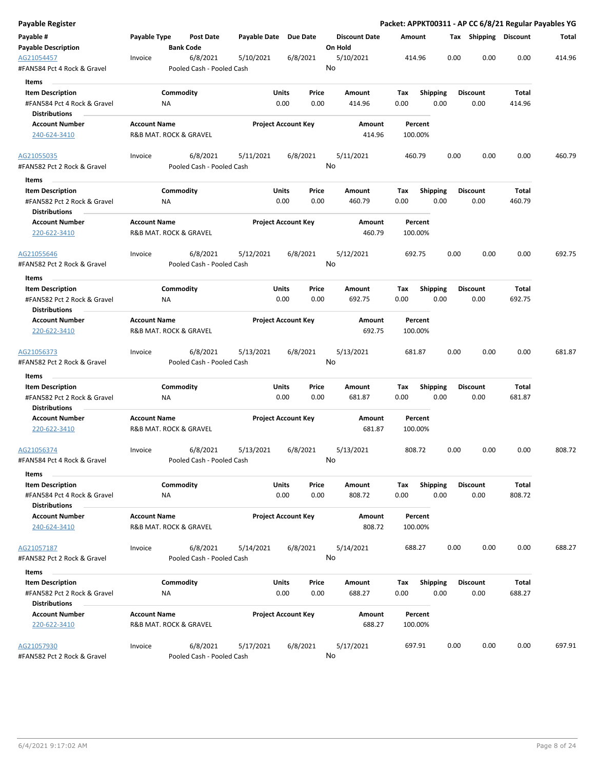**Payable Register** — **Packet: APPKT00311 - AP CC 6/8/21 Regular Payables YG**

| Payable # / Payable Description | Payable Type | Post Date / Bank Code | Payable Date | Due Date | Discount Date / On Hold | Amount | Tax | Shipping | Discount | Total |
|---|---|---|---|---|---|---|---|---|---|---|
| AG21054457 | Invoice | 6/8/2021 | 5/10/2021 | 6/8/2021 | 5/10/2021 | 414.96 | 0.00 | 0.00 | 0.00 | 414.96 |
| #FAN584 Pct 4 Rock & Gravel | | Pooled Cash - Pooled Cash | | | No | | | | | |

**Items**

| Item Description | Commodity | Units | Price | Amount | Tax | Shipping | Discount | Total |
|---|---|---|---|---|---|---|---|---|
| #FAN584 Pct 4 Rock & Gravel | NA | 0.00 | 0.00 | 414.96 | 0.00 | 0.00 | 0.00 | 414.96 |

**Distributions**

| Account Number | Account Name | Project Account Key | Amount | Percent |
|---|---|---|---|---|
| 240-624-3410 | R&B MAT. ROCK & GRAVEL | | 414.96 | 100.00% |

| Payable # / Payable Description | Payable Type | Post Date / Bank Code | Payable Date | Due Date | Discount Date / On Hold | Amount | Tax | Shipping | Discount | Total |
|---|---|---|---|---|---|---|---|---|---|---|
| AG21055035 | Invoice | 6/8/2021 | 5/11/2021 | 6/8/2021 | 5/11/2021 | 460.79 | 0.00 | 0.00 | 0.00 | 460.79 |
| #FAN582 Pct 2 Rock & Gravel | | Pooled Cash - Pooled Cash | | | No | | | | | |

**Items**

| Item Description | Commodity | Units | Price | Amount | Tax | Shipping | Discount | Total |
|---|---|---|---|---|---|---|---|---|
| #FAN582 Pct 2 Rock & Gravel | NA | 0.00 | 0.00 | 460.79 | 0.00 | 0.00 | 0.00 | 460.79 |

**Distributions**

| Account Number | Account Name | Project Account Key | Amount | Percent |
|---|---|---|---|---|
| 220-622-3410 | R&B MAT. ROCK & GRAVEL | | 460.79 | 100.00% |

| Payable # / Payable Description | Payable Type | Post Date / Bank Code | Payable Date | Due Date | Discount Date / On Hold | Amount | Tax | Shipping | Discount | Total |
|---|---|---|---|---|---|---|---|---|---|---|
| AG21055646 | Invoice | 6/8/2021 | 5/12/2021 | 6/8/2021 | 5/12/2021 | 692.75 | 0.00 | 0.00 | 0.00 | 692.75 |
| #FAN582 Pct 2 Rock & Gravel | | Pooled Cash - Pooled Cash | | | No | | | | | |

**Items**

| Item Description | Commodity | Units | Price | Amount | Tax | Shipping | Discount | Total |
|---|---|---|---|---|---|---|---|---|
| #FAN582 Pct 2 Rock & Gravel | NA | 0.00 | 0.00 | 692.75 | 0.00 | 0.00 | 0.00 | 692.75 |

**Distributions**

| Account Number | Account Name | Project Account Key | Amount | Percent |
|---|---|---|---|---|
| 220-622-3410 | R&B MAT. ROCK & GRAVEL | | 692.75 | 100.00% |

| Payable # / Payable Description | Payable Type | Post Date / Bank Code | Payable Date | Due Date | Discount Date / On Hold | Amount | Tax | Shipping | Discount | Total |
|---|---|---|---|---|---|---|---|---|---|---|
| AG21056373 | Invoice | 6/8/2021 | 5/13/2021 | 6/8/2021 | 5/13/2021 | 681.87 | 0.00 | 0.00 | 0.00 | 681.87 |
| #FAN582 Pct 2 Rock & Gravel | | Pooled Cash - Pooled Cash | | | No | | | | | |

**Items**

| Item Description | Commodity | Units | Price | Amount | Tax | Shipping | Discount | Total |
|---|---|---|---|---|---|---|---|---|
| #FAN582 Pct 2 Rock & Gravel | NA | 0.00 | 0.00 | 681.87 | 0.00 | 0.00 | 0.00 | 681.87 |

**Distributions**

| Account Number | Account Name | Project Account Key | Amount | Percent |
|---|---|---|---|---|
| 220-622-3410 | R&B MAT. ROCK & GRAVEL | | 681.87 | 100.00% |

| Payable # / Payable Description | Payable Type | Post Date / Bank Code | Payable Date | Due Date | Discount Date / On Hold | Amount | Tax | Shipping | Discount | Total |
|---|---|---|---|---|---|---|---|---|---|---|
| AG21056374 | Invoice | 6/8/2021 | 5/13/2021 | 6/8/2021 | 5/13/2021 | 808.72 | 0.00 | 0.00 | 0.00 | 808.72 |
| #FAN584 Pct 4 Rock & Gravel | | Pooled Cash - Pooled Cash | | | No | | | | | |

**Items**

| Item Description | Commodity | Units | Price | Amount | Tax | Shipping | Discount | Total |
|---|---|---|---|---|---|---|---|---|
| #FAN584 Pct 4 Rock & Gravel | NA | 0.00 | 0.00 | 808.72 | 0.00 | 0.00 | 0.00 | 808.72 |

**Distributions**

| Account Number | Account Name | Project Account Key | Amount | Percent |
|---|---|---|---|---|
| 240-624-3410 | R&B MAT. ROCK & GRAVEL | | 808.72 | 100.00% |

| Payable # / Payable Description | Payable Type | Post Date / Bank Code | Payable Date | Due Date | Discount Date / On Hold | Amount | Tax | Shipping | Discount | Total |
|---|---|---|---|---|---|---|---|---|---|---|
| AG21057187 | Invoice | 6/8/2021 | 5/14/2021 | 6/8/2021 | 5/14/2021 | 688.27 | 0.00 | 0.00 | 0.00 | 688.27 |
| #FAN582 Pct 2 Rock & Gravel | | Pooled Cash - Pooled Cash | | | No | | | | | |

**Items**

| Item Description | Commodity | Units | Price | Amount | Tax | Shipping | Discount | Total |
|---|---|---|---|---|---|---|---|---|
| #FAN582 Pct 2 Rock & Gravel | NA | 0.00 | 0.00 | 688.27 | 0.00 | 0.00 | 0.00 | 688.27 |

**Distributions**

| Account Number | Account Name | Project Account Key | Amount | Percent |
|---|---|---|---|---|
| 220-622-3410 | R&B MAT. ROCK & GRAVEL | | 688.27 | 100.00% |

| Payable # / Payable Description | Payable Type | Post Date / Bank Code | Payable Date | Due Date | Discount Date / On Hold | Amount | Tax | Shipping | Discount | Total |
|---|---|---|---|---|---|---|---|---|---|---|
| AG21057930 | Invoice | 6/8/2021 | 5/17/2021 | 6/8/2021 | 5/17/2021 | 697.91 | 0.00 | 0.00 | 0.00 | 697.91 |
| #FAN582 Pct 2 Rock & Gravel | | Pooled Cash - Pooled Cash | | | No | | | | | |

6/4/2021 9:17:02 AM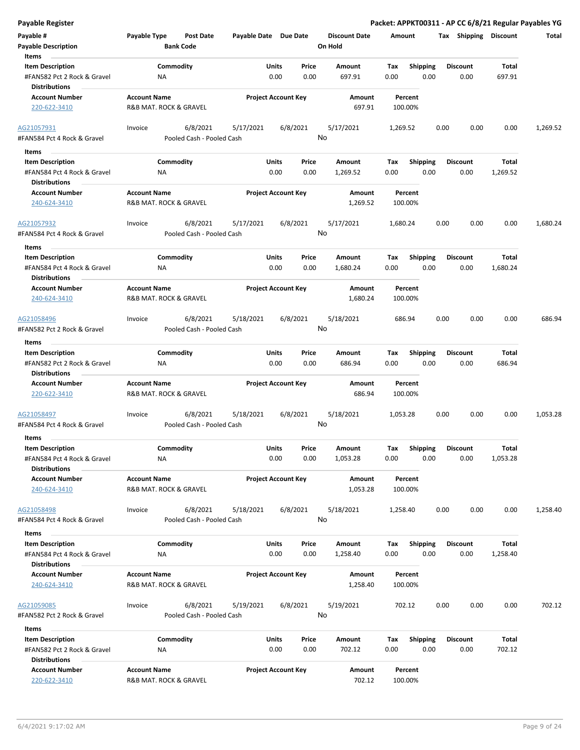**Payable Register** — **Packet: APPKT00311 - AP CC 6/8/21 Regular Payables YG**

| Payable # | Payable Type | Post Date | Payable Date | Due Date | Discount Date | Amount | Tax | Shipping | Discount | Total |
|---|---|---|---|---|---|---|---|---|---|---|
| **Payable Description** | | **Bank Code** | | | **On Hold** | | | | | |

**Items**

| Item Description | Commodity | Units | Price | Amount | Tax | Shipping | Discount | Total |
|---|---|---|---|---|---|---|---|---|
| #FAN582 Pct 2 Rock & Gravel | NA | 0.00 | 0.00 | 697.91 | 0.00 | 0.00 | 0.00 | 697.91 |

**Distributions**

| Account Number | Account Name | Project Account Key | Amount | Percent |
|---|---|---|---|---|
| 220-622-3410 | R&B MAT. ROCK & GRAVEL | | 697.91 | 100.00% |

---

| Payable # | Payable Type | Post Date | Payable Date | Due Date | Discount Date | Amount | Tax | Shipping | Discount | Total |
|---|---|---|---|---|---|---|---|---|---|---|
| AG21057931 | Invoice | 6/8/2021 | 5/17/2021 | 6/8/2021 | 5/17/2021 | 1,269.52 | 0.00 | 0.00 | 0.00 | 1,269.52 |
| #FAN584 Pct 4 Rock & Gravel | | Pooled Cash - Pooled Cash | | | No | | | | | |

**Items**

| Item Description | Commodity | Units | Price | Amount | Tax | Shipping | Discount | Total |
|---|---|---|---|---|---|---|---|---|
| #FAN584 Pct 4 Rock & Gravel | NA | 0.00 | 0.00 | 1,269.52 | 0.00 | 0.00 | 0.00 | 1,269.52 |

**Distributions**

| Account Number | Account Name | Project Account Key | Amount | Percent |
|---|---|---|---|---|
| 240-624-3410 | R&B MAT. ROCK & GRAVEL | | 1,269.52 | 100.00% |

---

| Payable # | Payable Type | Post Date | Payable Date | Due Date | Discount Date | Amount | Tax | Shipping | Discount | Total |
|---|---|---|---|---|---|---|---|---|---|---|
| AG21057932 | Invoice | 6/8/2021 | 5/17/2021 | 6/8/2021 | 5/17/2021 | 1,680.24 | 0.00 | 0.00 | 0.00 | 1,680.24 |
| #FAN584 Pct 4 Rock & Gravel | | Pooled Cash - Pooled Cash | | | No | | | | | |

**Items**

| Item Description | Commodity | Units | Price | Amount | Tax | Shipping | Discount | Total |
|---|---|---|---|---|---|---|---|---|
| #FAN584 Pct 4 Rock & Gravel | NA | 0.00 | 0.00 | 1,680.24 | 0.00 | 0.00 | 0.00 | 1,680.24 |

**Distributions**

| Account Number | Account Name | Project Account Key | Amount | Percent |
|---|---|---|---|---|
| 240-624-3410 | R&B MAT. ROCK & GRAVEL | | 1,680.24 | 100.00% |

---

| Payable # | Payable Type | Post Date | Payable Date | Due Date | Discount Date | Amount | Tax | Shipping | Discount | Total |
|---|---|---|---|---|---|---|---|---|---|---|
| AG21058496 | Invoice | 6/8/2021 | 5/18/2021 | 6/8/2021 | 5/18/2021 | 686.94 | 0.00 | 0.00 | 0.00 | 686.94 |
| #FAN582 Pct 2 Rock & Gravel | | Pooled Cash - Pooled Cash | | | No | | | | | |

**Items**

| Item Description | Commodity | Units | Price | Amount | Tax | Shipping | Discount | Total |
|---|---|---|---|---|---|---|---|---|
| #FAN582 Pct 2 Rock & Gravel | NA | 0.00 | 0.00 | 686.94 | 0.00 | 0.00 | 0.00 | 686.94 |

**Distributions**

| Account Number | Account Name | Project Account Key | Amount | Percent |
|---|---|---|---|---|
| 220-622-3410 | R&B MAT. ROCK & GRAVEL | | 686.94 | 100.00% |

---

| Payable # | Payable Type | Post Date | Payable Date | Due Date | Discount Date | Amount | Tax | Shipping | Discount | Total |
|---|---|---|---|---|---|---|---|---|---|---|
| AG21058497 | Invoice | 6/8/2021 | 5/18/2021 | 6/8/2021 | 5/18/2021 | 1,053.28 | 0.00 | 0.00 | 0.00 | 1,053.28 |
| #FAN584 Pct 4 Rock & Gravel | | Pooled Cash - Pooled Cash | | | No | | | | | |

**Items**

| Item Description | Commodity | Units | Price | Amount | Tax | Shipping | Discount | Total |
|---|---|---|---|---|---|---|---|---|
| #FAN584 Pct 4 Rock & Gravel | NA | 0.00 | 0.00 | 1,053.28 | 0.00 | 0.00 | 0.00 | 1,053.28 |

**Distributions**

| Account Number | Account Name | Project Account Key | Amount | Percent |
|---|---|---|---|---|
| 240-624-3410 | R&B MAT. ROCK & GRAVEL | | 1,053.28 | 100.00% |

---

| Payable # | Payable Type | Post Date | Payable Date | Due Date | Discount Date | Amount | Tax | Shipping | Discount | Total |
|---|---|---|---|---|---|---|---|---|---|---|
| AG21058498 | Invoice | 6/8/2021 | 5/18/2021 | 6/8/2021 | 5/18/2021 | 1,258.40 | 0.00 | 0.00 | 0.00 | 1,258.40 |
| #FAN584 Pct 4 Rock & Gravel | | Pooled Cash - Pooled Cash | | | No | | | | | |

**Items**

| Item Description | Commodity | Units | Price | Amount | Tax | Shipping | Discount | Total |
|---|---|---|---|---|---|---|---|---|
| #FAN584 Pct 4 Rock & Gravel | NA | 0.00 | 0.00 | 1,258.40 | 0.00 | 0.00 | 0.00 | 1,258.40 |

**Distributions**

| Account Number | Account Name | Project Account Key | Amount | Percent |
|---|---|---|---|---|
| 240-624-3410 | R&B MAT. ROCK & GRAVEL | | 1,258.40 | 100.00% |

---

| Payable # | Payable Type | Post Date | Payable Date | Due Date | Discount Date | Amount | Tax | Shipping | Discount | Total |
|---|---|---|---|---|---|---|---|---|---|---|
| AG21059085 | Invoice | 6/8/2021 | 5/19/2021 | 6/8/2021 | 5/19/2021 | 702.12 | 0.00 | 0.00 | 0.00 | 702.12 |
| #FAN582 Pct 2 Rock & Gravel | | Pooled Cash - Pooled Cash | | | No | | | | | |

**Items**

| Item Description | Commodity | Units | Price | Amount | Tax | Shipping | Discount | Total |
|---|---|---|---|---|---|---|---|---|
| #FAN582 Pct 2 Rock & Gravel | NA | 0.00 | 0.00 | 702.12 | 0.00 | 0.00 | 0.00 | 702.12 |

**Distributions**

| Account Number | Account Name | Project Account Key | Amount | Percent |
|---|---|---|---|---|
| 220-622-3410 | R&B MAT. ROCK & GRAVEL | | 702.12 | 100.00% |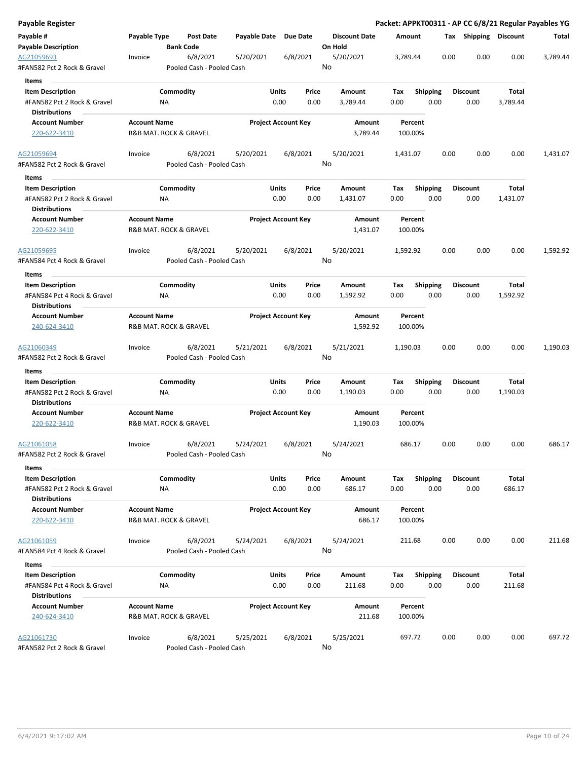**Payable Register** — **Packet: APPKT00311 - AP CC 6/8/21 Regular Payables YG**

| Payable # / Payable Description | Payable Type | Post Date / Bank Code | Payable Date | Due Date | Discount Date / On Hold | Amount | Tax | Shipping | Discount | Total |
|---|---|---|---|---|---|---|---|---|---|---|
| AG21059693 | Invoice | 6/8/2021 | 5/20/2021 | 6/8/2021 | 5/20/2021 | 3,789.44 | 0.00 | 0.00 | 0.00 | 3,789.44 |
| #FAN582 Pct 2 Rock & Gravel | | Pooled Cash - Pooled Cash | | | No | | | | | |

**Items**

| Item Description | Commodity | Units | Price | Amount | Tax | Shipping | Discount | Total |
|---|---|---|---|---|---|---|---|---|
| #FAN582 Pct 2 Rock & Gravel | NA | 0.00 | 0.00 | 3,789.44 | 0.00 | 0.00 | 0.00 | 3,789.44 |

**Distributions**

| Account Number | Account Name | Project Account Key | Amount | Percent |
|---|---|---|---|---|
| 220-622-3410 | R&B MAT. ROCK & GRAVEL | | 3,789.44 | 100.00% |

| Payable # / Payable Description | Payable Type | Post Date / Bank Code | Payable Date | Due Date | Discount Date / On Hold | Amount | Tax | Shipping | Discount | Total |
|---|---|---|---|---|---|---|---|---|---|---|
| AG21059694 | Invoice | 6/8/2021 | 5/20/2021 | 6/8/2021 | 5/20/2021 | 1,431.07 | 0.00 | 0.00 | 0.00 | 1,431.07 |
| #FAN582 Pct 2 Rock & Gravel | | Pooled Cash - Pooled Cash | | | No | | | | | |

**Items**

| Item Description | Commodity | Units | Price | Amount | Tax | Shipping | Discount | Total |
|---|---|---|---|---|---|---|---|---|
| #FAN582 Pct 2 Rock & Gravel | NA | 0.00 | 0.00 | 1,431.07 | 0.00 | 0.00 | 0.00 | 1,431.07 |

**Distributions**

| Account Number | Account Name | Project Account Key | Amount | Percent |
|---|---|---|---|---|
| 220-622-3410 | R&B MAT. ROCK & GRAVEL | | 1,431.07 | 100.00% |

| Payable # / Payable Description | Payable Type | Post Date / Bank Code | Payable Date | Due Date | Discount Date / On Hold | Amount | Tax | Shipping | Discount | Total |
|---|---|---|---|---|---|---|---|---|---|---|
| AG21059695 | Invoice | 6/8/2021 | 5/20/2021 | 6/8/2021 | 5/20/2021 | 1,592.92 | 0.00 | 0.00 | 0.00 | 1,592.92 |
| #FAN584 Pct 4 Rock & Gravel | | Pooled Cash - Pooled Cash | | | No | | | | | |

**Items**

| Item Description | Commodity | Units | Price | Amount | Tax | Shipping | Discount | Total |
|---|---|---|---|---|---|---|---|---|
| #FAN584 Pct 4 Rock & Gravel | NA | 0.00 | 0.00 | 1,592.92 | 0.00 | 0.00 | 0.00 | 1,592.92 |

**Distributions**

| Account Number | Account Name | Project Account Key | Amount | Percent |
|---|---|---|---|---|
| 240-624-3410 | R&B MAT. ROCK & GRAVEL | | 1,592.92 | 100.00% |

| Payable # / Payable Description | Payable Type | Post Date / Bank Code | Payable Date | Due Date | Discount Date / On Hold | Amount | Tax | Shipping | Discount | Total |
|---|---|---|---|---|---|---|---|---|---|---|
| AG21060349 | Invoice | 6/8/2021 | 5/21/2021 | 6/8/2021 | 5/21/2021 | 1,190.03 | 0.00 | 0.00 | 0.00 | 1,190.03 |
| #FAN582 Pct 2 Rock & Gravel | | Pooled Cash - Pooled Cash | | | No | | | | | |

**Items**

| Item Description | Commodity | Units | Price | Amount | Tax | Shipping | Discount | Total |
|---|---|---|---|---|---|---|---|---|
| #FAN582 Pct 2 Rock & Gravel | NA | 0.00 | 0.00 | 1,190.03 | 0.00 | 0.00 | 0.00 | 1,190.03 |

**Distributions**

| Account Number | Account Name | Project Account Key | Amount | Percent |
|---|---|---|---|---|
| 220-622-3410 | R&B MAT. ROCK & GRAVEL | | 1,190.03 | 100.00% |

| Payable # / Payable Description | Payable Type | Post Date / Bank Code | Payable Date | Due Date | Discount Date / On Hold | Amount | Tax | Shipping | Discount | Total |
|---|---|---|---|---|---|---|---|---|---|---|
| AG21061058 | Invoice | 6/8/2021 | 5/24/2021 | 6/8/2021 | 5/24/2021 | 686.17 | 0.00 | 0.00 | 0.00 | 686.17 |
| #FAN582 Pct 2 Rock & Gravel | | Pooled Cash - Pooled Cash | | | No | | | | | |

**Items**

| Item Description | Commodity | Units | Price | Amount | Tax | Shipping | Discount | Total |
|---|---|---|---|---|---|---|---|---|
| #FAN582 Pct 2 Rock & Gravel | NA | 0.00 | 0.00 | 686.17 | 0.00 | 0.00 | 0.00 | 686.17 |

**Distributions**

| Account Number | Account Name | Project Account Key | Amount | Percent |
|---|---|---|---|---|
| 220-622-3410 | R&B MAT. ROCK & GRAVEL | | 686.17 | 100.00% |

| Payable # / Payable Description | Payable Type | Post Date / Bank Code | Payable Date | Due Date | Discount Date / On Hold | Amount | Tax | Shipping | Discount | Total |
|---|---|---|---|---|---|---|---|---|---|---|
| AG21061059 | Invoice | 6/8/2021 | 5/24/2021 | 6/8/2021 | 5/24/2021 | 211.68 | 0.00 | 0.00 | 0.00 | 211.68 |
| #FAN584 Pct 4 Rock & Gravel | | Pooled Cash - Pooled Cash | | | No | | | | | |

**Items**

| Item Description | Commodity | Units | Price | Amount | Tax | Shipping | Discount | Total |
|---|---|---|---|---|---|---|---|---|
| #FAN584 Pct 4 Rock & Gravel | NA | 0.00 | 0.00 | 211.68 | 0.00 | 0.00 | 0.00 | 211.68 |

**Distributions**

| Account Number | Account Name | Project Account Key | Amount | Percent |
|---|---|---|---|---|
| 240-624-3410 | R&B MAT. ROCK & GRAVEL | | 211.68 | 100.00% |

| Payable # / Payable Description | Payable Type | Post Date / Bank Code | Payable Date | Due Date | Discount Date / On Hold | Amount | Tax | Shipping | Discount | Total |
|---|---|---|---|---|---|---|---|---|---|---|
| AG21061730 | Invoice | 6/8/2021 | 5/25/2021 | 6/8/2021 | 5/25/2021 | 697.72 | 0.00 | 0.00 | 0.00 | 697.72 |
| #FAN582 Pct 2 Rock & Gravel | | Pooled Cash - Pooled Cash | | | No | | | | | |

6/4/2021 9:17:02 AM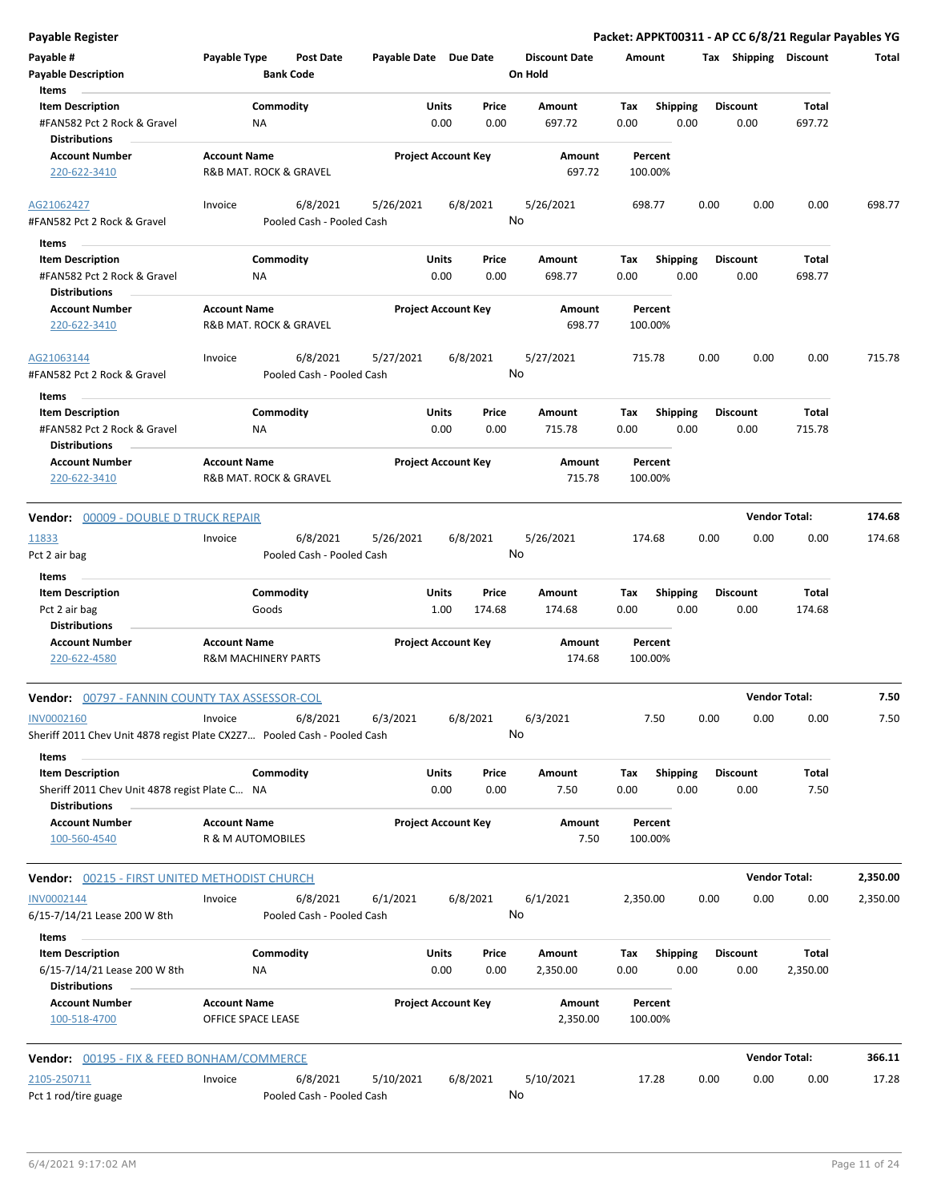Payable Register

Packet: APPKT00311 - AP CC 6/8/21 Regular Payables YG

| Payable # | Payable Type | Post Date | Payable Date | Due Date | Discount Date | Amount | Tax | Shipping | Discount | Total |
|---|---|---|---|---|---|---|---|---|---|---|
| Payable Description | | Bank Code | | | On Hold | | | | | |

Items

| Item Description | Commodity | Units | Price | Amount | Tax | Shipping | Discount | Total |
|---|---|---|---|---|---|---|---|---|
| #FAN582 Pct 2 Rock & Gravel | NA | 0.00 | 0.00 | 697.72 | 0.00 | 0.00 | 0.00 | 697.72 |

Distributions

| Account Number | Account Name | Project Account Key | Amount | Percent |
|---|---|---|---|---|
| 220-622-3410 | R&B MAT. ROCK & GRAVEL | | 697.72 | 100.00% |

| Payable # | Payable Type | Post Date | Payable Date | Due Date | Discount Date | Amount | Tax | Shipping | Discount | Total |
|---|---|---|---|---|---|---|---|---|---|---|
| AG21062427 | Invoice | 6/8/2021 | 5/26/2021 | 6/8/2021 | 5/26/2021 | 698.77 | 0.00 | 0.00 | 0.00 | 698.77 |
| #FAN582 Pct 2 Rock & Gravel | | Pooled Cash - Pooled Cash | | | No | | | | | |

Items

| Item Description | Commodity | Units | Price | Amount | Tax | Shipping | Discount | Total |
|---|---|---|---|---|---|---|---|---|
| #FAN582 Pct 2 Rock & Gravel | NA | 0.00 | 0.00 | 698.77 | 0.00 | 0.00 | 0.00 | 698.77 |

Distributions

| Account Number | Account Name | Project Account Key | Amount | Percent |
|---|---|---|---|---|
| 220-622-3410 | R&B MAT. ROCK & GRAVEL | | 698.77 | 100.00% |

| Payable # | Payable Type | Post Date | Payable Date | Due Date | Discount Date | Amount | Tax | Shipping | Discount | Total |
|---|---|---|---|---|---|---|---|---|---|---|
| AG21063144 | Invoice | 6/8/2021 | 5/27/2021 | 6/8/2021 | 5/27/2021 | 715.78 | 0.00 | 0.00 | 0.00 | 715.78 |
| #FAN582 Pct 2 Rock & Gravel | | Pooled Cash - Pooled Cash | | | No | | | | | |

Items

| Item Description | Commodity | Units | Price | Amount | Tax | Shipping | Discount | Total |
|---|---|---|---|---|---|---|---|---|
| #FAN582 Pct 2 Rock & Gravel | NA | 0.00 | 0.00 | 715.78 | 0.00 | 0.00 | 0.00 | 715.78 |

Distributions

| Account Number | Account Name | Project Account Key | Amount | Percent |
|---|---|---|---|---|
| 220-622-3410 | R&B MAT. ROCK & GRAVEL | | 715.78 | 100.00% |

**Vendor: 00009 - DOUBLE D TRUCK REPAIR** — **Vendor Total: 174.68**

| Payable # | Payable Type | Post Date | Payable Date | Due Date | Discount Date | Amount | Tax | Shipping | Discount | Total |
|---|---|---|---|---|---|---|---|---|---|---|
| 11833 | Invoice | 6/8/2021 | 5/26/2021 | 6/8/2021 | 5/26/2021 | 174.68 | 0.00 | 0.00 | 0.00 | 174.68 |
| Pct 2 air bag | | Pooled Cash - Pooled Cash | | | No | | | | | |

Items

| Item Description | Commodity | Units | Price | Amount | Tax | Shipping | Discount | Total |
|---|---|---|---|---|---|---|---|---|
| Pct 2 air bag | Goods | 1.00 | 174.68 | 174.68 | 0.00 | 0.00 | 0.00 | 174.68 |

Distributions

| Account Number | Account Name | Project Account Key | Amount | Percent |
|---|---|---|---|---|
| 220-622-4580 | R&M MACHINERY PARTS | | 174.68 | 100.00% |

**Vendor: 00797 - FANNIN COUNTY TAX ASSESSOR-COL** — **Vendor Total: 7.50**

| Payable # | Payable Type | Post Date | Payable Date | Due Date | Discount Date | Amount | Tax | Shipping | Discount | Total |
|---|---|---|---|---|---|---|---|---|---|---|
| INV0002160 | Invoice | 6/8/2021 | 6/3/2021 | 6/8/2021 | 6/3/2021 | 7.50 | 0.00 | 0.00 | 0.00 | 7.50 |
| Sheriff 2011 Chev Unit 4878 regist Plate CX2Z7... | | Pooled Cash - Pooled Cash | | | No | | | | | |

Items

| Item Description | Commodity | Units | Price | Amount | Tax | Shipping | Discount | Total |
|---|---|---|---|---|---|---|---|---|
| Sheriff 2011 Chev Unit 4878 regist Plate C... | NA | 0.00 | 0.00 | 7.50 | 0.00 | 0.00 | 0.00 | 7.50 |

Distributions

| Account Number | Account Name | Project Account Key | Amount | Percent |
|---|---|---|---|---|
| 100-560-4540 | R & M AUTOMOBILES | | 7.50 | 100.00% |

**Vendor: 00215 - FIRST UNITED METHODIST CHURCH** — **Vendor Total: 2,350.00**

| Payable # | Payable Type | Post Date | Payable Date | Due Date | Discount Date | Amount | Tax | Shipping | Discount | Total |
|---|---|---|---|---|---|---|---|---|---|---|
| INV0002144 | Invoice | 6/8/2021 | 6/1/2021 | 6/8/2021 | 6/1/2021 | 2,350.00 | 0.00 | 0.00 | 0.00 | 2,350.00 |
| 6/15-7/14/21 Lease 200 W 8th | | Pooled Cash - Pooled Cash | | | No | | | | | |

Items

| Item Description | Commodity | Units | Price | Amount | Tax | Shipping | Discount | Total |
|---|---|---|---|---|---|---|---|---|
| 6/15-7/14/21 Lease 200 W 8th | NA | 0.00 | 0.00 | 2,350.00 | 0.00 | 0.00 | 0.00 | 2,350.00 |

Distributions

| Account Number | Account Name | Project Account Key | Amount | Percent |
|---|---|---|---|---|
| 100-518-4700 | OFFICE SPACE LEASE | | 2,350.00 | 100.00% |

**Vendor: 00195 - FIX & FEED BONHAM/COMMERCE** — **Vendor Total: 366.11**

| Payable # | Payable Type | Post Date | Payable Date | Due Date | Discount Date | Amount | Tax | Shipping | Discount | Total |
|---|---|---|---|---|---|---|---|---|---|---|
| 2105-250711 | Invoice | 6/8/2021 | 5/10/2021 | 6/8/2021 | 5/10/2021 | 17.28 | 0.00 | 0.00 | 0.00 | 17.28 |
| Pct 1 rod/tire guage | | Pooled Cash - Pooled Cash | | | No | | | | | |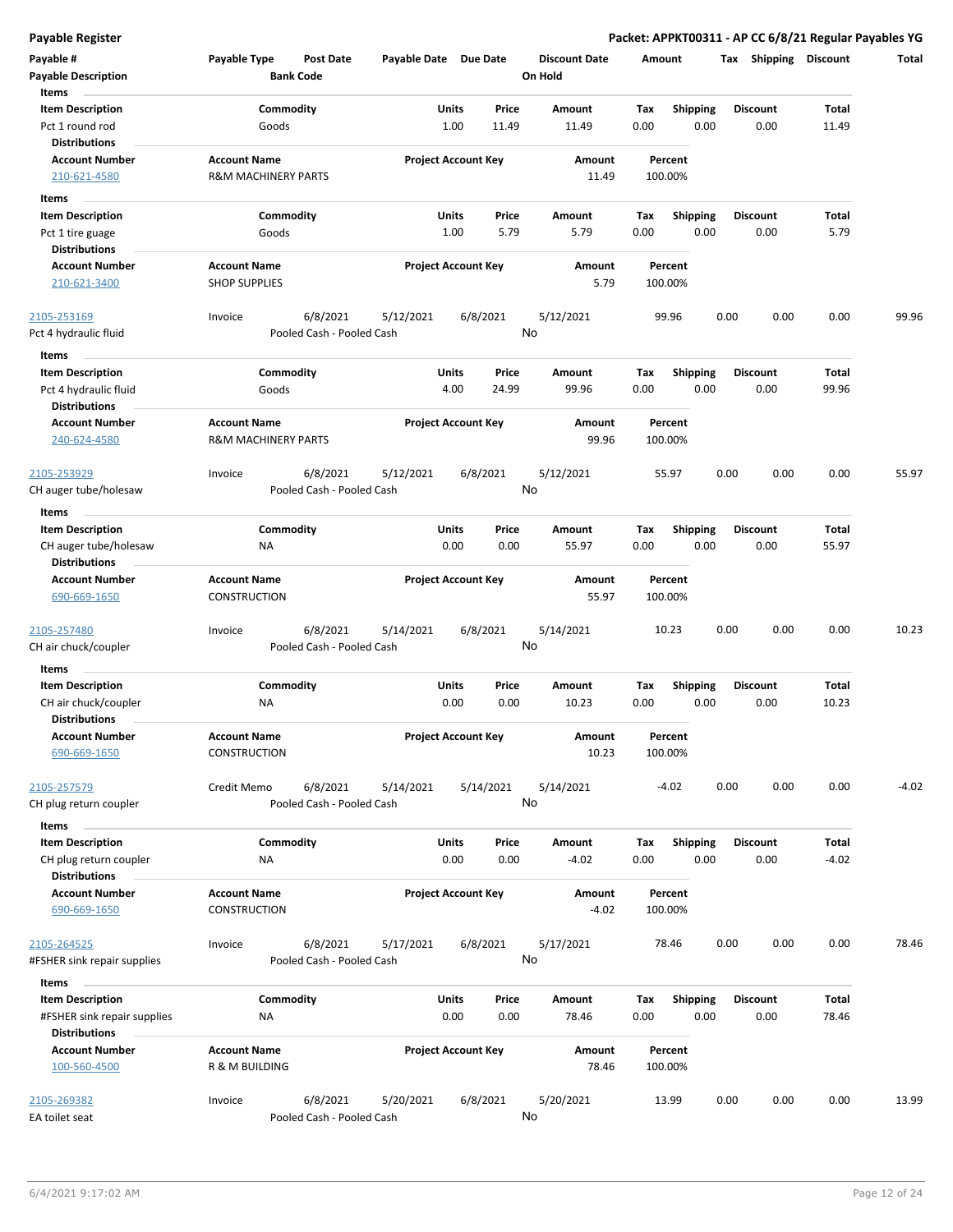**Payable Register** — **Packet: APPKT00311 - AP CC 6/8/21 Regular Payables YG**

| Payable # | Payable Type | Post Date | Payable Date | Due Date | Discount Date | Amount | Tax | Shipping | Discount | Total |
|---|---|---|---|---|---|---|---|---|---|---|
| **Payable Description** | | **Bank Code** | | | **On Hold** | | | | | |

**Items**

| Item Description | Commodity | Units | Price | Amount | Tax | Shipping | Discount | Total |
|---|---|---|---|---|---|---|---|---|
| Pct 1 round rod | Goods | 1.00 | 11.49 | 11.49 | 0.00 | 0.00 | 0.00 | 11.49 |

**Distributions**

| Account Number | Account Name | Project Account Key | Amount | Percent |
|---|---|---|---|---|
| 210-621-4580 | R&M MACHINERY PARTS | | 11.49 | 100.00% |

**Items**

| Item Description | Commodity | Units | Price | Amount | Tax | Shipping | Discount | Total |
|---|---|---|---|---|---|---|---|---|
| Pct 1 tire guage | Goods | 1.00 | 5.79 | 5.79 | 0.00 | 0.00 | 0.00 | 5.79 |

**Distributions**

| Account Number | Account Name | Project Account Key | Amount | Percent |
|---|---|---|---|---|
| 210-621-3400 | SHOP SUPPLIES | | 5.79 | 100.00% |

| Payable # | Payable Type | Post Date | Payable Date | Due Date | Discount Date | Amount | Tax | Shipping | Discount | Total |
|---|---|---|---|---|---|---|---|---|---|---|
| 2105-253169 | Invoice | 6/8/2021 | 5/12/2021 | 6/8/2021 | 5/12/2021 | 99.96 | 0.00 | 0.00 | 0.00 | 99.96 |
| Pct 4 hydraulic fluid | | Pooled Cash - Pooled Cash | | | No | | | | | |

**Items**

| Item Description | Commodity | Units | Price | Amount | Tax | Shipping | Discount | Total |
|---|---|---|---|---|---|---|---|---|
| Pct 4 hydraulic fluid | Goods | 4.00 | 24.99 | 99.96 | 0.00 | 0.00 | 0.00 | 99.96 |

**Distributions**

| Account Number | Account Name | Project Account Key | Amount | Percent |
|---|---|---|---|---|
| 240-624-4580 | R&M MACHINERY PARTS | | 99.96 | 100.00% |

| Payable # | Payable Type | Post Date | Payable Date | Due Date | Discount Date | Amount | Tax | Shipping | Discount | Total |
|---|---|---|---|---|---|---|---|---|---|---|
| 2105-253929 | Invoice | 6/8/2021 | 5/12/2021 | 6/8/2021 | 5/12/2021 | 55.97 | 0.00 | 0.00 | 0.00 | 55.97 |
| CH auger tube/holesaw | | Pooled Cash - Pooled Cash | | | No | | | | | |

**Items**

| Item Description | Commodity | Units | Price | Amount | Tax | Shipping | Discount | Total |
|---|---|---|---|---|---|---|---|---|
| CH auger tube/holesaw | NA | 0.00 | 0.00 | 55.97 | 0.00 | 0.00 | 0.00 | 55.97 |

**Distributions**

| Account Number | Account Name | Project Account Key | Amount | Percent |
|---|---|---|---|---|
| 690-669-1650 | CONSTRUCTION | | 55.97 | 100.00% |

| Payable # | Payable Type | Post Date | Payable Date | Due Date | Discount Date | Amount | Tax | Shipping | Discount | Total |
|---|---|---|---|---|---|---|---|---|---|---|
| 2105-257480 | Invoice | 6/8/2021 | 5/14/2021 | 6/8/2021 | 5/14/2021 | 10.23 | 0.00 | 0.00 | 0.00 | 10.23 |
| CH air chuck/coupler | | Pooled Cash - Pooled Cash | | | No | | | | | |

**Items**

| Item Description | Commodity | Units | Price | Amount | Tax | Shipping | Discount | Total |
|---|---|---|---|---|---|---|---|---|
| CH air chuck/coupler | NA | 0.00 | 0.00 | 10.23 | 0.00 | 0.00 | 0.00 | 10.23 |

**Distributions**

| Account Number | Account Name | Project Account Key | Amount | Percent |
|---|---|---|---|---|
| 690-669-1650 | CONSTRUCTION | | 10.23 | 100.00% |

| Payable # | Payable Type | Post Date | Payable Date | Due Date | Discount Date | Amount | Tax | Shipping | Discount | Total |
|---|---|---|---|---|---|---|---|---|---|---|
| 2105-257579 | Credit Memo | 6/8/2021 | 5/14/2021 | 5/14/2021 | 5/14/2021 | -4.02 | 0.00 | 0.00 | 0.00 | -4.02 |
| CH plug return coupler | | Pooled Cash - Pooled Cash | | | No | | | | | |

**Items**

| Item Description | Commodity | Units | Price | Amount | Tax | Shipping | Discount | Total |
|---|---|---|---|---|---|---|---|---|
| CH plug return coupler | NA | 0.00 | 0.00 | -4.02 | 0.00 | 0.00 | 0.00 | -4.02 |

**Distributions**

| Account Number | Account Name | Project Account Key | Amount | Percent |
|---|---|---|---|---|
| 690-669-1650 | CONSTRUCTION | | -4.02 | 100.00% |

| Payable # | Payable Type | Post Date | Payable Date | Due Date | Discount Date | Amount | Tax | Shipping | Discount | Total |
|---|---|---|---|---|---|---|---|---|---|---|
| 2105-264525 | Invoice | 6/8/2021 | 5/17/2021 | 6/8/2021 | 5/17/2021 | 78.46 | 0.00 | 0.00 | 0.00 | 78.46 |
| #FSHER sink repair supplies | | Pooled Cash - Pooled Cash | | | No | | | | | |

**Items**

| Item Description | Commodity | Units | Price | Amount | Tax | Shipping | Discount | Total |
|---|---|---|---|---|---|---|---|---|
| #FSHER sink repair supplies | NA | 0.00 | 0.00 | 78.46 | 0.00 | 0.00 | 0.00 | 78.46 |

**Distributions**

| Account Number | Account Name | Project Account Key | Amount | Percent |
|---|---|---|---|---|
| 100-560-4500 | R & M BUILDING | | 78.46 | 100.00% |

| Payable # | Payable Type | Post Date | Payable Date | Due Date | Discount Date | Amount | Tax | Shipping | Discount | Total |
|---|---|---|---|---|---|---|---|---|---|---|
| 2105-269382 | Invoice | 6/8/2021 | 5/20/2021 | 6/8/2021 | 5/20/2021 | 13.99 | 0.00 | 0.00 | 0.00 | 13.99 |
| EA toilet seat | | Pooled Cash - Pooled Cash | | | No | | | | | |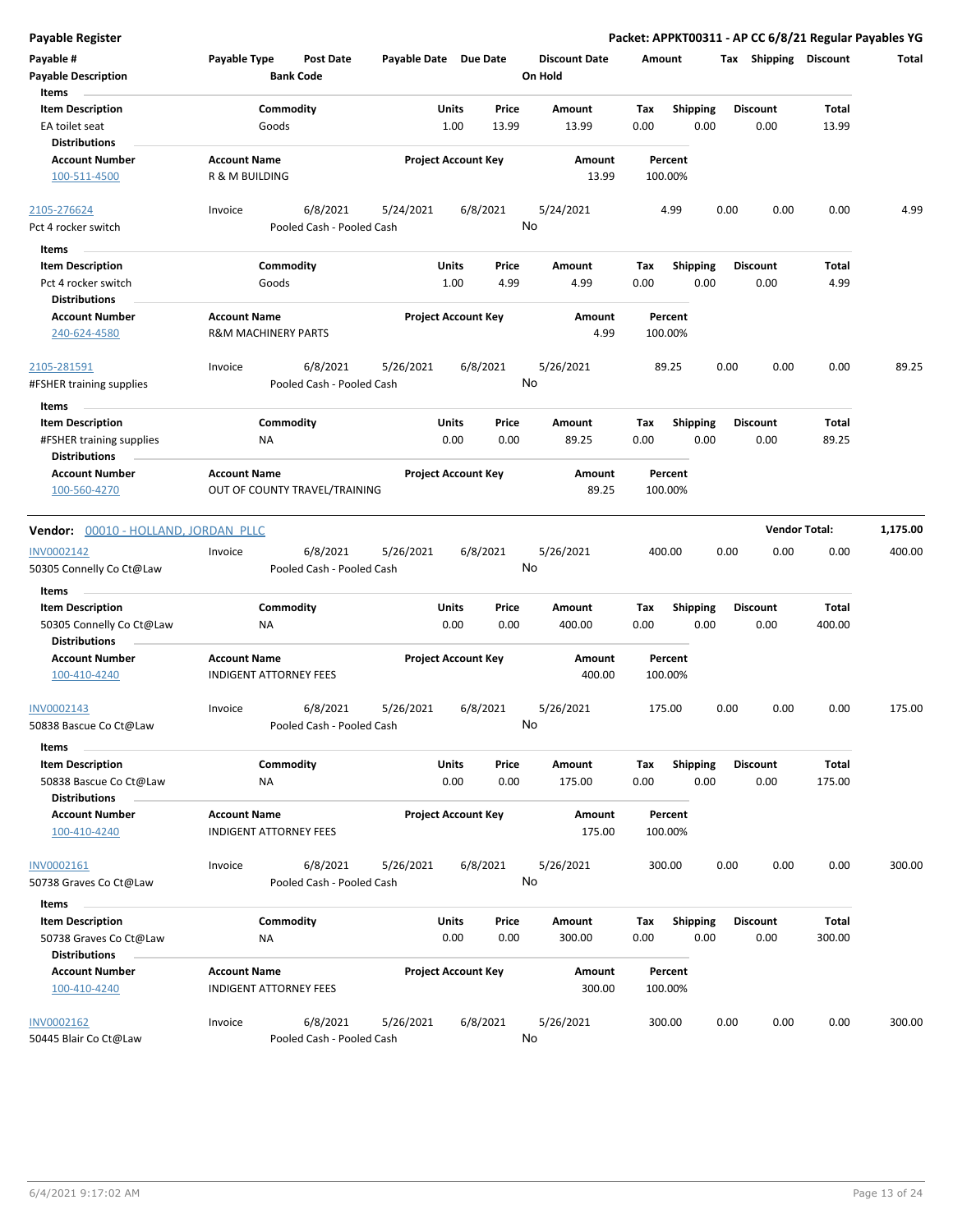**Payable Register** | **Packet: APPKT00311 - AP CC 6/8/21 Regular Payables YG**

| Payable # | Payable Type | Post Date | Payable Date | Due Date | Discount Date | Amount | Tax | Shipping | Discount | Total |
|---|---|---|---|---|---|---|---|---|---|---|
| Payable Description | | Bank Code | | | On Hold | | | | | |

**Items**

| Item Description | Commodity | Units | Price | Amount | Tax | Shipping | Discount | Total |
|---|---|---|---|---|---|---|---|---|
| EA toilet seat | Goods | 1.00 | 13.99 | 13.99 | 0.00 | 0.00 | 0.00 | 13.99 |

**Distributions**

| Account Number | Account Name | Project Account Key | Amount | Percent |
|---|---|---|---|---|
| 100-511-4500 | R & M BUILDING | | 13.99 | 100.00% |

| Payable # | Payable Type | Post Date | Payable Date | Due Date | Discount Date | Amount | Tax | Shipping | Discount | Total |
|---|---|---|---|---|---|---|---|---|---|---|
| 2105-276624 | Invoice | 6/8/2021 | 5/24/2021 | 6/8/2021 | 5/24/2021 | 4.99 | 0.00 | 0.00 | 0.00 | 4.99 |
| Pct 4 rocker switch | | Pooled Cash - Pooled Cash | | | No | | | | | |

**Items**

| Item Description | Commodity | Units | Price | Amount | Tax | Shipping | Discount | Total |
|---|---|---|---|---|---|---|---|---|
| Pct 4 rocker switch | Goods | 1.00 | 4.99 | 4.99 | 0.00 | 0.00 | 0.00 | 4.99 |

**Distributions**

| Account Number | Account Name | Project Account Key | Amount | Percent |
|---|---|---|---|---|
| 240-624-4580 | R&M MACHINERY PARTS | | 4.99 | 100.00% |

| Payable # | Payable Type | Post Date | Payable Date | Due Date | Discount Date | Amount | Tax | Shipping | Discount | Total |
|---|---|---|---|---|---|---|---|---|---|---|
| 2105-281591 | Invoice | 6/8/2021 | 5/26/2021 | 6/8/2021 | 5/26/2021 | 89.25 | 0.00 | 0.00 | 0.00 | 89.25 |
| #FSHER training supplies | | Pooled Cash - Pooled Cash | | | No | | | | | |

**Items**

| Item Description | Commodity | Units | Price | Amount | Tax | Shipping | Discount | Total |
|---|---|---|---|---|---|---|---|---|
| #FSHER training supplies | NA | 0.00 | 0.00 | 89.25 | 0.00 | 0.00 | 0.00 | 89.25 |

**Distributions**

| Account Number | Account Name | Project Account Key | Amount | Percent |
|---|---|---|---|---|
| 100-560-4270 | OUT OF COUNTY TRAVEL/TRAINING | | 89.25 | 100.00% |

**Vendor: 00010 - HOLLAND, JORDAN PLLC** — **Vendor Total: 1,175.00**

| Payable # | Payable Type | Post Date | Payable Date | Due Date | Discount Date | Amount | Tax | Shipping | Discount | Total |
|---|---|---|---|---|---|---|---|---|---|---|
| INV0002142 | Invoice | 6/8/2021 | 5/26/2021 | 6/8/2021 | 5/26/2021 | 400.00 | 0.00 | 0.00 | 0.00 | 400.00 |
| 50305 Connelly Co Ct@Law | | Pooled Cash - Pooled Cash | | | No | | | | | |

**Items**

| Item Description | Commodity | Units | Price | Amount | Tax | Shipping | Discount | Total |
|---|---|---|---|---|---|---|---|---|
| 50305 Connelly Co Ct@Law | NA | 0.00 | 0.00 | 400.00 | 0.00 | 0.00 | 0.00 | 400.00 |

**Distributions**

| Account Number | Account Name | Project Account Key | Amount | Percent |
|---|---|---|---|---|
| 100-410-4240 | INDIGENT ATTORNEY FEES | | 400.00 | 100.00% |

| Payable # | Payable Type | Post Date | Payable Date | Due Date | Discount Date | Amount | Tax | Shipping | Discount | Total |
|---|---|---|---|---|---|---|---|---|---|---|
| INV0002143 | Invoice | 6/8/2021 | 5/26/2021 | 6/8/2021 | 5/26/2021 | 175.00 | 0.00 | 0.00 | 0.00 | 175.00 |
| 50838 Bascue Co Ct@Law | | Pooled Cash - Pooled Cash | | | No | | | | | |

**Items**

| Item Description | Commodity | Units | Price | Amount | Tax | Shipping | Discount | Total |
|---|---|---|---|---|---|---|---|---|
| 50838 Bascue Co Ct@Law | NA | 0.00 | 0.00 | 175.00 | 0.00 | 0.00 | 0.00 | 175.00 |

**Distributions**

| Account Number | Account Name | Project Account Key | Amount | Percent |
|---|---|---|---|---|
| 100-410-4240 | INDIGENT ATTORNEY FEES | | 175.00 | 100.00% |

| Payable # | Payable Type | Post Date | Payable Date | Due Date | Discount Date | Amount | Tax | Shipping | Discount | Total |
|---|---|---|---|---|---|---|---|---|---|---|
| INV0002161 | Invoice | 6/8/2021 | 5/26/2021 | 6/8/2021 | 5/26/2021 | 300.00 | 0.00 | 0.00 | 0.00 | 300.00 |
| 50738 Graves Co Ct@Law | | Pooled Cash - Pooled Cash | | | No | | | | | |

**Items**

| Item Description | Commodity | Units | Price | Amount | Tax | Shipping | Discount | Total |
|---|---|---|---|---|---|---|---|---|
| 50738 Graves Co Ct@Law | NA | 0.00 | 0.00 | 300.00 | 0.00 | 0.00 | 0.00 | 300.00 |

**Distributions**

| Account Number | Account Name | Project Account Key | Amount | Percent |
|---|---|---|---|---|
| 100-410-4240 | INDIGENT ATTORNEY FEES | | 300.00 | 100.00% |

| Payable # | Payable Type | Post Date | Payable Date | Due Date | Discount Date | Amount | Tax | Shipping | Discount | Total |
|---|---|---|---|---|---|---|---|---|---|---|
| INV0002162 | Invoice | 6/8/2021 | 5/26/2021 | 6/8/2021 | 5/26/2021 | 300.00 | 0.00 | 0.00 | 0.00 | 300.00 |
| 50445 Blair Co Ct@Law | | Pooled Cash - Pooled Cash | | | No | | | | | |

6/4/2021 9:17:02 AM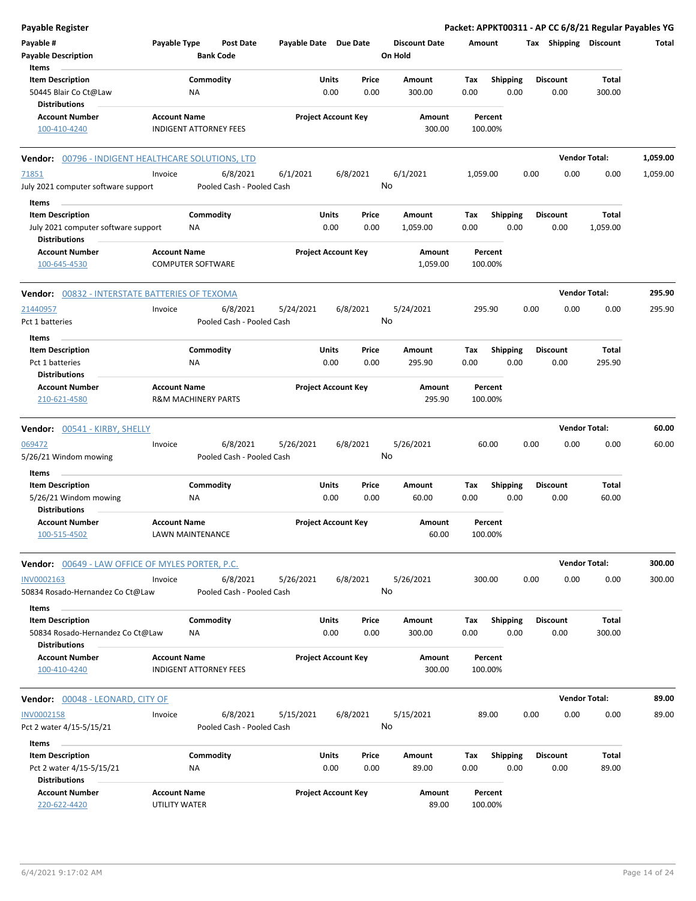**Payable Register** — Packet: APPKT00311 - AP CC 6/8/21 Regular Payables YG

| Payable # | Payable Type | Post Date | Payable Date | Due Date | Discount Date | Amount | Tax | Shipping | Discount | Total |
|---|---|---|---|---|---|---|---|---|---|---|
| Payable Description | | Bank Code | | | On Hold | | | | | |

**Items**

| Item Description | Commodity | Units | Price | Amount | Tax | Shipping | Discount | Total |
|---|---|---|---|---|---|---|---|---|
| 50445 Blair Co Ct@Law | NA | 0.00 | 0.00 | 300.00 | 0.00 | 0.00 | 0.00 | 300.00 |

**Distributions**

| Account Number | Account Name | Project Account Key | Amount | Percent |
|---|---|---|---|---|
| 100-410-4240 | INDIGENT ATTORNEY FEES | | 300.00 | 100.00% |

---

**Vendor: 00796 - INDIGENT HEALTHCARE SOLUTIONS, LTD** — Vendor Total: 1,059.00

| Payable # | Payable Type | Post Date | Payable Date | Due Date | Discount Date | Amount | Tax | Shipping | Discount | Total |
|---|---|---|---|---|---|---|---|---|---|---|
| 71851 | Invoice | 6/8/2021 | 6/1/2021 | 6/8/2021 | 6/1/2021 | 1,059.00 | 0.00 | 0.00 | 0.00 | 1,059.00 |
| July 2021 computer software support | | Pooled Cash - Pooled Cash | | | No | | | | | |

**Items**

| Item Description | Commodity | Units | Price | Amount | Tax | Shipping | Discount | Total |
|---|---|---|---|---|---|---|---|---|
| July 2021 computer software support | NA | 0.00 | 0.00 | 1,059.00 | 0.00 | 0.00 | 0.00 | 1,059.00 |

**Distributions**

| Account Number | Account Name | Project Account Key | Amount | Percent |
|---|---|---|---|---|
| 100-645-4530 | COMPUTER SOFTWARE | | 1,059.00 | 100.00% |

---

**Vendor: 00832 - INTERSTATE BATTERIES OF TEXOMA** — Vendor Total: 295.90

| Payable # | Payable Type | Post Date | Payable Date | Due Date | Discount Date | Amount | Tax | Shipping | Discount | Total |
|---|---|---|---|---|---|---|---|---|---|---|
| 21440957 | Invoice | 6/8/2021 | 5/24/2021 | 6/8/2021 | 5/24/2021 | 295.90 | 0.00 | 0.00 | 0.00 | 295.90 |
| Pct 1 batteries | | Pooled Cash - Pooled Cash | | | No | | | | | |

**Items**

| Item Description | Commodity | Units | Price | Amount | Tax | Shipping | Discount | Total |
|---|---|---|---|---|---|---|---|---|
| Pct 1 batteries | NA | 0.00 | 0.00 | 295.90 | 0.00 | 0.00 | 0.00 | 295.90 |

**Distributions**

| Account Number | Account Name | Project Account Key | Amount | Percent |
|---|---|---|---|---|
| 210-621-4580 | R&M MACHINERY PARTS | | 295.90 | 100.00% |

---

**Vendor: 00541 - KIRBY, SHELLY** — Vendor Total: 60.00

| Payable # | Payable Type | Post Date | Payable Date | Due Date | Discount Date | Amount | Tax | Shipping | Discount | Total |
|---|---|---|---|---|---|---|---|---|---|---|
| 069472 | Invoice | 6/8/2021 | 5/26/2021 | 6/8/2021 | 5/26/2021 | 60.00 | 0.00 | 0.00 | 0.00 | 60.00 |
| 5/26/21 Windom mowing | | Pooled Cash - Pooled Cash | | | No | | | | | |

**Items**

| Item Description | Commodity | Units | Price | Amount | Tax | Shipping | Discount | Total |
|---|---|---|---|---|---|---|---|---|
| 5/26/21 Windom mowing | NA | 0.00 | 0.00 | 60.00 | 0.00 | 0.00 | 0.00 | 60.00 |

**Distributions**

| Account Number | Account Name | Project Account Key | Amount | Percent |
|---|---|---|---|---|
| 100-515-4502 | LAWN MAINTENANCE | | 60.00 | 100.00% |

---

**Vendor: 00649 - LAW OFFICE OF MYLES PORTER, P.C.** — Vendor Total: 300.00

| Payable # | Payable Type | Post Date | Payable Date | Due Date | Discount Date | Amount | Tax | Shipping | Discount | Total |
|---|---|---|---|---|---|---|---|---|---|---|
| INV0002163 | Invoice | 6/8/2021 | 5/26/2021 | 6/8/2021 | 5/26/2021 | 300.00 | 0.00 | 0.00 | 0.00 | 300.00 |
| 50834 Rosado-Hernandez Co Ct@Law | | Pooled Cash - Pooled Cash | | | No | | | | | |

**Items**

| Item Description | Commodity | Units | Price | Amount | Tax | Shipping | Discount | Total |
|---|---|---|---|---|---|---|---|---|
| 50834 Rosado-Hernandez Co Ct@Law | NA | 0.00 | 0.00 | 300.00 | 0.00 | 0.00 | 0.00 | 300.00 |

**Distributions**

| Account Number | Account Name | Project Account Key | Amount | Percent |
|---|---|---|---|---|
| 100-410-4240 | INDIGENT ATTORNEY FEES | | 300.00 | 100.00% |

---

**Vendor: 00048 - LEONARD, CITY OF** — Vendor Total: 89.00

| Payable # | Payable Type | Post Date | Payable Date | Due Date | Discount Date | Amount | Tax | Shipping | Discount | Total |
|---|---|---|---|---|---|---|---|---|---|---|
| INV0002158 | Invoice | 6/8/2021 | 5/15/2021 | 6/8/2021 | 5/15/2021 | 89.00 | 0.00 | 0.00 | 0.00 | 89.00 |
| Pct 2 water 4/15-5/15/21 | | Pooled Cash - Pooled Cash | | | No | | | | | |

**Items**

| Item Description | Commodity | Units | Price | Amount | Tax | Shipping | Discount | Total |
|---|---|---|---|---|---|---|---|---|
| Pct 2 water 4/15-5/15/21 | NA | 0.00 | 0.00 | 89.00 | 0.00 | 0.00 | 0.00 | 89.00 |

**Distributions**

| Account Number | Account Name | Project Account Key | Amount | Percent |
|---|---|---|---|---|
| 220-622-4420 | UTILITY WATER | | 89.00 | 100.00% |

6/4/2021 9:17:02 AM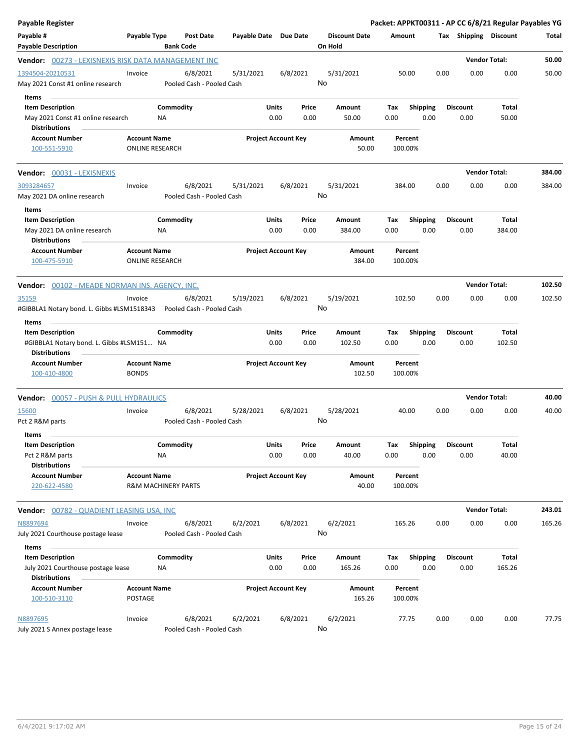# Payable Register

**Packet: APPKT00311 - AP CC 6/8/21 Regular Payables YG**

| Payable # / Payable Description | Payable Type | Post Date / Bank Code | Payable Date | Due Date | Discount Date / On Hold | Amount | Tax | Shipping | Discount | Total |
|---|---|---|---|---|---|---|---|---|---|---|

## Vendor: 00273 - LEXISNEXIS RISK DATA MANAGEMENT INC

**Vendor Total: 50.00**

| Payable # | Payable Type | Post Date | Payable Date | Due Date | Discount Date | Amount | Tax | Shipping | Discount | Total |
|---|---|---|---|---|---|---|---|---|---|---|
| 1394504-20210531 | Invoice | 6/8/2021 | 5/31/2021 | 6/8/2021 | 5/31/2021 | 50.00 | 0.00 | 0.00 | 0.00 | 50.00 |
| May 2021 Const #1 online research | | Pooled Cash - Pooled Cash | | | No | | | | | |

**Items**

| Item Description | Commodity | Units | Price | Amount | Tax | Shipping | Discount | Total |
|---|---|---|---|---|---|---|---|---|
| May 2021 Const #1 online research | NA | 0.00 | 0.00 | 50.00 | 0.00 | 0.00 | 0.00 | 50.00 |

**Distributions**

| Account Number | Account Name | Project Account Key | Amount | Percent |
|---|---|---|---|---|
| 100-551-5910 | ONLINE RESEARCH | | 50.00 | 100.00% |

## Vendor: 00031 - LEXISNEXIS

**Vendor Total: 384.00**

| Payable # | Payable Type | Post Date | Payable Date | Due Date | Discount Date | Amount | Tax | Shipping | Discount | Total |
|---|---|---|---|---|---|---|---|---|---|---|
| 3093284657 | Invoice | 6/8/2021 | 5/31/2021 | 6/8/2021 | 5/31/2021 | 384.00 | 0.00 | 0.00 | 0.00 | 384.00 |
| May 2021 DA online research | | Pooled Cash - Pooled Cash | | | No | | | | | |

**Items**

| Item Description | Commodity | Units | Price | Amount | Tax | Shipping | Discount | Total |
|---|---|---|---|---|---|---|---|---|
| May 2021 DA online research | NA | 0.00 | 0.00 | 384.00 | 0.00 | 0.00 | 0.00 | 384.00 |

**Distributions**

| Account Number | Account Name | Project Account Key | Amount | Percent |
|---|---|---|---|---|
| 100-475-5910 | ONLINE RESEARCH | | 384.00 | 100.00% |

## Vendor: 00102 - MEADE NORMAN INS. AGENCY, INC.

**Vendor Total: 102.50**

| Payable # | Payable Type | Post Date | Payable Date | Due Date | Discount Date | Amount | Tax | Shipping | Discount | Total |
|---|---|---|---|---|---|---|---|---|---|---|
| 35159 | Invoice | 6/8/2021 | 5/19/2021 | 6/8/2021 | 5/19/2021 | 102.50 | 0.00 | 0.00 | 0.00 | 102.50 |
| #GIBBLA1 Notary bond. L. Gibbs #LSM1518343 | | Pooled Cash - Pooled Cash | | | No | | | | | |

**Items**

| Item Description | Commodity | Units | Price | Amount | Tax | Shipping | Discount | Total |
|---|---|---|---|---|---|---|---|---|
| #GIBBLA1 Notary bond. L. Gibbs #LSM151... | NA | 0.00 | 0.00 | 102.50 | 0.00 | 0.00 | 0.00 | 102.50 |

**Distributions**

| Account Number | Account Name | Project Account Key | Amount | Percent |
|---|---|---|---|---|
| 100-410-4800 | BONDS | | 102.50 | 100.00% |

## Vendor: 00057 - PUSH & PULL HYDRAULICS

**Vendor Total: 40.00**

| Payable # | Payable Type | Post Date | Payable Date | Due Date | Discount Date | Amount | Tax | Shipping | Discount | Total |
|---|---|---|---|---|---|---|---|---|---|---|
| 15600 | Invoice | 6/8/2021 | 5/28/2021 | 6/8/2021 | 5/28/2021 | 40.00 | 0.00 | 0.00 | 0.00 | 40.00 |
| Pct 2 R&M parts | | Pooled Cash - Pooled Cash | | | No | | | | | |

**Items**

| Item Description | Commodity | Units | Price | Amount | Tax | Shipping | Discount | Total |
|---|---|---|---|---|---|---|---|---|
| Pct 2 R&M parts | NA | 0.00 | 0.00 | 40.00 | 0.00 | 0.00 | 0.00 | 40.00 |

**Distributions**

| Account Number | Account Name | Project Account Key | Amount | Percent |
|---|---|---|---|---|
| 220-622-4580 | R&M MACHINERY PARTS | | 40.00 | 100.00% |

## Vendor: 00782 - QUADIENT LEASING USA, INC

**Vendor Total: 243.01**

| Payable # | Payable Type | Post Date | Payable Date | Due Date | Discount Date | Amount | Tax | Shipping | Discount | Total |
|---|---|---|---|---|---|---|---|---|---|---|
| N8897694 | Invoice | 6/8/2021 | 6/2/2021 | 6/8/2021 | 6/2/2021 | 165.26 | 0.00 | 0.00 | 0.00 | 165.26 |
| July 2021 Courthouse postage lease | | Pooled Cash - Pooled Cash | | | No | | | | | |

**Items**

| Item Description | Commodity | Units | Price | Amount | Tax | Shipping | Discount | Total |
|---|---|---|---|---|---|---|---|---|
| July 2021 Courthouse postage lease | NA | 0.00 | 0.00 | 165.26 | 0.00 | 0.00 | 0.00 | 165.26 |

**Distributions**

| Account Number | Account Name | Project Account Key | Amount | Percent |
|---|---|---|---|---|
| 100-510-3110 | POSTAGE | | 165.26 | 100.00% |

| Payable # | Payable Type | Post Date | Payable Date | Due Date | Discount Date | Amount | Tax | Shipping | Discount | Total |
|---|---|---|---|---|---|---|---|---|---|---|
| N8897695 | Invoice | 6/8/2021 | 6/2/2021 | 6/8/2021 | 6/2/2021 | 77.75 | 0.00 | 0.00 | 0.00 | 77.75 |
| July 2021 S Annex postage lease | | Pooled Cash - Pooled Cash | | | No | | | | | |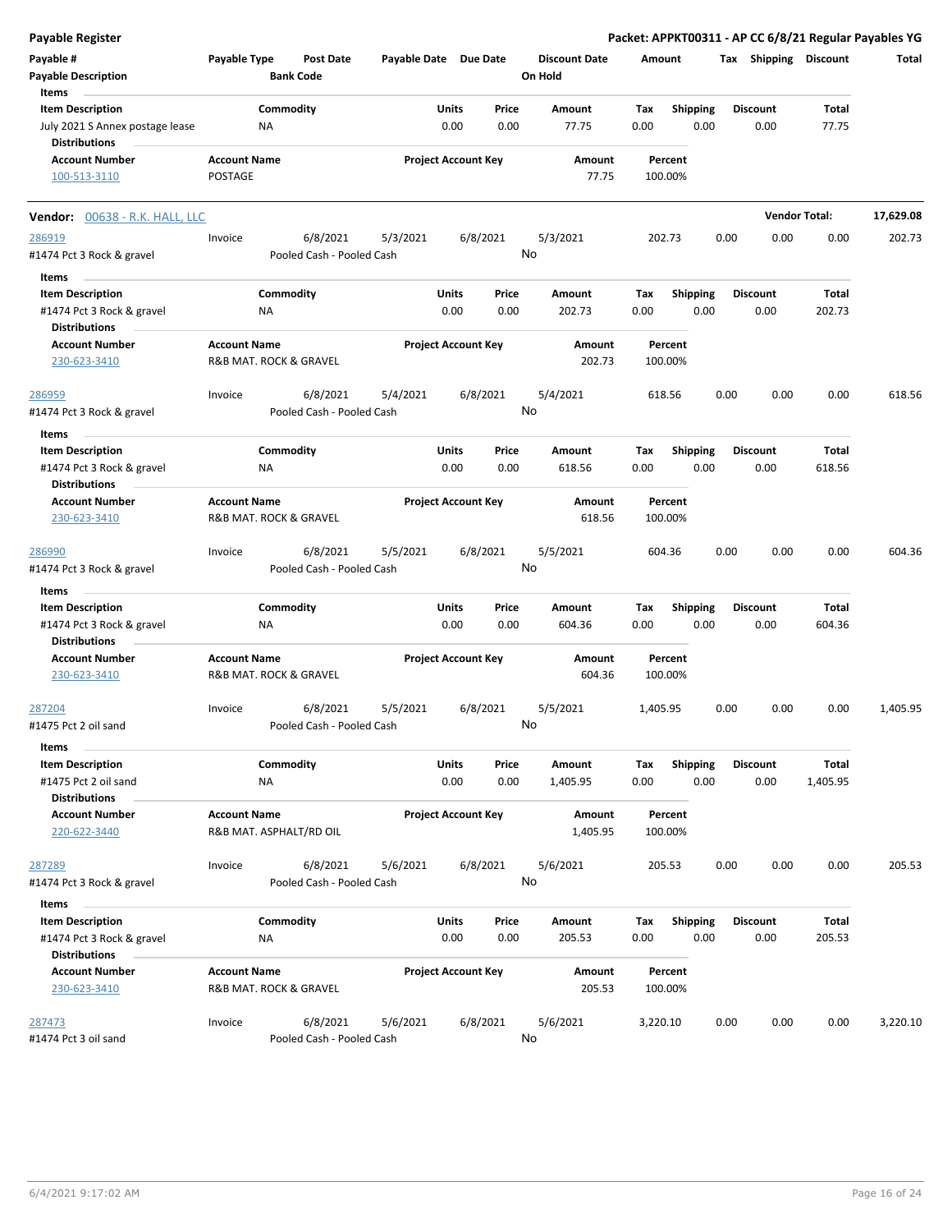| Item Description | Commodity | Units | Price | Amount | Tax | Shipping | Discount | Total |
|---|---|---|---|---|---|---|---|---|
| July 2021 S Annex postage lease | NA | 0.00 | 0.00 | 77.75 | 0.00 | 0.00 | 0.00 | 77.75 |

**Distributions**

| Account Number | Account Name | Project Account Key | Amount | Percent |
|---|---|---|---|---|
| 100-513-3110 | POSTAGE | | 77.75 | 100.00% |

**Vendor:** 00638 - R.K. HALL, LLC — **Vendor Total:** 17,629.08

| Payable # | Payable Type | Post Date | Payable Date | Due Date | Discount Date | Amount | Tax | Shipping | Discount | Total |
|---|---|---|---|---|---|---|---|---|---|---|
| 286919 | Invoice | 6/8/2021 | 5/3/2021 | 6/8/2021 | 5/3/2021 | 202.73 | 0.00 | 0.00 | 0.00 | 202.73 |
| #1474 Pct 3 Rock & gravel | | Pooled Cash - Pooled Cash | | | No | | | | | |

**Items**

| Item Description | Commodity | Units | Price | Amount | Tax | Shipping | Discount | Total |
|---|---|---|---|---|---|---|---|---|
| #1474 Pct 3 Rock & gravel | NA | 0.00 | 0.00 | 202.73 | 0.00 | 0.00 | 0.00 | 202.73 |

**Distributions**

| Account Number | Account Name | Project Account Key | Amount | Percent |
|---|---|---|---|---|
| 230-623-3410 | R&B MAT. ROCK & GRAVEL | | 202.73 | 100.00% |

| Payable # | Payable Type | Post Date | Payable Date | Due Date | Discount Date | Amount | Tax | Shipping | Discount | Total |
|---|---|---|---|---|---|---|---|---|---|---|
| 286959 | Invoice | 6/8/2021 | 5/4/2021 | 6/8/2021 | 5/4/2021 | 618.56 | 0.00 | 0.00 | 0.00 | 618.56 |
| #1474 Pct 3 Rock & gravel | | Pooled Cash - Pooled Cash | | | No | | | | | |

**Items**

| Item Description | Commodity | Units | Price | Amount | Tax | Shipping | Discount | Total |
|---|---|---|---|---|---|---|---|---|
| #1474 Pct 3 Rock & gravel | NA | 0.00 | 0.00 | 618.56 | 0.00 | 0.00 | 0.00 | 618.56 |

**Distributions**

| Account Number | Account Name | Project Account Key | Amount | Percent |
|---|---|---|---|---|
| 230-623-3410 | R&B MAT. ROCK & GRAVEL | | 618.56 | 100.00% |

| Payable # | Payable Type | Post Date | Payable Date | Due Date | Discount Date | Amount | Tax | Shipping | Discount | Total |
|---|---|---|---|---|---|---|---|---|---|---|
| 286990 | Invoice | 6/8/2021 | 5/5/2021 | 6/8/2021 | 5/5/2021 | 604.36 | 0.00 | 0.00 | 0.00 | 604.36 |
| #1474 Pct 3 Rock & gravel | | Pooled Cash - Pooled Cash | | | No | | | | | |

**Items**

| Item Description | Commodity | Units | Price | Amount | Tax | Shipping | Discount | Total |
|---|---|---|---|---|---|---|---|---|
| #1474 Pct 3 Rock & gravel | NA | 0.00 | 0.00 | 604.36 | 0.00 | 0.00 | 0.00 | 604.36 |

**Distributions**

| Account Number | Account Name | Project Account Key | Amount | Percent |
|---|---|---|---|---|
| 230-623-3410 | R&B MAT. ROCK & GRAVEL | | 604.36 | 100.00% |

| Payable # | Payable Type | Post Date | Payable Date | Due Date | Discount Date | Amount | Tax | Shipping | Discount | Total |
|---|---|---|---|---|---|---|---|---|---|---|
| 287204 | Invoice | 6/8/2021 | 5/5/2021 | 6/8/2021 | 5/5/2021 | 1,405.95 | 0.00 | 0.00 | 0.00 | 1,405.95 |
| #1475 Pct 2 oil sand | | Pooled Cash - Pooled Cash | | | No | | | | | |

**Items**

| Item Description | Commodity | Units | Price | Amount | Tax | Shipping | Discount | Total |
|---|---|---|---|---|---|---|---|---|
| #1475 Pct 2 oil sand | NA | 0.00 | 0.00 | 1,405.95 | 0.00 | 0.00 | 0.00 | 1,405.95 |

**Distributions**

| Account Number | Account Name | Project Account Key | Amount | Percent |
|---|---|---|---|---|
| 220-622-3440 | R&B MAT. ASPHALT/RD OIL | | 1,405.95 | 100.00% |

| Payable # | Payable Type | Post Date | Payable Date | Due Date | Discount Date | Amount | Tax | Shipping | Discount | Total |
|---|---|---|---|---|---|---|---|---|---|---|
| 287289 | Invoice | 6/8/2021 | 5/6/2021 | 6/8/2021 | 5/6/2021 | 205.53 | 0.00 | 0.00 | 0.00 | 205.53 |
| #1474 Pct 3 Rock & gravel | | Pooled Cash - Pooled Cash | | | No | | | | | |

**Items**

| Item Description | Commodity | Units | Price | Amount | Tax | Shipping | Discount | Total |
|---|---|---|---|---|---|---|---|---|
| #1474 Pct 3 Rock & gravel | NA | 0.00 | 0.00 | 205.53 | 0.00 | 0.00 | 0.00 | 205.53 |

**Distributions**

| Account Number | Account Name | Project Account Key | Amount | Percent |
|---|---|---|---|---|
| 230-623-3410 | R&B MAT. ROCK & GRAVEL | | 205.53 | 100.00% |

| Payable # | Payable Type | Post Date | Payable Date | Due Date | Discount Date | Amount | Tax | Shipping | Discount | Total |
|---|---|---|---|---|---|---|---|---|---|---|
| 287473 | Invoice | 6/8/2021 | 5/6/2021 | 6/8/2021 | 5/6/2021 | 3,220.10 | 0.00 | 0.00 | 0.00 | 3,220.10 |
| #1474 Pct 3 oil sand | | Pooled Cash - Pooled Cash | | | No | | | | | |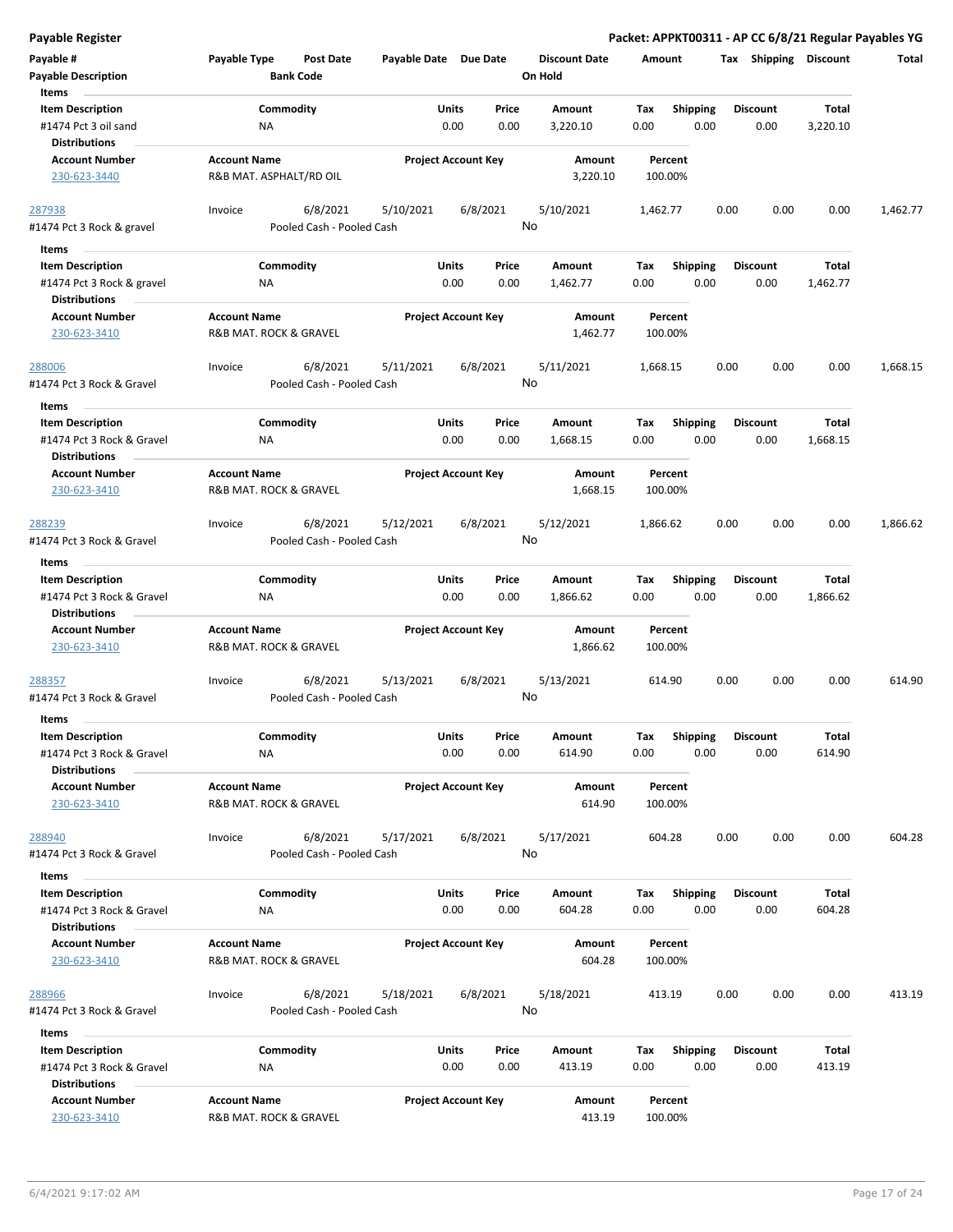**Payable Register** — **Packet: APPKT00311 - AP CC 6/8/21 Regular Payables YG**

| Payable # | Payable Type | Post Date | Payable Date | Due Date | Discount Date | Amount | Tax | Shipping | Discount | Total |
|---|---|---|---|---|---|---|---|---|---|---|
| Payable Description | | Bank Code | | | On Hold | | | | | |

**Items**

| Item Description | Commodity | Units | Price | Amount | Tax | Shipping | Discount | Total |
|---|---|---|---|---|---|---|---|---|
| #1474 Pct 3 oil sand | NA | 0.00 | 0.00 | 3,220.10 | 0.00 | 0.00 | 0.00 | 3,220.10 |

**Distributions**

| Account Number | Account Name | Project Account Key | Amount | Percent |
|---|---|---|---|---|
| 230-623-3440 | R&B MAT. ASPHALT/RD OIL | | 3,220.10 | 100.00% |

| Payable # | Payable Type | Post Date | Payable Date | Due Date | Discount Date | Amount | Tax | Shipping | Discount | Total |
|---|---|---|---|---|---|---|---|---|---|---|
| 287938 | Invoice | 6/8/2021 | 5/10/2021 | 6/8/2021 | 5/10/2021 | 1,462.77 | 0.00 | 0.00 | 0.00 | 1,462.77 |
| #1474 Pct 3 Rock & gravel | | Pooled Cash - Pooled Cash | | | No | | | | | |

**Items**

| Item Description | Commodity | Units | Price | Amount | Tax | Shipping | Discount | Total |
|---|---|---|---|---|---|---|---|---|
| #1474 Pct 3 Rock & gravel | NA | 0.00 | 0.00 | 1,462.77 | 0.00 | 0.00 | 0.00 | 1,462.77 |

**Distributions**

| Account Number | Account Name | Project Account Key | Amount | Percent |
|---|---|---|---|---|
| 230-623-3410 | R&B MAT. ROCK & GRAVEL | | 1,462.77 | 100.00% |

| Payable # | Payable Type | Post Date | Payable Date | Due Date | Discount Date | Amount | Tax | Shipping | Discount | Total |
|---|---|---|---|---|---|---|---|---|---|---|
| 288006 | Invoice | 6/8/2021 | 5/11/2021 | 6/8/2021 | 5/11/2021 | 1,668.15 | 0.00 | 0.00 | 0.00 | 1,668.15 |
| #1474 Pct 3 Rock & Gravel | | Pooled Cash - Pooled Cash | | | No | | | | | |

**Items**

| Item Description | Commodity | Units | Price | Amount | Tax | Shipping | Discount | Total |
|---|---|---|---|---|---|---|---|---|
| #1474 Pct 3 Rock & Gravel | NA | 0.00 | 0.00 | 1,668.15 | 0.00 | 0.00 | 0.00 | 1,668.15 |

**Distributions**

| Account Number | Account Name | Project Account Key | Amount | Percent |
|---|---|---|---|---|
| 230-623-3410 | R&B MAT. ROCK & GRAVEL | | 1,668.15 | 100.00% |

| Payable # | Payable Type | Post Date | Payable Date | Due Date | Discount Date | Amount | Tax | Shipping | Discount | Total |
|---|---|---|---|---|---|---|---|---|---|---|
| 288239 | Invoice | 6/8/2021 | 5/12/2021 | 6/8/2021 | 5/12/2021 | 1,866.62 | 0.00 | 0.00 | 0.00 | 1,866.62 |
| #1474 Pct 3 Rock & Gravel | | Pooled Cash - Pooled Cash | | | No | | | | | |

**Items**

| Item Description | Commodity | Units | Price | Amount | Tax | Shipping | Discount | Total |
|---|---|---|---|---|---|---|---|---|
| #1474 Pct 3 Rock & Gravel | NA | 0.00 | 0.00 | 1,866.62 | 0.00 | 0.00 | 0.00 | 1,866.62 |

**Distributions**

| Account Number | Account Name | Project Account Key | Amount | Percent |
|---|---|---|---|---|
| 230-623-3410 | R&B MAT. ROCK & GRAVEL | | 1,866.62 | 100.00% |

| Payable # | Payable Type | Post Date | Payable Date | Due Date | Discount Date | Amount | Tax | Shipping | Discount | Total |
|---|---|---|---|---|---|---|---|---|---|---|
| 288357 | Invoice | 6/8/2021 | 5/13/2021 | 6/8/2021 | 5/13/2021 | 614.90 | 0.00 | 0.00 | 0.00 | 614.90 |
| #1474 Pct 3 Rock & Gravel | | Pooled Cash - Pooled Cash | | | No | | | | | |

**Items**

| Item Description | Commodity | Units | Price | Amount | Tax | Shipping | Discount | Total |
|---|---|---|---|---|---|---|---|---|
| #1474 Pct 3 Rock & Gravel | NA | 0.00 | 0.00 | 614.90 | 0.00 | 0.00 | 0.00 | 614.90 |

**Distributions**

| Account Number | Account Name | Project Account Key | Amount | Percent |
|---|---|---|---|---|
| 230-623-3410 | R&B MAT. ROCK & GRAVEL | | 614.90 | 100.00% |

| Payable # | Payable Type | Post Date | Payable Date | Due Date | Discount Date | Amount | Tax | Shipping | Discount | Total |
|---|---|---|---|---|---|---|---|---|---|---|
| 288940 | Invoice | 6/8/2021 | 5/17/2021 | 6/8/2021 | 5/17/2021 | 604.28 | 0.00 | 0.00 | 0.00 | 604.28 |
| #1474 Pct 3 Rock & Gravel | | Pooled Cash - Pooled Cash | | | No | | | | | |

**Items**

| Item Description | Commodity | Units | Price | Amount | Tax | Shipping | Discount | Total |
|---|---|---|---|---|---|---|---|---|
| #1474 Pct 3 Rock & Gravel | NA | 0.00 | 0.00 | 604.28 | 0.00 | 0.00 | 0.00 | 604.28 |

**Distributions**

| Account Number | Account Name | Project Account Key | Amount | Percent |
|---|---|---|---|---|
| 230-623-3410 | R&B MAT. ROCK & GRAVEL | | 604.28 | 100.00% |

| Payable # | Payable Type | Post Date | Payable Date | Due Date | Discount Date | Amount | Tax | Shipping | Discount | Total |
|---|---|---|---|---|---|---|---|---|---|---|
| 288966 | Invoice | 6/8/2021 | 5/18/2021 | 6/8/2021 | 5/18/2021 | 413.19 | 0.00 | 0.00 | 0.00 | 413.19 |
| #1474 Pct 3 Rock & Gravel | | Pooled Cash - Pooled Cash | | | No | | | | | |

**Items**

| Item Description | Commodity | Units | Price | Amount | Tax | Shipping | Discount | Total |
|---|---|---|---|---|---|---|---|---|
| #1474 Pct 3 Rock & Gravel | NA | 0.00 | 0.00 | 413.19 | 0.00 | 0.00 | 0.00 | 413.19 |

**Distributions**

| Account Number | Account Name | Project Account Key | Amount | Percent |
|---|---|---|---|---|
| 230-623-3410 | R&B MAT. ROCK & GRAVEL | | 413.19 | 100.00% |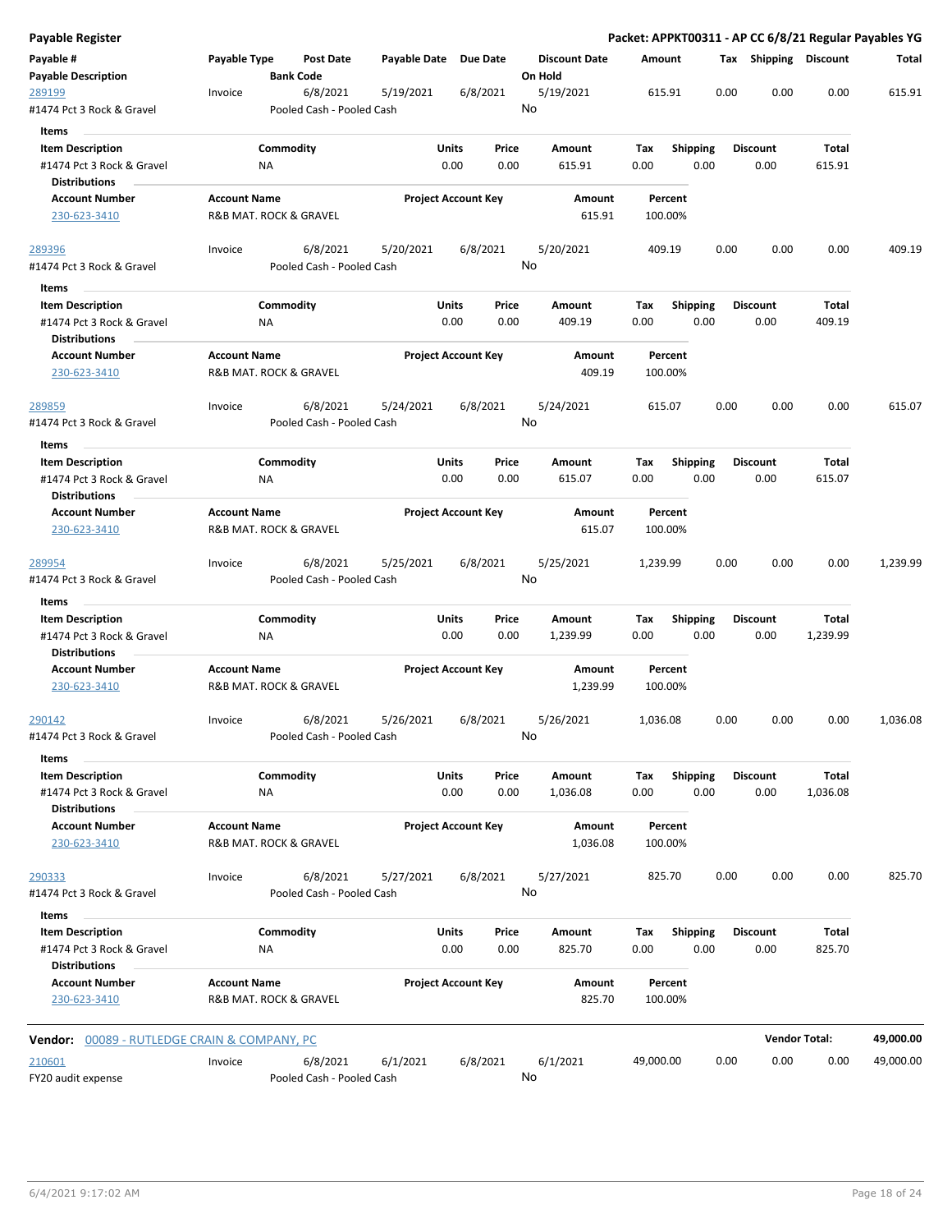## Payable Register

**Packet: APPKT00311 - AP CC 6/8/21 Regular Payables YG**

| Payable # | Payable Type | Post Date | Payable Date | Due Date | Discount Date | Amount | Tax | Shipping | Discount | Total |
|---|---|---|---|---|---|---|---|---|---|---|
| **Payable Description** | | **Bank Code** | | | **On Hold** | | | | | |
| 289199 | Invoice | 6/8/2021 | 5/19/2021 | 6/8/2021 | 5/19/2021 | 615.91 | 0.00 | 0.00 | 0.00 | 615.91 |
| #1474 Pct 3 Rock & Gravel | | Pooled Cash - Pooled Cash | | | No | | | | | |

**Items**

| Item Description | Commodity | Units | Price | Amount | Tax | Shipping | Discount | Total |
|---|---|---|---|---|---|---|---|---|
| #1474 Pct 3 Rock & Gravel | NA | 0.00 | 0.00 | 615.91 | 0.00 | 0.00 | 0.00 | 615.91 |

**Distributions**

| Account Number | Account Name | Project Account Key | Amount | Percent |
|---|---|---|---|---|
| 230-623-3410 | R&B MAT. ROCK & GRAVEL | | 615.91 | 100.00% |

| Payable # | Payable Type | Post Date | Payable Date | Due Date | Discount Date | Amount | Tax | Shipping | Discount | Total |
|---|---|---|---|---|---|---|---|---|---|---|
| 289396 | Invoice | 6/8/2021 | 5/20/2021 | 6/8/2021 | 5/20/2021 | 409.19 | 0.00 | 0.00 | 0.00 | 409.19 |
| #1474 Pct 3 Rock & Gravel | | Pooled Cash - Pooled Cash | | | No | | | | | |

**Items**

| Item Description | Commodity | Units | Price | Amount | Tax | Shipping | Discount | Total |
|---|---|---|---|---|---|---|---|---|
| #1474 Pct 3 Rock & Gravel | NA | 0.00 | 0.00 | 409.19 | 0.00 | 0.00 | 0.00 | 409.19 |

**Distributions**

| Account Number | Account Name | Project Account Key | Amount | Percent |
|---|---|---|---|---|
| 230-623-3410 | R&B MAT. ROCK & GRAVEL | | 409.19 | 100.00% |

| Payable # | Payable Type | Post Date | Payable Date | Due Date | Discount Date | Amount | Tax | Shipping | Discount | Total |
|---|---|---|---|---|---|---|---|---|---|---|
| 289859 | Invoice | 6/8/2021 | 5/24/2021 | 6/8/2021 | 5/24/2021 | 615.07 | 0.00 | 0.00 | 0.00 | 615.07 |
| #1474 Pct 3 Rock & Gravel | | Pooled Cash - Pooled Cash | | | No | | | | | |

**Items**

| Item Description | Commodity | Units | Price | Amount | Tax | Shipping | Discount | Total |
|---|---|---|---|---|---|---|---|---|
| #1474 Pct 3 Rock & Gravel | NA | 0.00 | 0.00 | 615.07 | 0.00 | 0.00 | 0.00 | 615.07 |

**Distributions**

| Account Number | Account Name | Project Account Key | Amount | Percent |
|---|---|---|---|---|
| 230-623-3410 | R&B MAT. ROCK & GRAVEL | | 615.07 | 100.00% |

| Payable # | Payable Type | Post Date | Payable Date | Due Date | Discount Date | Amount | Tax | Shipping | Discount | Total |
|---|---|---|---|---|---|---|---|---|---|---|
| 289954 | Invoice | 6/8/2021 | 5/25/2021 | 6/8/2021 | 5/25/2021 | 1,239.99 | 0.00 | 0.00 | 0.00 | 1,239.99 |
| #1474 Pct 3 Rock & Gravel | | Pooled Cash - Pooled Cash | | | No | | | | | |

**Items**

| Item Description | Commodity | Units | Price | Amount | Tax | Shipping | Discount | Total |
|---|---|---|---|---|---|---|---|---|
| #1474 Pct 3 Rock & Gravel | NA | 0.00 | 0.00 | 1,239.99 | 0.00 | 0.00 | 0.00 | 1,239.99 |

**Distributions**

| Account Number | Account Name | Project Account Key | Amount | Percent |
|---|---|---|---|---|
| 230-623-3410 | R&B MAT. ROCK & GRAVEL | | 1,239.99 | 100.00% |

| Payable # | Payable Type | Post Date | Payable Date | Due Date | Discount Date | Amount | Tax | Shipping | Discount | Total |
|---|---|---|---|---|---|---|---|---|---|---|
| 290142 | Invoice | 6/8/2021 | 5/26/2021 | 6/8/2021 | 5/26/2021 | 1,036.08 | 0.00 | 0.00 | 0.00 | 1,036.08 |
| #1474 Pct 3 Rock & Gravel | | Pooled Cash - Pooled Cash | | | No | | | | | |

**Items**

| Item Description | Commodity | Units | Price | Amount | Tax | Shipping | Discount | Total |
|---|---|---|---|---|---|---|---|---|
| #1474 Pct 3 Rock & Gravel | NA | 0.00 | 0.00 | 1,036.08 | 0.00 | 0.00 | 0.00 | 1,036.08 |

**Distributions**

| Account Number | Account Name | Project Account Key | Amount | Percent |
|---|---|---|---|---|
| 230-623-3410 | R&B MAT. ROCK & GRAVEL | | 1,036.08 | 100.00% |

| Payable # | Payable Type | Post Date | Payable Date | Due Date | Discount Date | Amount | Tax | Shipping | Discount | Total |
|---|---|---|---|---|---|---|---|---|---|---|
| 290333 | Invoice | 6/8/2021 | 5/27/2021 | 6/8/2021 | 5/27/2021 | 825.70 | 0.00 | 0.00 | 0.00 | 825.70 |
| #1474 Pct 3 Rock & Gravel | | Pooled Cash - Pooled Cash | | | No | | | | | |

**Items**

| Item Description | Commodity | Units | Price | Amount | Tax | Shipping | Discount | Total |
|---|---|---|---|---|---|---|---|---|
| #1474 Pct 3 Rock & Gravel | NA | 0.00 | 0.00 | 825.70 | 0.00 | 0.00 | 0.00 | 825.70 |

**Distributions**

| Account Number | Account Name | Project Account Key | Amount | Percent |
|---|---|---|---|---|
| 230-623-3410 | R&B MAT. ROCK & GRAVEL | | 825.70 | 100.00% |

**Vendor:** 00089 - RUTLEDGE CRAIN & COMPANY, PC — **Vendor Total: 49,000.00**

| Payable # | Payable Type | Post Date | Payable Date | Due Date | Discount Date | Amount | Tax | Shipping | Discount | Total |
|---|---|---|---|---|---|---|---|---|---|---|
| 210601 | Invoice | 6/8/2021 | 6/1/2021 | 6/8/2021 | 6/1/2021 | 49,000.00 | 0.00 | 0.00 | 0.00 | 49,000.00 |
| FY20 audit expense | | Pooled Cash - Pooled Cash | | | No | | | | | |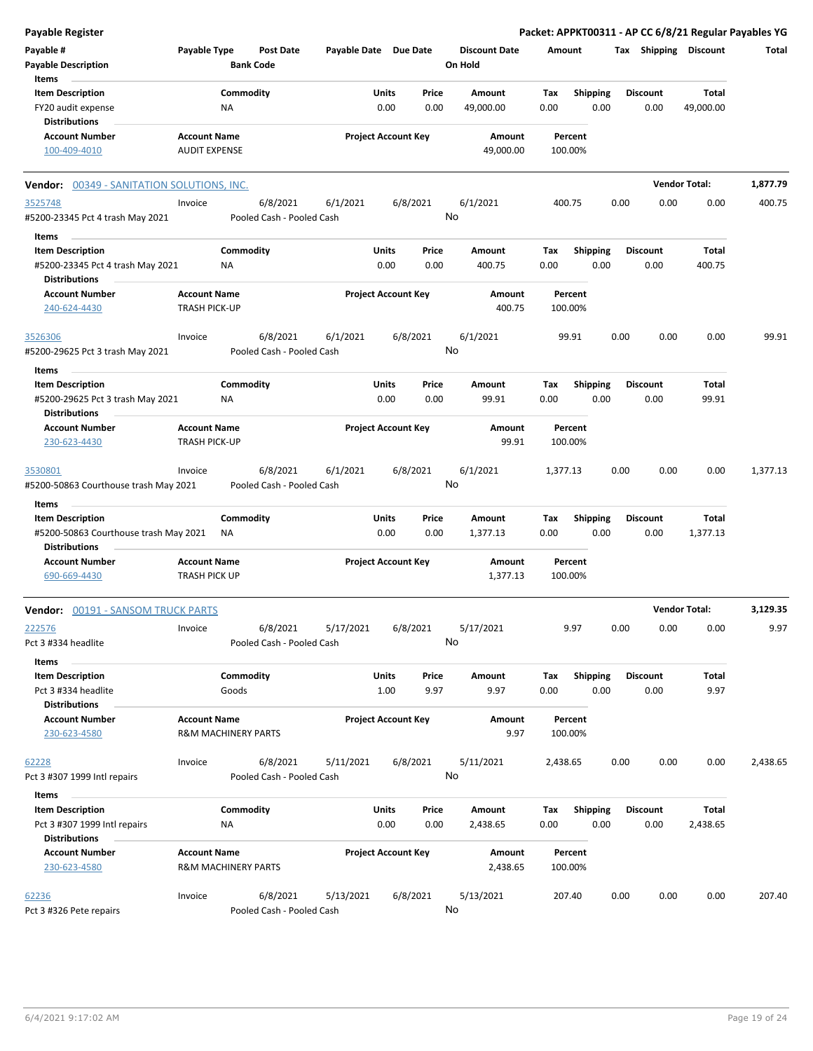| Payable # | Payable Type | Post Date | Payable Date | Due Date | Discount Date | Amount | Tax | Shipping | Discount | Total |
|---|---|---|---|---|---|---|---|---|---|---|
| Payable Description | | Bank Code | | | On Hold | | | | | |

**Items**

| Item Description | Commodity | Units | Price | Amount | Tax | Shipping | Discount | Total |
|---|---|---|---|---|---|---|---|---|
| FY20 audit expense | NA | 0.00 | 0.00 | 49,000.00 | 0.00 | 0.00 | 0.00 | 49,000.00 |

**Distributions**

| Account Number | Account Name | Project Account Key | Amount | Percent |
|---|---|---|---|---|
| 100-409-4010 | AUDIT EXPENSE | | 49,000.00 | 100.00% |

---

**Vendor: 00349 - SANITATION SOLUTIONS, INC.** — Vendor Total: **1,877.79**

| Payable # | Payable Type | Post Date | Payable Date | Due Date | Discount Date | Amount | Tax | Shipping | Discount | Total |
|---|---|---|---|---|---|---|---|---|---|---|
| 3525748 | Invoice | 6/8/2021 | 6/1/2021 | 6/8/2021 | 6/1/2021 | 400.75 | 0.00 | 0.00 | 0.00 | 400.75 |
| #5200-23345 Pct 4 trash May 2021 | | Pooled Cash - Pooled Cash | | | No | | | | | |

**Items**

| Item Description | Commodity | Units | Price | Amount | Tax | Shipping | Discount | Total |
|---|---|---|---|---|---|---|---|---|
| #5200-23345 Pct 4 trash May 2021 | NA | 0.00 | 0.00 | 400.75 | 0.00 | 0.00 | 0.00 | 400.75 |

**Distributions**

| Account Number | Account Name | Project Account Key | Amount | Percent |
|---|---|---|---|---|
| 240-624-4430 | TRASH PICK-UP | | 400.75 | 100.00% |

| Payable # | Payable Type | Post Date | Payable Date | Due Date | Discount Date | Amount | Tax | Shipping | Discount | Total |
|---|---|---|---|---|---|---|---|---|---|---|
| 3526306 | Invoice | 6/8/2021 | 6/1/2021 | 6/8/2021 | 6/1/2021 | 99.91 | 0.00 | 0.00 | 0.00 | 99.91 |
| #5200-29625 Pct 3 trash May 2021 | | Pooled Cash - Pooled Cash | | | No | | | | | |

**Items**

| Item Description | Commodity | Units | Price | Amount | Tax | Shipping | Discount | Total |
|---|---|---|---|---|---|---|---|---|
| #5200-29625 Pct 3 trash May 2021 | NA | 0.00 | 0.00 | 99.91 | 0.00 | 0.00 | 0.00 | 99.91 |

**Distributions**

| Account Number | Account Name | Project Account Key | Amount | Percent |
|---|---|---|---|---|
| 230-623-4430 | TRASH PICK-UP | | 99.91 | 100.00% |

| Payable # | Payable Type | Post Date | Payable Date | Due Date | Discount Date | Amount | Tax | Shipping | Discount | Total |
|---|---|---|---|---|---|---|---|---|---|---|
| 3530801 | Invoice | 6/8/2021 | 6/1/2021 | 6/8/2021 | 6/1/2021 | 1,377.13 | 0.00 | 0.00 | 0.00 | 1,377.13 |
| #5200-50863 Courthouse trash May 2021 | | Pooled Cash - Pooled Cash | | | No | | | | | |

**Items**

| Item Description | Commodity | Units | Price | Amount | Tax | Shipping | Discount | Total |
|---|---|---|---|---|---|---|---|---|
| #5200-50863 Courthouse trash May 2021 | NA | 0.00 | 0.00 | 1,377.13 | 0.00 | 0.00 | 0.00 | 1,377.13 |

**Distributions**

| Account Number | Account Name | Project Account Key | Amount | Percent |
|---|---|---|---|---|
| 690-669-4430 | TRASH PICK UP | | 1,377.13 | 100.00% |

---

**Vendor: 00191 - SANSOM TRUCK PARTS** — Vendor Total: **3,129.35**

| Payable # | Payable Type | Post Date | Payable Date | Due Date | Discount Date | Amount | Tax | Shipping | Discount | Total |
|---|---|---|---|---|---|---|---|---|---|---|
| 222576 | Invoice | 6/8/2021 | 5/17/2021 | 6/8/2021 | 5/17/2021 | 9.97 | 0.00 | 0.00 | 0.00 | 9.97 |
| Pct 3 #334 headlite | | Pooled Cash - Pooled Cash | | | No | | | | | |

**Items**

| Item Description | Commodity | Units | Price | Amount | Tax | Shipping | Discount | Total |
|---|---|---|---|---|---|---|---|---|
| Pct 3 #334 headlite | Goods | 1.00 | 9.97 | 9.97 | 0.00 | 0.00 | 0.00 | 9.97 |

**Distributions**

| Account Number | Account Name | Project Account Key | Amount | Percent |
|---|---|---|---|---|
| 230-623-4580 | R&M MACHINERY PARTS | | 9.97 | 100.00% |

| Payable # | Payable Type | Post Date | Payable Date | Due Date | Discount Date | Amount | Tax | Shipping | Discount | Total |
|---|---|---|---|---|---|---|---|---|---|---|
| 62228 | Invoice | 6/8/2021 | 5/11/2021 | 6/8/2021 | 5/11/2021 | 2,438.65 | 0.00 | 0.00 | 0.00 | 2,438.65 |
| Pct 3 #307 1999 Intl repairs | | Pooled Cash - Pooled Cash | | | No | | | | | |

**Items**

| Item Description | Commodity | Units | Price | Amount | Tax | Shipping | Discount | Total |
|---|---|---|---|---|---|---|---|---|
| Pct 3 #307 1999 Intl repairs | NA | 0.00 | 0.00 | 2,438.65 | 0.00 | 0.00 | 0.00 | 2,438.65 |

**Distributions**

| Account Number | Account Name | Project Account Key | Amount | Percent |
|---|---|---|---|---|
| 230-623-4580 | R&M MACHINERY PARTS | | 2,438.65 | 100.00% |

| Payable # | Payable Type | Post Date | Payable Date | Due Date | Discount Date | Amount | Tax | Shipping | Discount | Total |
|---|---|---|---|---|---|---|---|---|---|---|
| 62236 | Invoice | 6/8/2021 | 5/13/2021 | 6/8/2021 | 5/13/2021 | 207.40 | 0.00 | 0.00 | 0.00 | 207.40 |
| Pct 3 #326 Pete repairs | | Pooled Cash - Pooled Cash | | | No | | | | | |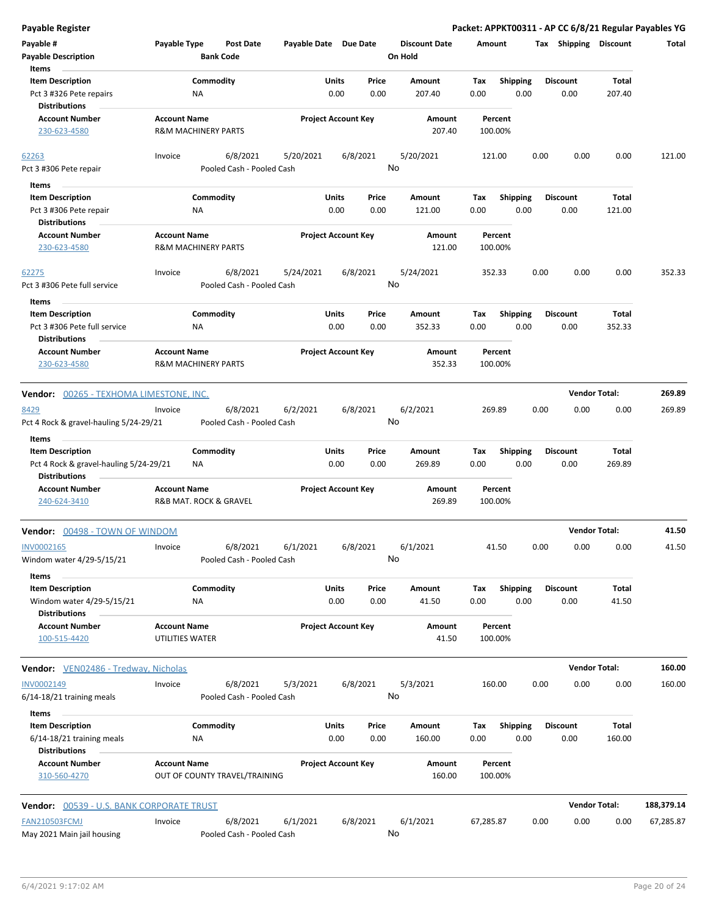**Payable Register** — Packet: APPKT00311 - AP CC 6/8/21 Regular Payables YG

| Payable # / Payable Description | Payable Type | Post Date / Bank Code | Payable Date | Due Date | Discount Date / On Hold | Amount | Tax | Shipping | Discount | Total |
|---|---|---|---|---|---|---|---|---|---|---|

Items

| Item Description | Commodity | Units | Price | Amount | Tax | Shipping | Discount | Total |
|---|---|---|---|---|---|---|---|---|
| Pct 3 #326 Pete repairs | NA | 0.00 | 0.00 | 207.40 | 0.00 | 0.00 | 0.00 | 207.40 |

Distributions

| Account Number | Account Name | Project Account Key | Amount | Percent |
|---|---|---|---|---|
| 230-623-4580 | R&M MACHINERY PARTS | | 207.40 | 100.00% |

| Payable # | Payable Type | Post Date | Payable Date | Due Date | Discount Date | Amount | Tax | Shipping | Discount | Total |
|---|---|---|---|---|---|---|---|---|---|---|
| 62263 | Invoice | 6/8/2021 | 5/20/2021 | 6/8/2021 | 5/20/2021 | 121.00 | 0.00 | 0.00 | 0.00 | 121.00 |

Pct 3 #306 Pete repair — Pooled Cash - Pooled Cash — On Hold: No

Items

| Item Description | Commodity | Units | Price | Amount | Tax | Shipping | Discount | Total |
|---|---|---|---|---|---|---|---|---|
| Pct 3 #306 Pete repair | NA | 0.00 | 0.00 | 121.00 | 0.00 | 0.00 | 0.00 | 121.00 |

Distributions

| Account Number | Account Name | Project Account Key | Amount | Percent |
|---|---|---|---|---|
| 230-623-4580 | R&M MACHINERY PARTS | | 121.00 | 100.00% |

| Payable # | Payable Type | Post Date | Payable Date | Due Date | Discount Date | Amount | Tax | Shipping | Discount | Total |
|---|---|---|---|---|---|---|---|---|---|---|
| 62275 | Invoice | 6/8/2021 | 5/24/2021 | 6/8/2021 | 5/24/2021 | 352.33 | 0.00 | 0.00 | 0.00 | 352.33 |

Pct 3 #306 Pete full service — Pooled Cash - Pooled Cash — On Hold: No

Items

| Item Description | Commodity | Units | Price | Amount | Tax | Shipping | Discount | Total |
|---|---|---|---|---|---|---|---|---|
| Pct 3 #306 Pete full service | NA | 0.00 | 0.00 | 352.33 | 0.00 | 0.00 | 0.00 | 352.33 |

Distributions

| Account Number | Account Name | Project Account Key | Amount | Percent |
|---|---|---|---|---|
| 230-623-4580 | R&M MACHINERY PARTS | | 352.33 | 100.00% |

**Vendor: 00265 - TEXHOMA LIMESTONE, INC.** — Vendor Total: **269.89**

| Payable # | Payable Type | Post Date | Payable Date | Due Date | Discount Date | Amount | Tax | Shipping | Discount | Total |
|---|---|---|---|---|---|---|---|---|---|---|
| 8429 | Invoice | 6/8/2021 | 6/2/2021 | 6/8/2021 | 6/2/2021 | 269.89 | 0.00 | 0.00 | 0.00 | 269.89 |

Pct 4 Rock & gravel-hauling 5/24-29/21 — Pooled Cash - Pooled Cash — On Hold: No

Items

| Item Description | Commodity | Units | Price | Amount | Tax | Shipping | Discount | Total |
|---|---|---|---|---|---|---|---|---|
| Pct 4 Rock & gravel-hauling 5/24-29/21 | NA | 0.00 | 0.00 | 269.89 | 0.00 | 0.00 | 0.00 | 269.89 |

Distributions

| Account Number | Account Name | Project Account Key | Amount | Percent |
|---|---|---|---|---|
| 240-624-3410 | R&B MAT. ROCK & GRAVEL | | 269.89 | 100.00% |

**Vendor: 00498 - TOWN OF WINDOM** — Vendor Total: **41.50**

| Payable # | Payable Type | Post Date | Payable Date | Due Date | Discount Date | Amount | Tax | Shipping | Discount | Total |
|---|---|---|---|---|---|---|---|---|---|---|
| INV0002165 | Invoice | 6/8/2021 | 6/1/2021 | 6/8/2021 | 6/1/2021 | 41.50 | 0.00 | 0.00 | 0.00 | 41.50 |

Windom water 4/29-5/15/21 — Pooled Cash - Pooled Cash — On Hold: No

Items

| Item Description | Commodity | Units | Price | Amount | Tax | Shipping | Discount | Total |
|---|---|---|---|---|---|---|---|---|
| Windom water 4/29-5/15/21 | NA | 0.00 | 0.00 | 41.50 | 0.00 | 0.00 | 0.00 | 41.50 |

Distributions

| Account Number | Account Name | Project Account Key | Amount | Percent |
|---|---|---|---|---|
| 100-515-4420 | UTILITIES WATER | | 41.50 | 100.00% |

**Vendor: VEN02486 - Tredway, Nicholas** — Vendor Total: **160.00**

| Payable # | Payable Type | Post Date | Payable Date | Due Date | Discount Date | Amount | Tax | Shipping | Discount | Total |
|---|---|---|---|---|---|---|---|---|---|---|
| INV0002149 | Invoice | 6/8/2021 | 5/3/2021 | 6/8/2021 | 5/3/2021 | 160.00 | 0.00 | 0.00 | 0.00 | 160.00 |

6/14-18/21 training meals — Pooled Cash - Pooled Cash — On Hold: No

Items

| Item Description | Commodity | Units | Price | Amount | Tax | Shipping | Discount | Total |
|---|---|---|---|---|---|---|---|---|
| 6/14-18/21 training meals | NA | 0.00 | 0.00 | 160.00 | 0.00 | 0.00 | 0.00 | 160.00 |

Distributions

| Account Number | Account Name | Project Account Key | Amount | Percent |
|---|---|---|---|---|
| 310-560-4270 | OUT OF COUNTY TRAVEL/TRAINING | | 160.00 | 100.00% |

**Vendor: 00539 - U.S. BANK CORPORATE TRUST** — Vendor Total: **188,379.14**

| Payable # | Payable Type | Post Date | Payable Date | Due Date | Discount Date | Amount | Tax | Shipping | Discount | Total |
|---|---|---|---|---|---|---|---|---|---|---|
| FAN210503FCMJ | Invoice | 6/8/2021 | 6/1/2021 | 6/8/2021 | 6/1/2021 | 67,285.87 | 0.00 | 0.00 | 0.00 | 67,285.87 |

May 2021 Main jail housing — Pooled Cash - Pooled Cash — On Hold: No

6/4/2021 9:17:02 AM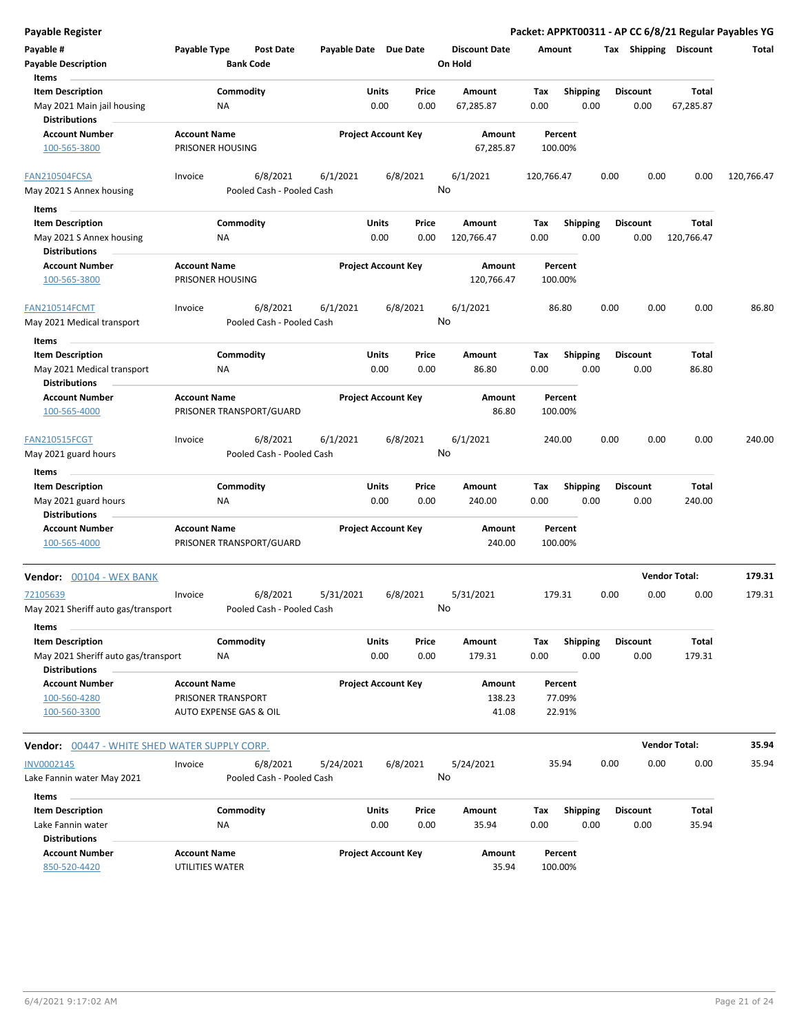**Payable Register** — **Packet: APPKT00311 - AP CC 6/8/21 Regular Payables YG**

| Payable # / Payable Description | Payable Type | Post Date / Bank Code | Payable Date | Due Date | Discount Date / On Hold | Amount | Tax | Shipping | Discount | Total |
|---|---|---|---|---|---|---|---|---|---|---|

**Items**

| Item Description | Commodity | Units | Price | Amount | Tax | Shipping | Discount | Total |
|---|---|---|---|---|---|---|---|---|
| May 2021 Main jail housing | NA | 0.00 | 0.00 | 67,285.87 | 0.00 | 0.00 | 0.00 | 67,285.87 |

**Distributions**

| Account Number | Account Name | Project Account Key | Amount | Percent |
|---|---|---|---|---|
| 100-565-3800 | PRISONER HOUSING | | 67,285.87 | 100.00% |

| Payable # | Payable Type | Post Date | Payable Date | Due Date | Discount Date | Amount | Tax | Shipping | Discount | Total |
|---|---|---|---|---|---|---|---|---|---|---|
| FAN210504FCSA | Invoice | 6/8/2021 | 6/1/2021 | 6/8/2021 | 6/1/2021 | 120,766.47 | 0.00 | 0.00 | 0.00 | 120,766.47 |
| May 2021 S Annex housing | | Pooled Cash - Pooled Cash | | | No | | | | | |

**Items**

| Item Description | Commodity | Units | Price | Amount | Tax | Shipping | Discount | Total |
|---|---|---|---|---|---|---|---|---|
| May 2021 S Annex housing | NA | 0.00 | 0.00 | 120,766.47 | 0.00 | 0.00 | 0.00 | 120,766.47 |

**Distributions**

| Account Number | Account Name | Project Account Key | Amount | Percent |
|---|---|---|---|---|
| 100-565-3800 | PRISONER HOUSING | | 120,766.47 | 100.00% |

| Payable # | Payable Type | Post Date | Payable Date | Due Date | Discount Date | Amount | Tax | Shipping | Discount | Total |
|---|---|---|---|---|---|---|---|---|---|---|
| FAN210514FCMT | Invoice | 6/8/2021 | 6/1/2021 | 6/8/2021 | 6/1/2021 | 86.80 | 0.00 | 0.00 | 0.00 | 86.80 |
| May 2021 Medical transport | | Pooled Cash - Pooled Cash | | | No | | | | | |

**Items**

| Item Description | Commodity | Units | Price | Amount | Tax | Shipping | Discount | Total |
|---|---|---|---|---|---|---|---|---|
| May 2021 Medical transport | NA | 0.00 | 0.00 | 86.80 | 0.00 | 0.00 | 0.00 | 86.80 |

**Distributions**

| Account Number | Account Name | Project Account Key | Amount | Percent |
|---|---|---|---|---|
| 100-565-4000 | PRISONER TRANSPORT/GUARD | | 86.80 | 100.00% |

| Payable # | Payable Type | Post Date | Payable Date | Due Date | Discount Date | Amount | Tax | Shipping | Discount | Total |
|---|---|---|---|---|---|---|---|---|---|---|
| FAN210515FCGT | Invoice | 6/8/2021 | 6/1/2021 | 6/8/2021 | 6/1/2021 | 240.00 | 0.00 | 0.00 | 0.00 | 240.00 |
| May 2021 guard hours | | Pooled Cash - Pooled Cash | | | No | | | | | |

**Items**

| Item Description | Commodity | Units | Price | Amount | Tax | Shipping | Discount | Total |
|---|---|---|---|---|---|---|---|---|
| May 2021 guard hours | NA | 0.00 | 0.00 | 240.00 | 0.00 | 0.00 | 0.00 | 240.00 |

**Distributions**

| Account Number | Account Name | Project Account Key | Amount | Percent |
|---|---|---|---|---|
| 100-565-4000 | PRISONER TRANSPORT/GUARD | | 240.00 | 100.00% |

**Vendor: 00104 - WEX BANK** — **Vendor Total: 179.31**

| Payable # | Payable Type | Post Date | Payable Date | Due Date | Discount Date | Amount | Tax | Shipping | Discount | Total |
|---|---|---|---|---|---|---|---|---|---|---|
| 72105639 | Invoice | 6/8/2021 | 5/31/2021 | 6/8/2021 | 5/31/2021 | 179.31 | 0.00 | 0.00 | 0.00 | 179.31 |
| May 2021 Sheriff auto gas/transport | | Pooled Cash - Pooled Cash | | | No | | | | | |

**Items**

| Item Description | Commodity | Units | Price | Amount | Tax | Shipping | Discount | Total |
|---|---|---|---|---|---|---|---|---|
| May 2021 Sheriff auto gas/transport | NA | 0.00 | 0.00 | 179.31 | 0.00 | 0.00 | 0.00 | 179.31 |

**Distributions**

| Account Number | Account Name | Project Account Key | Amount | Percent |
|---|---|---|---|---|
| 100-560-4280 | PRISONER TRANSPORT | | 138.23 | 77.09% |
| 100-560-3300 | AUTO EXPENSE GAS & OIL | | 41.08 | 22.91% |

**Vendor: 00447 - WHITE SHED WATER SUPPLY CORP.** — **Vendor Total: 35.94**

| Payable # | Payable Type | Post Date | Payable Date | Due Date | Discount Date | Amount | Tax | Shipping | Discount | Total |
|---|---|---|---|---|---|---|---|---|---|---|
| INV0002145 | Invoice | 6/8/2021 | 5/24/2021 | 6/8/2021 | 5/24/2021 | 35.94 | 0.00 | 0.00 | 0.00 | 35.94 |
| Lake Fannin water May 2021 | | Pooled Cash - Pooled Cash | | | No | | | | | |

**Items**

| Item Description | Commodity | Units | Price | Amount | Tax | Shipping | Discount | Total |
|---|---|---|---|---|---|---|---|---|
| Lake Fannin water | NA | 0.00 | 0.00 | 35.94 | 0.00 | 0.00 | 0.00 | 35.94 |

**Distributions**

| Account Number | Account Name | Project Account Key | Amount | Percent |
|---|---|---|---|---|
| 850-520-4420 | UTILITIES WATER | | 35.94 | 100.00% |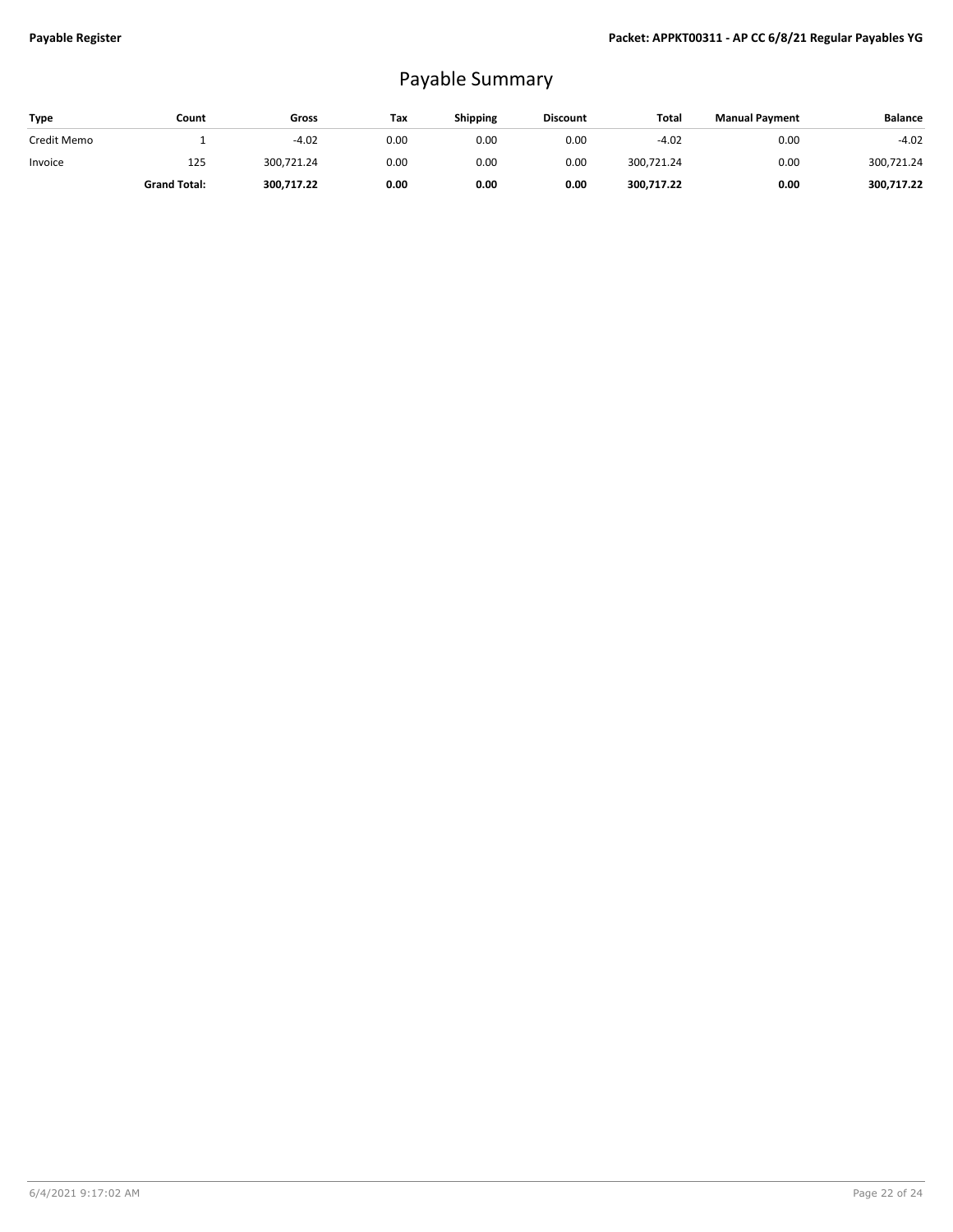# Payable Summary

| Type | Count | Gross | Tax | Shipping | Discount | Total | Manual Payment | Balance |
|---|---|---|---|---|---|---|---|---|
| Credit Memo | 1 | -4.02 | 0.00 | 0.00 | 0.00 | -4.02 | 0.00 | -4.02 |
| Invoice | 125 | 300,721.24 | 0.00 | 0.00 | 0.00 | 300,721.24 | 0.00 | 300,721.24 |
| | **Grand Total:** | **300,717.22** | **0.00** | **0.00** | **0.00** | **300,717.22** | **0.00** | **300,717.22** |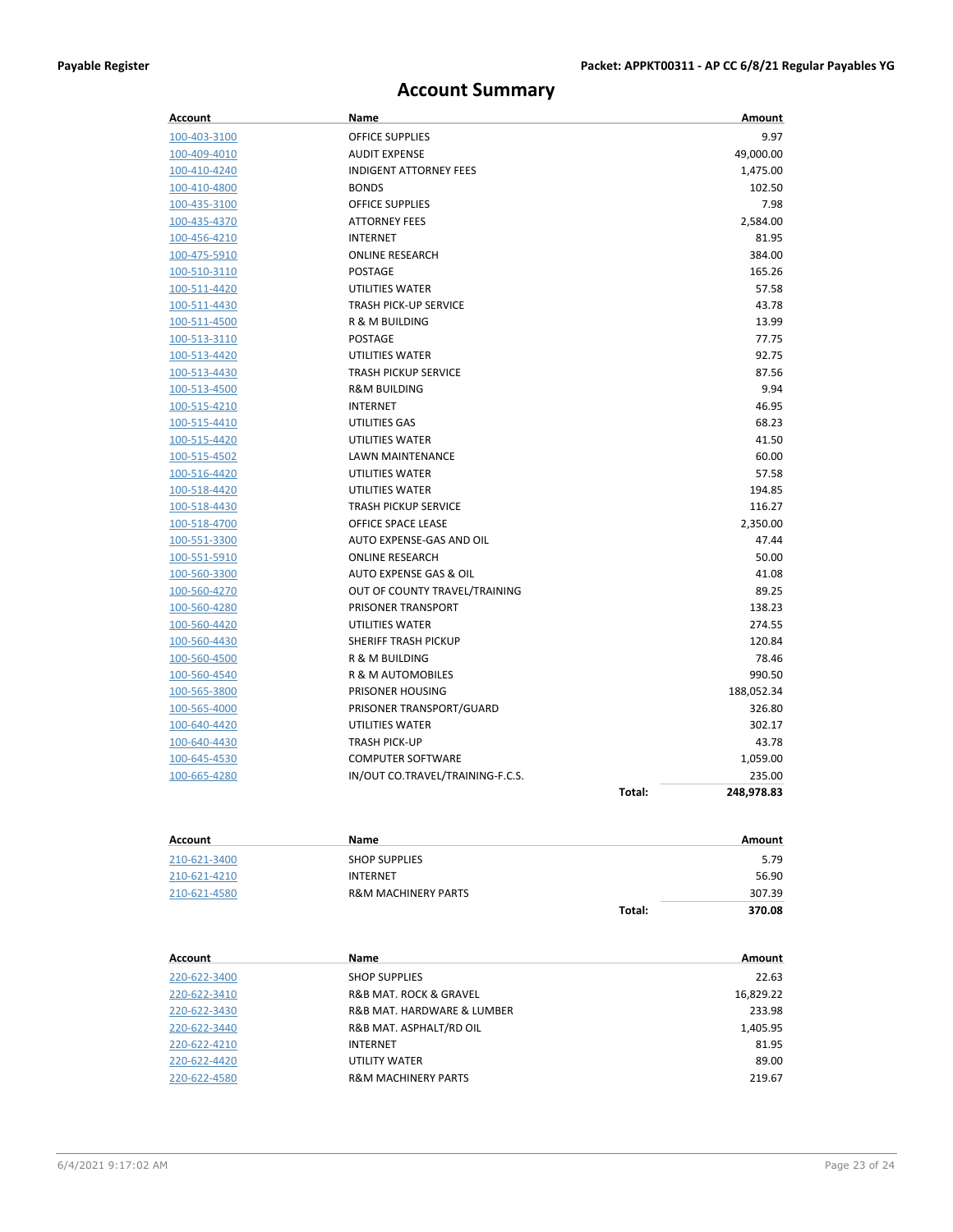# Account Summary

| Account | Name | | Amount |
|---|---|---|---|
| 100-403-3100 | OFFICE SUPPLIES | | 9.97 |
| 100-409-4010 | AUDIT EXPENSE | | 49,000.00 |
| 100-410-4240 | INDIGENT ATTORNEY FEES | | 1,475.00 |
| 100-410-4800 | BONDS | | 102.50 |
| 100-435-3100 | OFFICE SUPPLIES | | 7.98 |
| 100-435-4370 | ATTORNEY FEES | | 2,584.00 |
| 100-456-4210 | INTERNET | | 81.95 |
| 100-475-5910 | ONLINE RESEARCH | | 384.00 |
| 100-510-3110 | POSTAGE | | 165.26 |
| 100-511-4420 | UTILITIES WATER | | 57.58 |
| 100-511-4430 | TRASH PICK-UP SERVICE | | 43.78 |
| 100-511-4500 | R & M BUILDING | | 13.99 |
| 100-513-3110 | POSTAGE | | 77.75 |
| 100-513-4420 | UTILITIES WATER | | 92.75 |
| 100-513-4430 | TRASH PICKUP SERVICE | | 87.56 |
| 100-513-4500 | R&M BUILDING | | 9.94 |
| 100-515-4210 | INTERNET | | 46.95 |
| 100-515-4410 | UTILITIES GAS | | 68.23 |
| 100-515-4420 | UTILITIES WATER | | 41.50 |
| 100-515-4502 | LAWN MAINTENANCE | | 60.00 |
| 100-516-4420 | UTILITIES WATER | | 57.58 |
| 100-518-4420 | UTILITIES WATER | | 194.85 |
| 100-518-4430 | TRASH PICKUP SERVICE | | 116.27 |
| 100-518-4700 | OFFICE SPACE LEASE | | 2,350.00 |
| 100-551-3300 | AUTO EXPENSE-GAS AND OIL | | 47.44 |
| 100-551-5910 | ONLINE RESEARCH | | 50.00 |
| 100-560-3300 | AUTO EXPENSE GAS & OIL | | 41.08 |
| 100-560-4270 | OUT OF COUNTY TRAVEL/TRAINING | | 89.25 |
| 100-560-4280 | PRISONER TRANSPORT | | 138.23 |
| 100-560-4420 | UTILITIES WATER | | 274.55 |
| 100-560-4430 | SHERIFF TRASH PICKUP | | 120.84 |
| 100-560-4500 | R & M BUILDING | | 78.46 |
| 100-560-4540 | R & M AUTOMOBILES | | 990.50 |
| 100-565-3800 | PRISONER HOUSING | | 188,052.34 |
| 100-565-4000 | PRISONER TRANSPORT/GUARD | | 326.80 |
| 100-640-4420 | UTILITIES WATER | | 302.17 |
| 100-640-4430 | TRASH PICK-UP | | 43.78 |
| 100-645-4530 | COMPUTER SOFTWARE | | 1,059.00 |
| 100-665-4280 | IN/OUT CO.TRAVEL/TRAINING-F.C.S. | | 235.00 |
| | | **Total:** | **248,978.83** |

| Account | Name | | Amount |
|---|---|---|---|
| 210-621-3400 | SHOP SUPPLIES | | 5.79 |
| 210-621-4210 | INTERNET | | 56.90 |
| 210-621-4580 | R&M MACHINERY PARTS | | 307.39 |
| | | **Total:** | **370.08** |

| Account | Name | | Amount |
|---|---|---|---|
| 220-622-3400 | SHOP SUPPLIES | | 22.63 |
| 220-622-3410 | R&B MAT. ROCK & GRAVEL | | 16,829.22 |
| 220-622-3430 | R&B MAT. HARDWARE & LUMBER | | 233.98 |
| 220-622-3440 | R&B MAT. ASPHALT/RD OIL | | 1,405.95 |
| 220-622-4210 | INTERNET | | 81.95 |
| 220-622-4420 | UTILITY WATER | | 89.00 |
| 220-622-4580 | R&M MACHINERY PARTS | | 219.67 |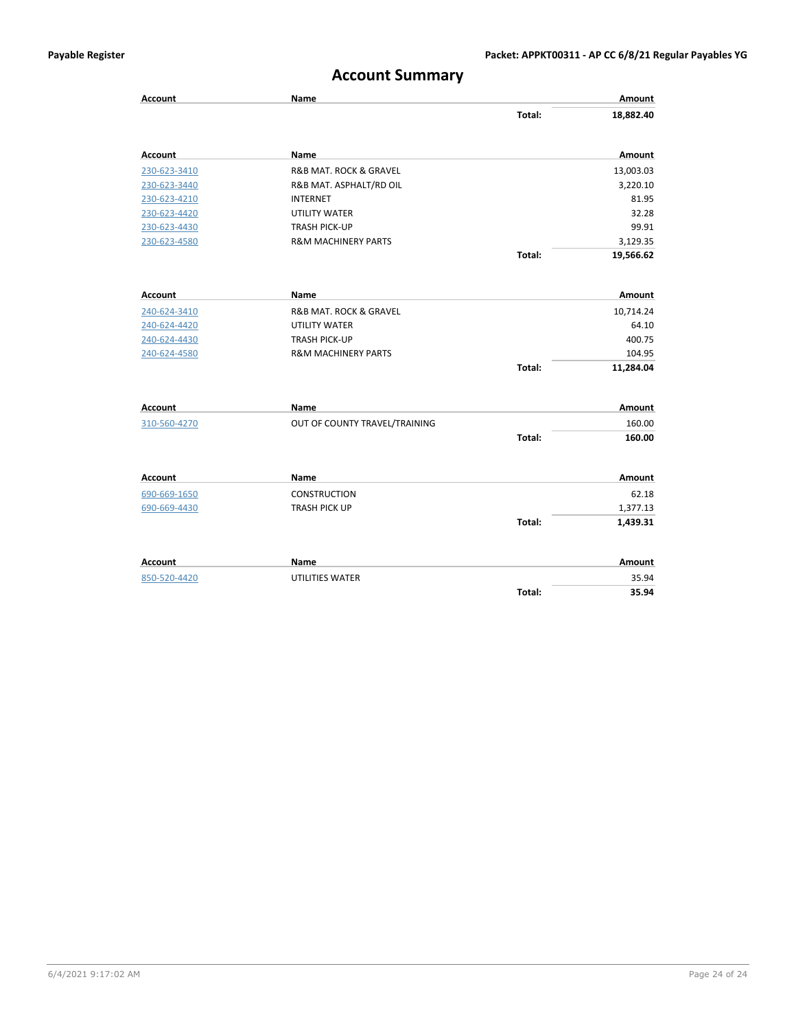# Account Summary

| Account | Name | | Amount |
|---|---|---|---|
| | | Total: | 18,882.40 |

| Account | Name | | Amount |
|---|---|---|---|
| 230-623-3410 | R&B MAT. ROCK & GRAVEL | | 13,003.03 |
| 230-623-3440 | R&B MAT. ASPHALT/RD OIL | | 3,220.10 |
| 230-623-4210 | INTERNET | | 81.95 |
| 230-623-4420 | UTILITY WATER | | 32.28 |
| 230-623-4430 | TRASH PICK-UP | | 99.91 |
| 230-623-4580 | R&M MACHINERY PARTS | | 3,129.35 |
| | | Total: | 19,566.62 |

| Account | Name | | Amount |
|---|---|---|---|
| 240-624-3410 | R&B MAT. ROCK & GRAVEL | | 10,714.24 |
| 240-624-4420 | UTILITY WATER | | 64.10 |
| 240-624-4430 | TRASH PICK-UP | | 400.75 |
| 240-624-4580 | R&M MACHINERY PARTS | | 104.95 |
| | | Total: | 11,284.04 |

| Account | Name | | Amount |
|---|---|---|---|
| 310-560-4270 | OUT OF COUNTY TRAVEL/TRAINING | | 160.00 |
| | | Total: | 160.00 |

| Account | Name | | Amount |
|---|---|---|---|
| 690-669-1650 | CONSTRUCTION | | 62.18 |
| 690-669-4430 | TRASH PICK UP | | 1,377.13 |
| | | Total: | 1,439.31 |

| Account | Name | | Amount |
|---|---|---|---|
| 850-520-4420 | UTILITIES WATER | | 35.94 |
| | | Total: | 35.94 |